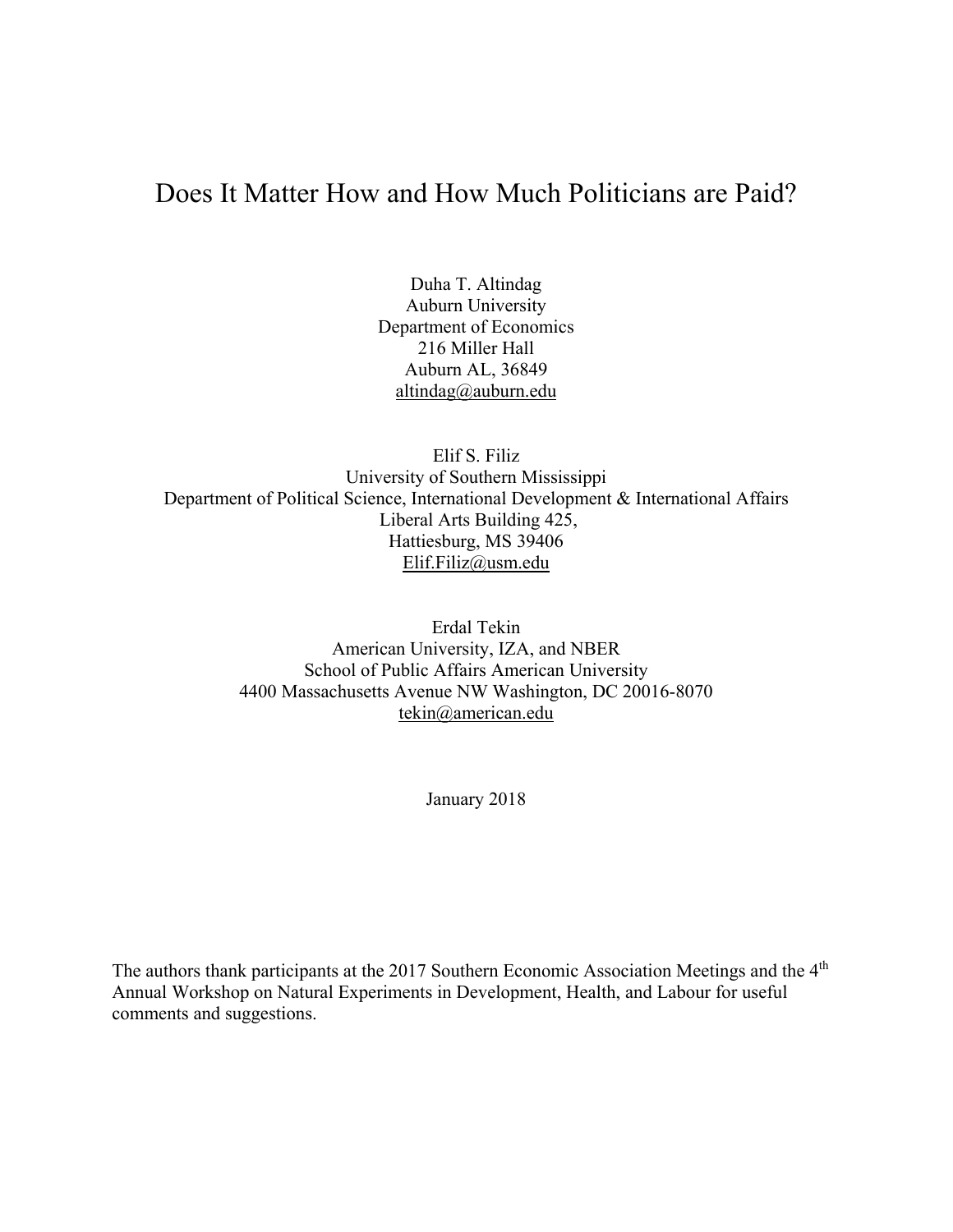# Does It Matter How and How Much Politicians are Paid?

Duha T. Altindag
Auburn University
Department of Economics
216 Miller Hall
Auburn AL, 36849
altindag@auburn.edu

Elif S. Filiz
University of Southern Mississippi
Department of Political Science, International Development & International Affairs
Liberal Arts Building 425,
Hattiesburg, MS 39406
Elif.Filiz@usm.edu

Erdal Tekin
American University, IZA, and NBER
School of Public Affairs American University
4400 Massachusetts Avenue NW Washington, DC 20016-8070
tekin@american.edu

January 2018

The authors thank participants at the 2017 Southern Economic Association Meetings and the 4th Annual Workshop on Natural Experiments in Development, Health, and Labour for useful comments and suggestions.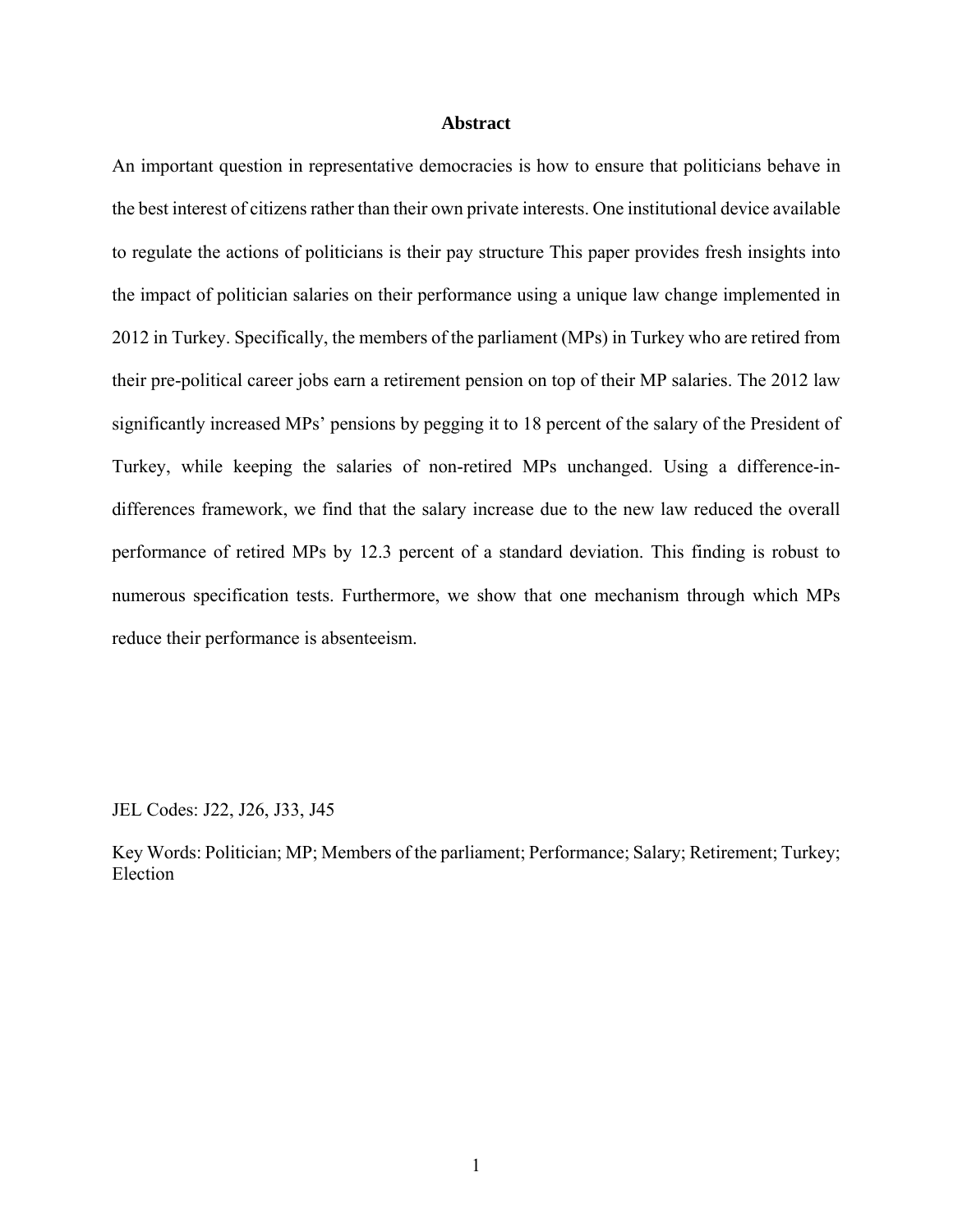## Abstract

An important question in representative democracies is how to ensure that politicians behave in the best interest of citizens rather than their own private interests. One institutional device available to regulate the actions of politicians is their pay structure This paper provides fresh insights into the impact of politician salaries on their performance using a unique law change implemented in 2012 in Turkey. Specifically, the members of the parliament (MPs) in Turkey who are retired from their pre-political career jobs earn a retirement pension on top of their MP salaries. The 2012 law significantly increased MPs' pensions by pegging it to 18 percent of the salary of the President of Turkey, while keeping the salaries of non-retired MPs unchanged. Using a difference-in-differences framework, we find that the salary increase due to the new law reduced the overall performance of retired MPs by 12.3 percent of a standard deviation. This finding is robust to numerous specification tests. Furthermore, we show that one mechanism through which MPs reduce their performance is absenteeism.

JEL Codes: J22, J26, J33, J45

Key Words: Politician; MP; Members of the parliament; Performance; Salary; Retirement; Turkey; Election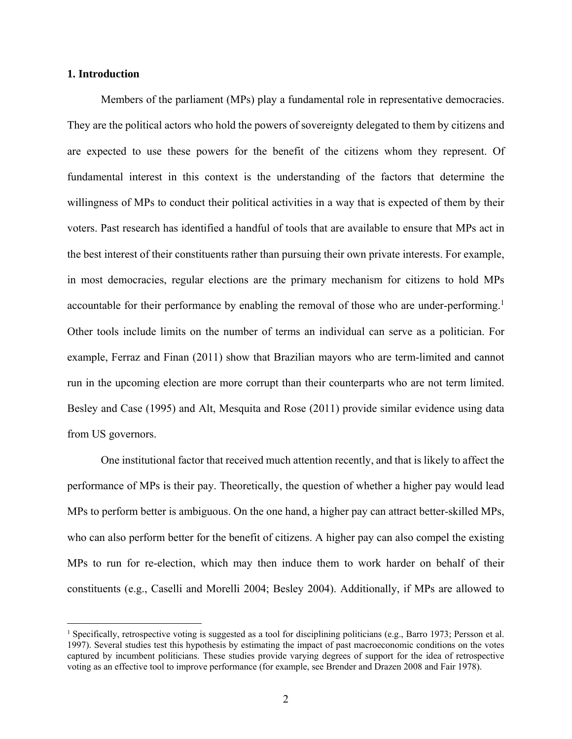## 1. Introduction

Members of the parliament (MPs) play a fundamental role in representative democracies. They are the political actors who hold the powers of sovereignty delegated to them by citizens and are expected to use these powers for the benefit of the citizens whom they represent. Of fundamental interest in this context is the understanding of the factors that determine the willingness of MPs to conduct their political activities in a way that is expected of them by their voters. Past research has identified a handful of tools that are available to ensure that MPs act in the best interest of their constituents rather than pursuing their own private interests. For example, in most democracies, regular elections are the primary mechanism for citizens to hold MPs accountable for their performance by enabling the removal of those who are under-performing.[1] Other tools include limits on the number of terms an individual can serve as a politician. For example, Ferraz and Finan (2011) show that Brazilian mayors who are term-limited and cannot run in the upcoming election are more corrupt than their counterparts who are not term limited. Besley and Case (1995) and Alt, Mesquita and Rose (2011) provide similar evidence using data from US governors.

One institutional factor that received much attention recently, and that is likely to affect the performance of MPs is their pay. Theoretically, the question of whether a higher pay would lead MPs to perform better is ambiguous. On the one hand, a higher pay can attract better-skilled MPs, who can also perform better for the benefit of citizens. A higher pay can also compel the existing MPs to run for re-election, which may then induce them to work harder on behalf of their constituents (e.g., Caselli and Morelli 2004; Besley 2004). Additionally, if MPs are allowed to

[1] Specifically, retrospective voting is suggested as a tool for disciplining politicians (e.g., Barro 1973; Persson et al. 1997). Several studies test this hypothesis by estimating the impact of past macroeconomic conditions on the votes captured by incumbent politicians. These studies provide varying degrees of support for the idea of retrospective voting as an effective tool to improve performance (for example, see Brender and Drazen 2008 and Fair 1978).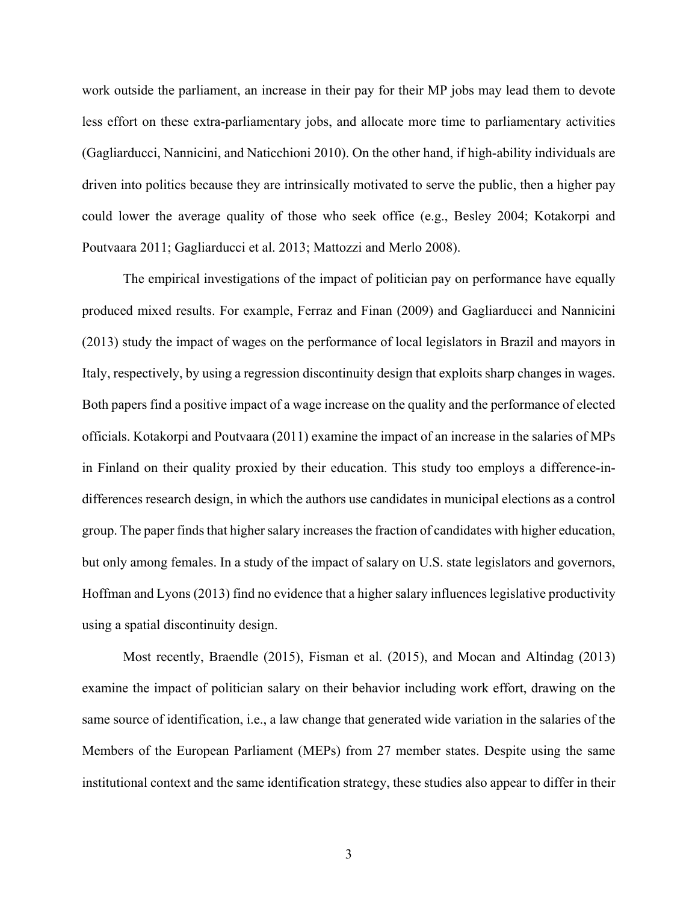work outside the parliament, an increase in their pay for their MP jobs may lead them to devote less effort on these extra-parliamentary jobs, and allocate more time to parliamentary activities (Gagliarducci, Nannicini, and Naticchioni 2010). On the other hand, if high-ability individuals are driven into politics because they are intrinsically motivated to serve the public, then a higher pay could lower the average quality of those who seek office (e.g., Besley 2004; Kotakorpi and Poutvaara 2011; Gagliarducci et al. 2013; Mattozzi and Merlo 2008).

The empirical investigations of the impact of politician pay on performance have equally produced mixed results. For example, Ferraz and Finan (2009) and Gagliarducci and Nannicini (2013) study the impact of wages on the performance of local legislators in Brazil and mayors in Italy, respectively, by using a regression discontinuity design that exploits sharp changes in wages. Both papers find a positive impact of a wage increase on the quality and the performance of elected officials. Kotakorpi and Poutvaara (2011) examine the impact of an increase in the salaries of MPs in Finland on their quality proxied by their education. This study too employs a difference-in-differences research design, in which the authors use candidates in municipal elections as a control group. The paper finds that higher salary increases the fraction of candidates with higher education, but only among females. In a study of the impact of salary on U.S. state legislators and governors, Hoffman and Lyons (2013) find no evidence that a higher salary influences legislative productivity using a spatial discontinuity design.

Most recently, Braendle (2015), Fisman et al. (2015), and Mocan and Altindag (2013) examine the impact of politician salary on their behavior including work effort, drawing on the same source of identification, i.e., a law change that generated wide variation in the salaries of the Members of the European Parliament (MEPs) from 27 member states. Despite using the same institutional context and the same identification strategy, these studies also appear to differ in their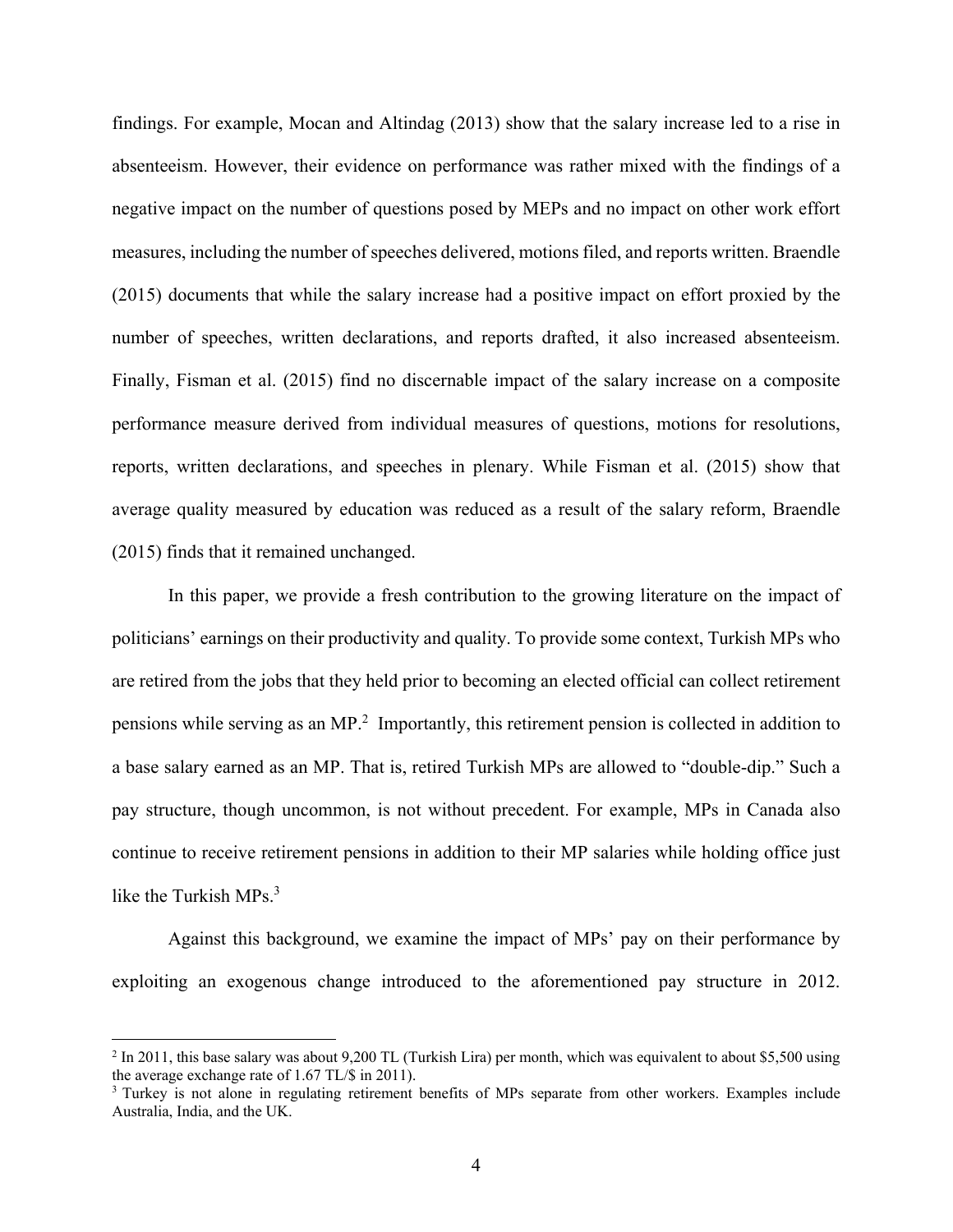findings. For example, Mocan and Altindag (2013) show that the salary increase led to a rise in absenteeism. However, their evidence on performance was rather mixed with the findings of a negative impact on the number of questions posed by MEPs and no impact on other work effort measures, including the number of speeches delivered, motions filed, and reports written. Braendle (2015) documents that while the salary increase had a positive impact on effort proxied by the number of speeches, written declarations, and reports drafted, it also increased absenteeism. Finally, Fisman et al. (2015) find no discernable impact of the salary increase on a composite performance measure derived from individual measures of questions, motions for resolutions, reports, written declarations, and speeches in plenary. While Fisman et al. (2015) show that average quality measured by education was reduced as a result of the salary reform, Braendle (2015) finds that it remained unchanged.

In this paper, we provide a fresh contribution to the growing literature on the impact of politicians' earnings on their productivity and quality. To provide some context, Turkish MPs who are retired from the jobs that they held prior to becoming an elected official can collect retirement pensions while serving as an MP.[2] Importantly, this retirement pension is collected in addition to a base salary earned as an MP. That is, retired Turkish MPs are allowed to "double-dip." Such a pay structure, though uncommon, is not without precedent. For example, MPs in Canada also continue to receive retirement pensions in addition to their MP salaries while holding office just like the Turkish MPs.[3]

Against this background, we examine the impact of MPs' pay on their performance by exploiting an exogenous change introduced to the aforementioned pay structure in 2012.

---

[2] In 2011, this base salary was about 9,200 TL (Turkish Lira) per month, which was equivalent to about $5,500 using the average exchange rate of 1.67 TL/$ in 2011).

[3] Turkey is not alone in regulating retirement benefits of MPs separate from other workers. Examples include Australia, India, and the UK.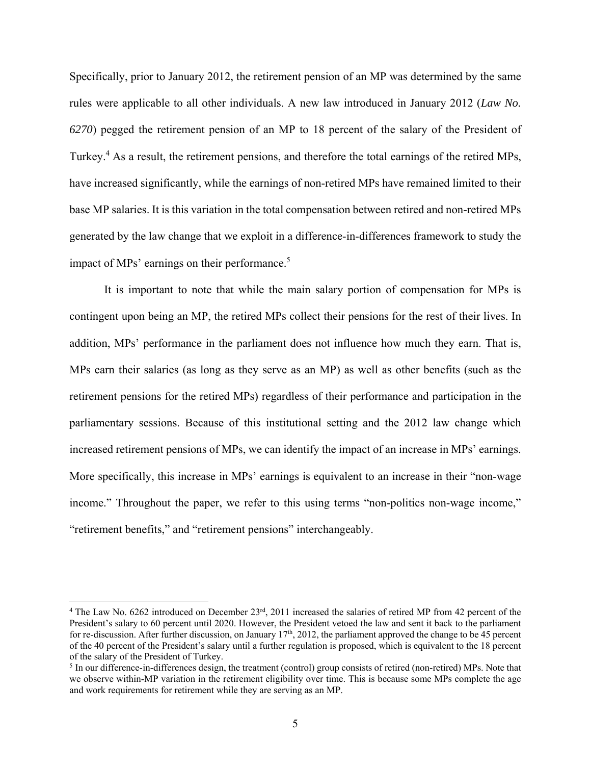Specifically, prior to January 2012, the retirement pension of an MP was determined by the same rules were applicable to all other individuals. A new law introduced in January 2012 (*Law No. 6270*) pegged the retirement pension of an MP to 18 percent of the salary of the President of Turkey.[4] As a result, the retirement pensions, and therefore the total earnings of the retired MPs, have increased significantly, while the earnings of non-retired MPs have remained limited to their base MP salaries. It is this variation in the total compensation between retired and non-retired MPs generated by the law change that we exploit in a difference-in-differences framework to study the impact of MPs' earnings on their performance.[5]

It is important to note that while the main salary portion of compensation for MPs is contingent upon being an MP, the retired MPs collect their pensions for the rest of their lives. In addition, MPs' performance in the parliament does not influence how much they earn. That is, MPs earn their salaries (as long as they serve as an MP) as well as other benefits (such as the retirement pensions for the retired MPs) regardless of their performance and participation in the parliamentary sessions. Because of this institutional setting and the 2012 law change which increased retirement pensions of MPs, we can identify the impact of an increase in MPs' earnings. More specifically, this increase in MPs' earnings is equivalent to an increase in their "non-wage income." Throughout the paper, we refer to this using terms "non-politics non-wage income," "retirement benefits," and "retirement pensions" interchangeably.

---

[4] The Law No. 6262 introduced on December 23rd, 2011 increased the salaries of retired MP from 42 percent of the President's salary to 60 percent until 2020. However, the President vetoed the law and sent it back to the parliament for re-discussion. After further discussion, on January 17th, 2012, the parliament approved the change to be 45 percent of the 40 percent of the President's salary until a further regulation is proposed, which is equivalent to the 18 percent of the salary of the President of Turkey.

[5] In our difference-in-differences design, the treatment (control) group consists of retired (non-retired) MPs. Note that we observe within-MP variation in the retirement eligibility over time. This is because some MPs complete the age and work requirements for retirement while they are serving as an MP.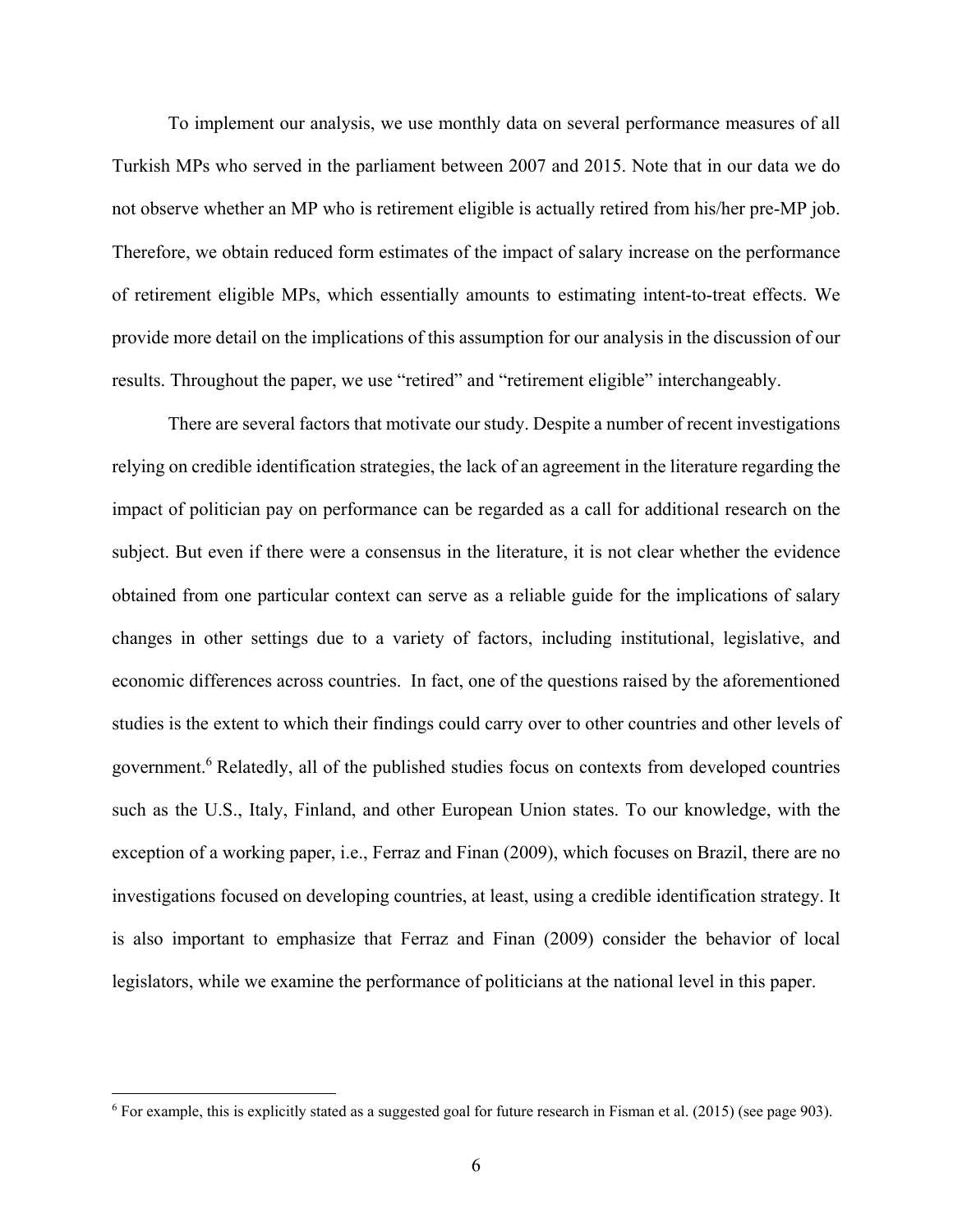To implement our analysis, we use monthly data on several performance measures of all Turkish MPs who served in the parliament between 2007 and 2015. Note that in our data we do not observe whether an MP who is retirement eligible is actually retired from his/her pre-MP job. Therefore, we obtain reduced form estimates of the impact of salary increase on the performance of retirement eligible MPs, which essentially amounts to estimating intent-to-treat effects. We provide more detail on the implications of this assumption for our analysis in the discussion of our results. Throughout the paper, we use "retired" and "retirement eligible" interchangeably.

There are several factors that motivate our study. Despite a number of recent investigations relying on credible identification strategies, the lack of an agreement in the literature regarding the impact of politician pay on performance can be regarded as a call for additional research on the subject. But even if there were a consensus in the literature, it is not clear whether the evidence obtained from one particular context can serve as a reliable guide for the implications of salary changes in other settings due to a variety of factors, including institutional, legislative, and economic differences across countries. In fact, one of the questions raised by the aforementioned studies is the extent to which their findings could carry over to other countries and other levels of government.[6] Relatedly, all of the published studies focus on contexts from developed countries such as the U.S., Italy, Finland, and other European Union states. To our knowledge, with the exception of a working paper, i.e., Ferraz and Finan (2009), which focuses on Brazil, there are no investigations focused on developing countries, at least, using a credible identification strategy. It is also important to emphasize that Ferraz and Finan (2009) consider the behavior of local legislators, while we examine the performance of politicians at the national level in this paper.

[6] For example, this is explicitly stated as a suggested goal for future research in Fisman et al. (2015) (see page 903).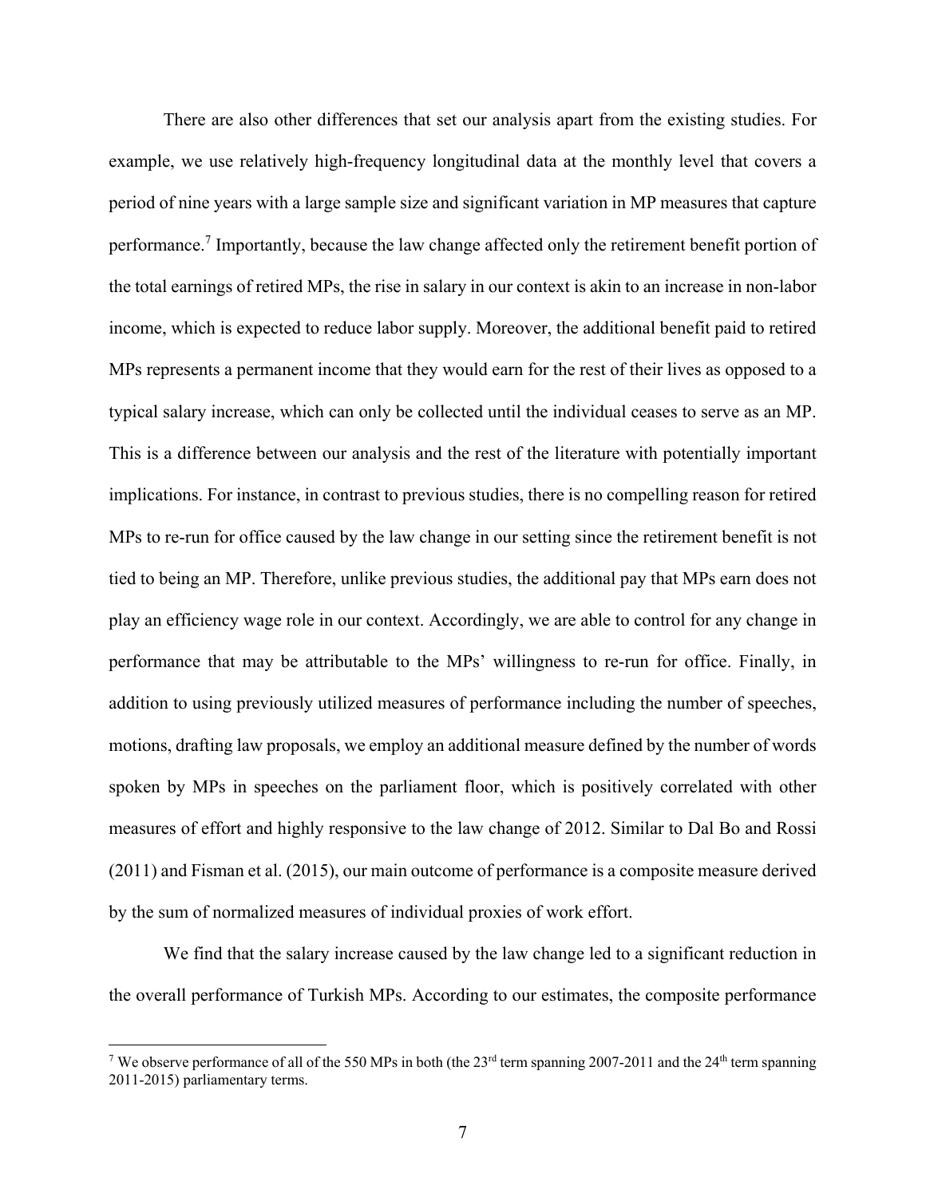There are also other differences that set our analysis apart from the existing studies. For example, we use relatively high-frequency longitudinal data at the monthly level that covers a period of nine years with a large sample size and significant variation in MP measures that capture performance.[7] Importantly, because the law change affected only the retirement benefit portion of the total earnings of retired MPs, the rise in salary in our context is akin to an increase in non-labor income, which is expected to reduce labor supply. Moreover, the additional benefit paid to retired MPs represents a permanent income that they would earn for the rest of their lives as opposed to a typical salary increase, which can only be collected until the individual ceases to serve as an MP. This is a difference between our analysis and the rest of the literature with potentially important implications. For instance, in contrast to previous studies, there is no compelling reason for retired MPs to re-run for office caused by the law change in our setting since the retirement benefit is not tied to being an MP. Therefore, unlike previous studies, the additional pay that MPs earn does not play an efficiency wage role in our context. Accordingly, we are able to control for any change in performance that may be attributable to the MPs' willingness to re-run for office. Finally, in addition to using previously utilized measures of performance including the number of speeches, motions, drafting law proposals, we employ an additional measure defined by the number of words spoken by MPs in speeches on the parliament floor, which is positively correlated with other measures of effort and highly responsive to the law change of 2012. Similar to Dal Bo and Rossi (2011) and Fisman et al. (2015), our main outcome of performance is a composite measure derived by the sum of normalized measures of individual proxies of work effort.

We find that the salary increase caused by the law change led to a significant reduction in the overall performance of Turkish MPs. According to our estimates, the composite performance

[7] We observe performance of all of the 550 MPs in both (the 23rd term spanning 2007-2011 and the 24th term spanning 2011-2015) parliamentary terms.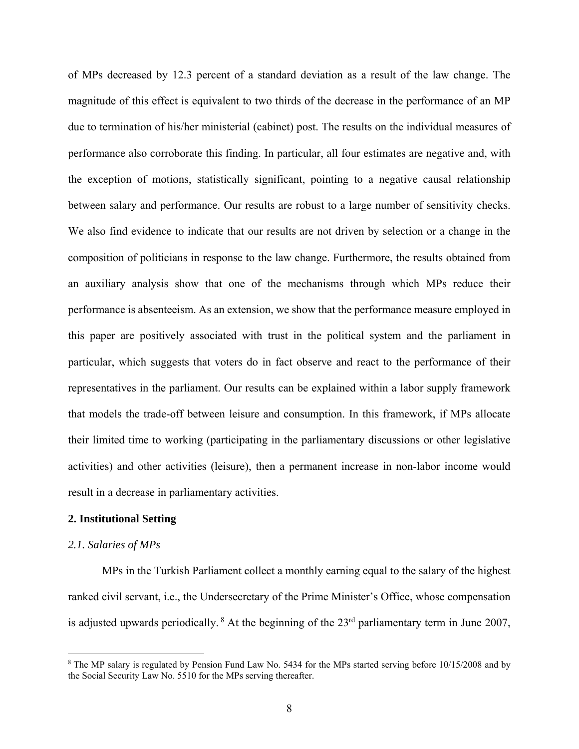of MPs decreased by 12.3 percent of a standard deviation as a result of the law change. The magnitude of this effect is equivalent to two thirds of the decrease in the performance of an MP due to termination of his/her ministerial (cabinet) post. The results on the individual measures of performance also corroborate this finding. In particular, all four estimates are negative and, with the exception of motions, statistically significant, pointing to a negative causal relationship between salary and performance. Our results are robust to a large number of sensitivity checks. We also find evidence to indicate that our results are not driven by selection or a change in the composition of politicians in response to the law change. Furthermore, the results obtained from an auxiliary analysis show that one of the mechanisms through which MPs reduce their performance is absenteeism. As an extension, we show that the performance measure employed in this paper are positively associated with trust in the political system and the parliament in particular, which suggests that voters do in fact observe and react to the performance of their representatives in the parliament. Our results can be explained within a labor supply framework that models the trade-off between leisure and consumption. In this framework, if MPs allocate their limited time to working (participating in the parliamentary discussions or other legislative activities) and other activities (leisure), then a permanent increase in non-labor income would result in a decrease in parliamentary activities.

## 2. Institutional Setting

### *2.1. Salaries of MPs*

MPs in the Turkish Parliament collect a monthly earning equal to the salary of the highest ranked civil servant, i.e., the Undersecretary of the Prime Minister's Office, whose compensation is adjusted upwards periodically. [8] At the beginning of the 23rd parliamentary term in June 2007,

[8] The MP salary is regulated by Pension Fund Law No. 5434 for the MPs started serving before 10/15/2008 and by the Social Security Law No. 5510 for the MPs serving thereafter.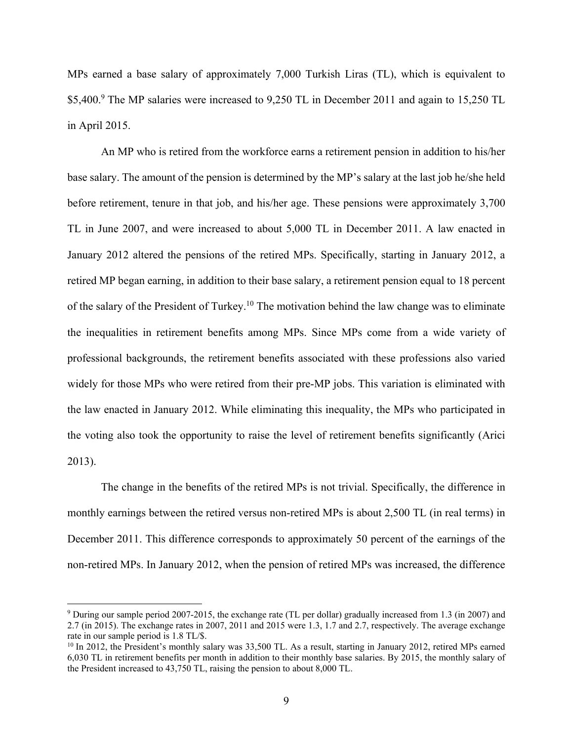MPs earned a base salary of approximately 7,000 Turkish Liras (TL), which is equivalent to \$5,400.[9] The MP salaries were increased to 9,250 TL in December 2011 and again to 15,250 TL in April 2015.

An MP who is retired from the workforce earns a retirement pension in addition to his/her base salary. The amount of the pension is determined by the MP's salary at the last job he/she held before retirement, tenure in that job, and his/her age. These pensions were approximately 3,700 TL in June 2007, and were increased to about 5,000 TL in December 2011. A law enacted in January 2012 altered the pensions of the retired MPs. Specifically, starting in January 2012, a retired MP began earning, in addition to their base salary, a retirement pension equal to 18 percent of the salary of the President of Turkey.[10] The motivation behind the law change was to eliminate the inequalities in retirement benefits among MPs. Since MPs come from a wide variety of professional backgrounds, the retirement benefits associated with these professions also varied widely for those MPs who were retired from their pre-MP jobs. This variation is eliminated with the law enacted in January 2012. While eliminating this inequality, the MPs who participated in the voting also took the opportunity to raise the level of retirement benefits significantly (Arici 2013).

The change in the benefits of the retired MPs is not trivial. Specifically, the difference in monthly earnings between the retired versus non-retired MPs is about 2,500 TL (in real terms) in December 2011. This difference corresponds to approximately 50 percent of the earnings of the non-retired MPs. In January 2012, when the pension of retired MPs was increased, the difference

---

[9] During our sample period 2007-2015, the exchange rate (TL per dollar) gradually increased from 1.3 (in 2007) and 2.7 (in 2015). The exchange rates in 2007, 2011 and 2015 were 1.3, 1.7 and 2.7, respectively. The average exchange rate in our sample period is 1.8 TL/\$.

[10] In 2012, the President's monthly salary was 33,500 TL. As a result, starting in January 2012, retired MPs earned 6,030 TL in retirement benefits per month in addition to their monthly base salaries. By 2015, the monthly salary of the President increased to 43,750 TL, raising the pension to about 8,000 TL.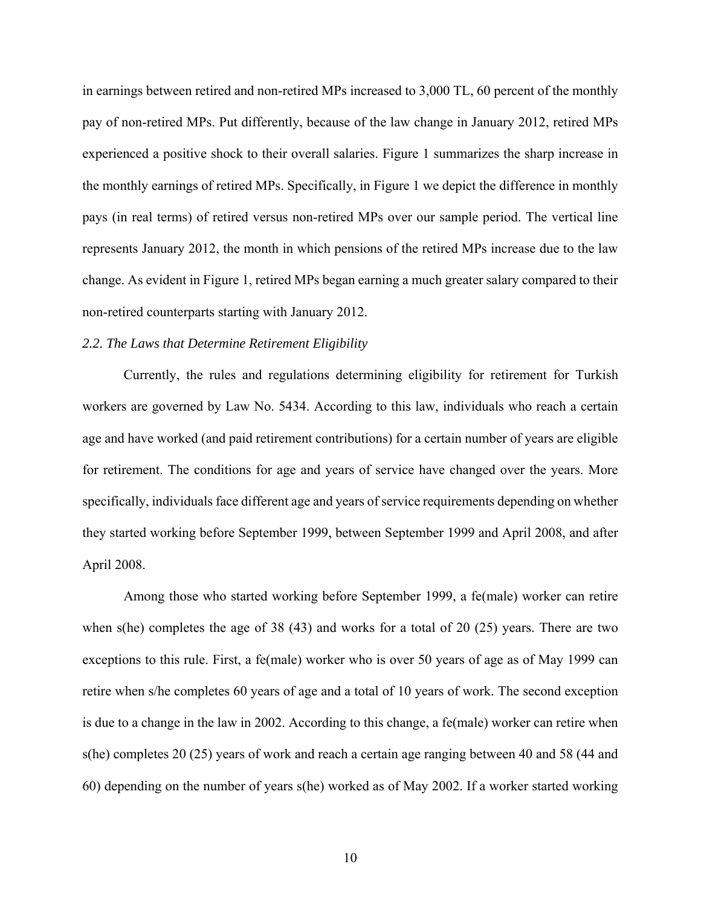in earnings between retired and non-retired MPs increased to 3,000 TL, 60 percent of the monthly pay of non-retired MPs. Put differently, because of the law change in January 2012, retired MPs experienced a positive shock to their overall salaries. Figure 1 summarizes the sharp increase in the monthly earnings of retired MPs. Specifically, in Figure 1 we depict the difference in monthly pays (in real terms) of retired versus non-retired MPs over our sample period. The vertical line represents January 2012, the month in which pensions of the retired MPs increase due to the law change. As evident in Figure 1, retired MPs began earning a much greater salary compared to their non-retired counterparts starting with January 2012.

### *2.2. The Laws that Determine Retirement Eligibility*

Currently, the rules and regulations determining eligibility for retirement for Turkish workers are governed by Law No. 5434. According to this law, individuals who reach a certain age and have worked (and paid retirement contributions) for a certain number of years are eligible for retirement. The conditions for age and years of service have changed over the years. More specifically, individuals face different age and years of service requirements depending on whether they started working before September 1999, between September 1999 and April 2008, and after April 2008.

Among those who started working before September 1999, a fe(male) worker can retire when s(he) completes the age of 38 (43) and works for a total of 20 (25) years. There are two exceptions to this rule. First, a fe(male) worker who is over 50 years of age as of May 1999 can retire when s/he completes 60 years of age and a total of 10 years of work. The second exception is due to a change in the law in 2002. According to this change, a fe(male) worker can retire when s(he) completes 20 (25) years of work and reach a certain age ranging between 40 and 58 (44 and 60) depending on the number of years s(he) worked as of May 2002. If a worker started working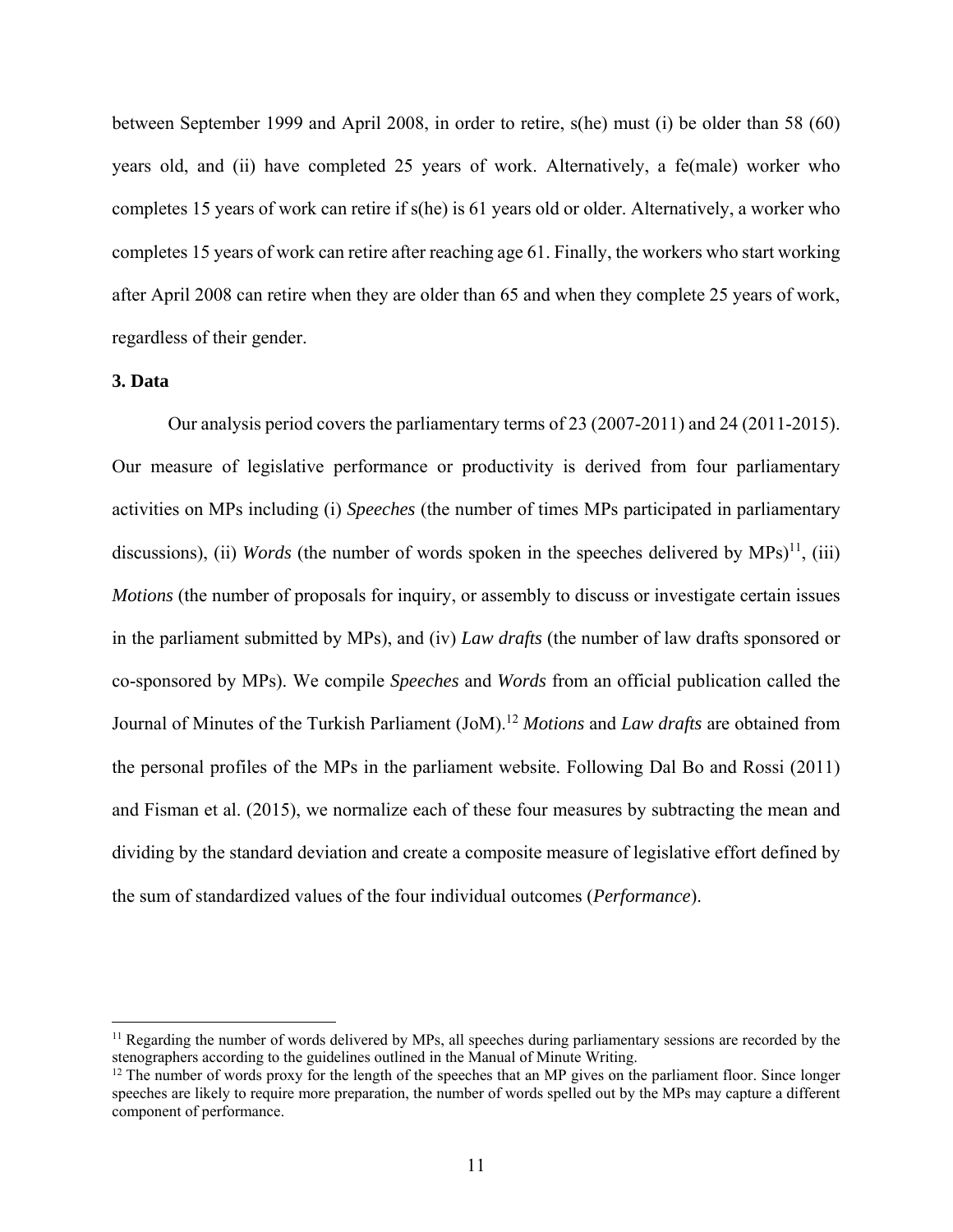between September 1999 and April 2008, in order to retire, s(he) must (i) be older than 58 (60) years old, and (ii) have completed 25 years of work. Alternatively, a fe(male) worker who completes 15 years of work can retire if s(he) is 61 years old or older. Alternatively, a worker who completes 15 years of work can retire after reaching age 61. Finally, the workers who start working after April 2008 can retire when they are older than 65 and when they complete 25 years of work, regardless of their gender.

**3. Data**

Our analysis period covers the parliamentary terms of 23 (2007-2011) and 24 (2011-2015). Our measure of legislative performance or productivity is derived from four parliamentary activities on MPs including (i) *Speeches* (the number of times MPs participated in parliamentary discussions), (ii) *Words* (the number of words spoken in the speeches delivered by MPs)[11], (iii) *Motions* (the number of proposals for inquiry, or assembly to discuss or investigate certain issues in the parliament submitted by MPs), and (iv) *Law drafts* (the number of law drafts sponsored or co-sponsored by MPs). We compile *Speeches* and *Words* from an official publication called the Journal of Minutes of the Turkish Parliament (JoM).[12] *Motions* and *Law drafts* are obtained from the personal profiles of the MPs in the parliament website. Following Dal Bo and Rossi (2011) and Fisman et al. (2015), we normalize each of these four measures by subtracting the mean and dividing by the standard deviation and create a composite measure of legislative effort defined by the sum of standardized values of the four individual outcomes (*Performance*).

[11] Regarding the number of words delivered by MPs, all speeches during parliamentary sessions are recorded by the stenographers according to the guidelines outlined in the Manual of Minute Writing.

[12] The number of words proxy for the length of the speeches that an MP gives on the parliament floor. Since longer speeches are likely to require more preparation, the number of words spelled out by the MPs may capture a different component of performance.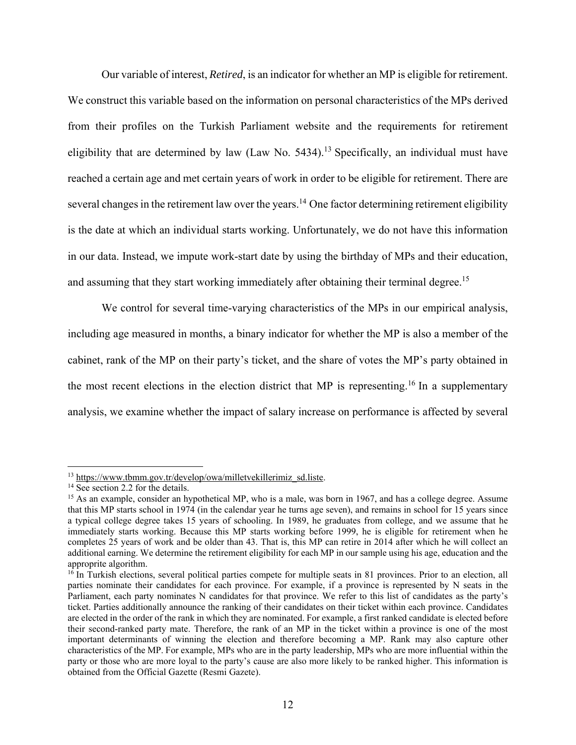Our variable of interest, *Retired*, is an indicator for whether an MP is eligible for retirement. We construct this variable based on the information on personal characteristics of the MPs derived from their profiles on the Turkish Parliament website and the requirements for retirement eligibility that are determined by law (Law No. 5434).[13] Specifically, an individual must have reached a certain age and met certain years of work in order to be eligible for retirement. There are several changes in the retirement law over the years.[14] One factor determining retirement eligibility is the date at which an individual starts working. Unfortunately, we do not have this information in our data. Instead, we impute work-start date by using the birthday of MPs and their education, and assuming that they start working immediately after obtaining their terminal degree.[15]

We control for several time-varying characteristics of the MPs in our empirical analysis, including age measured in months, a binary indicator for whether the MP is also a member of the cabinet, rank of the MP on their party's ticket, and the share of votes the MP's party obtained in the most recent elections in the election district that MP is representing.[16] In a supplementary analysis, we examine whether the impact of salary increase on performance is affected by several

---

[13] https://www.tbmm.gov.tr/develop/owa/milletvekillerimiz_sd.liste.

[14] See section 2.2 for the details.

[15] As an example, consider an hypothetical MP, who is a male, was born in 1967, and has a college degree. Assume that this MP starts school in 1974 (in the calendar year he turns age seven), and remains in school for 15 years since a typical college degree takes 15 years of schooling. In 1989, he graduates from college, and we assume that he immediately starts working. Because this MP starts working before 1999, he is eligible for retirement when he completes 25 years of work and be older than 43. That is, this MP can retire in 2014 after which he will collect an additional earning. We determine the retirement eligibility for each MP in our sample using his age, education and the approprite algorithm.

[16] In Turkish elections, several political parties compete for multiple seats in 81 provinces. Prior to an election, all parties nominate their candidates for each province. For example, if a province is represented by N seats in the Parliament, each party nominates N candidates for that province. We refer to this list of candidates as the party's ticket. Parties additionally announce the ranking of their candidates on their ticket within each province. Candidates are elected in the order of the rank in which they are nominated. For example, a first ranked candidate is elected before their second-ranked party mate. Therefore, the rank of an MP in the ticket within a province is one of the most important determinants of winning the election and therefore becoming a MP. Rank may also capture other characteristics of the MP. For example, MPs who are in the party leadership, MPs who are more influential within the party or those who are more loyal to the party's cause are also more likely to be ranked higher. This information is obtained from the Official Gazette (Resmi Gazete).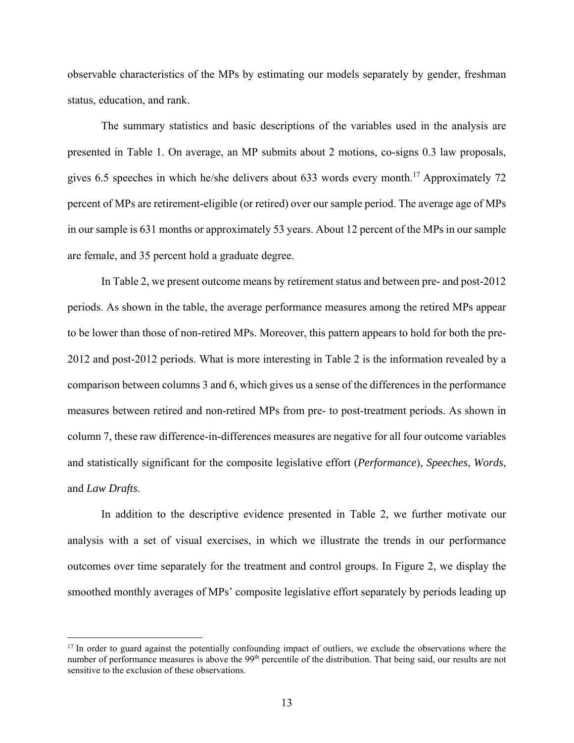observable characteristics of the MPs by estimating our models separately by gender, freshman status, education, and rank.

The summary statistics and basic descriptions of the variables used in the analysis are presented in Table 1. On average, an MP submits about 2 motions, co-signs 0.3 law proposals, gives 6.5 speeches in which he/she delivers about 633 words every month.[17] Approximately 72 percent of MPs are retirement-eligible (or retired) over our sample period. The average age of MPs in our sample is 631 months or approximately 53 years. About 12 percent of the MPs in our sample are female, and 35 percent hold a graduate degree.

In Table 2, we present outcome means by retirement status and between pre- and post-2012 periods. As shown in the table, the average performance measures among the retired MPs appear to be lower than those of non-retired MPs. Moreover, this pattern appears to hold for both the pre-2012 and post-2012 periods. What is more interesting in Table 2 is the information revealed by a comparison between columns 3 and 6, which gives us a sense of the differences in the performance measures between retired and non-retired MPs from pre- to post-treatment periods. As shown in column 7, these raw difference-in-differences measures are negative for all four outcome variables and statistically significant for the composite legislative effort (*Performance*), *Speeches*, *Words*, and *Law Drafts*.

In addition to the descriptive evidence presented in Table 2, we further motivate our analysis with a set of visual exercises, in which we illustrate the trends in our performance outcomes over time separately for the treatment and control groups. In Figure 2, we display the smoothed monthly averages of MPs' composite legislative effort separately by periods leading up

[17] In order to guard against the potentially confounding impact of outliers, we exclude the observations where the number of performance measures is above the 99th percentile of the distribution. That being said, our results are not sensitive to the exclusion of these observations.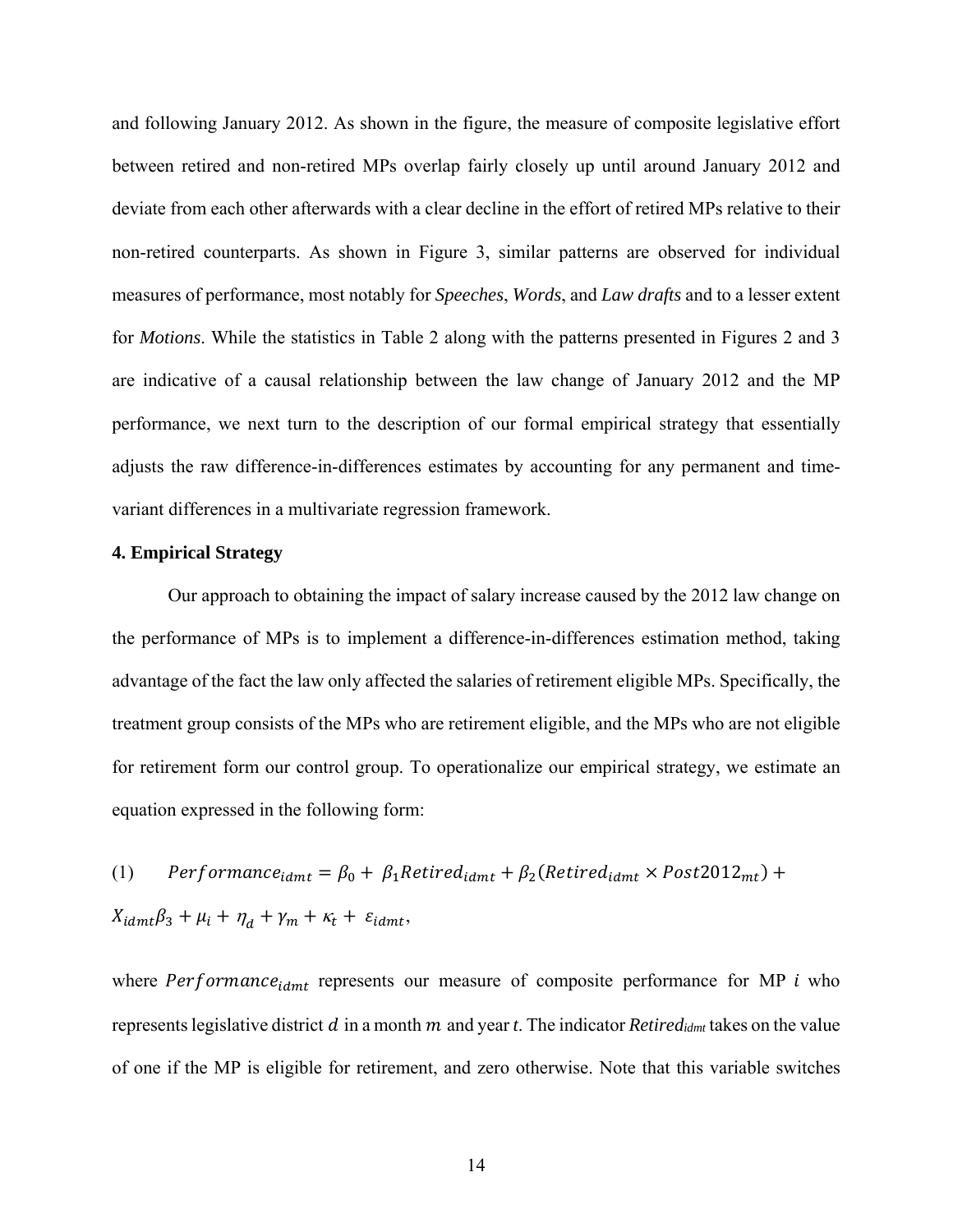and following January 2012. As shown in the figure, the measure of composite legislative effort between retired and non-retired MPs overlap fairly closely up until around January 2012 and deviate from each other afterwards with a clear decline in the effort of retired MPs relative to their non-retired counterparts. As shown in Figure 3, similar patterns are observed for individual measures of performance, most notably for *Speeches*, *Words*, and *Law drafts* and to a lesser extent for *Motions*. While the statistics in Table 2 along with the patterns presented in Figures 2 and 3 are indicative of a causal relationship between the law change of January 2012 and the MP performance, we next turn to the description of our formal empirical strategy that essentially adjusts the raw difference-in-differences estimates by accounting for any permanent and time-variant differences in a multivariate regression framework.

**4. Empirical Strategy**

Our approach to obtaining the impact of salary increase caused by the 2012 law change on the performance of MPs is to implement a difference-in-differences estimation method, taking advantage of the fact the law only affected the salaries of retirement eligible MPs. Specifically, the treatment group consists of the MPs who are retirement eligible, and the MPs who are not eligible for retirement form our control group. To operationalize our empirical strategy, we estimate an equation expressed in the following form:

$$(1) \qquad Performance_{idmt} = \beta_0 + \beta_1 Retired_{idmt} + \beta_2 (Retired_{idmt} \times Post2012_{mt}) + X_{idmt}\beta_3 + \mu_i + \eta_d + \gamma_m + \kappa_t + \varepsilon_{idmt},$$

where $Performance_{idmt}$ represents our measure of composite performance for MP $i$ who represents legislative district $d$ in a month $m$ and year $t$. The indicator $Retired_{idmt}$ takes on the value of one if the MP is eligible for retirement, and zero otherwise. Note that this variable switches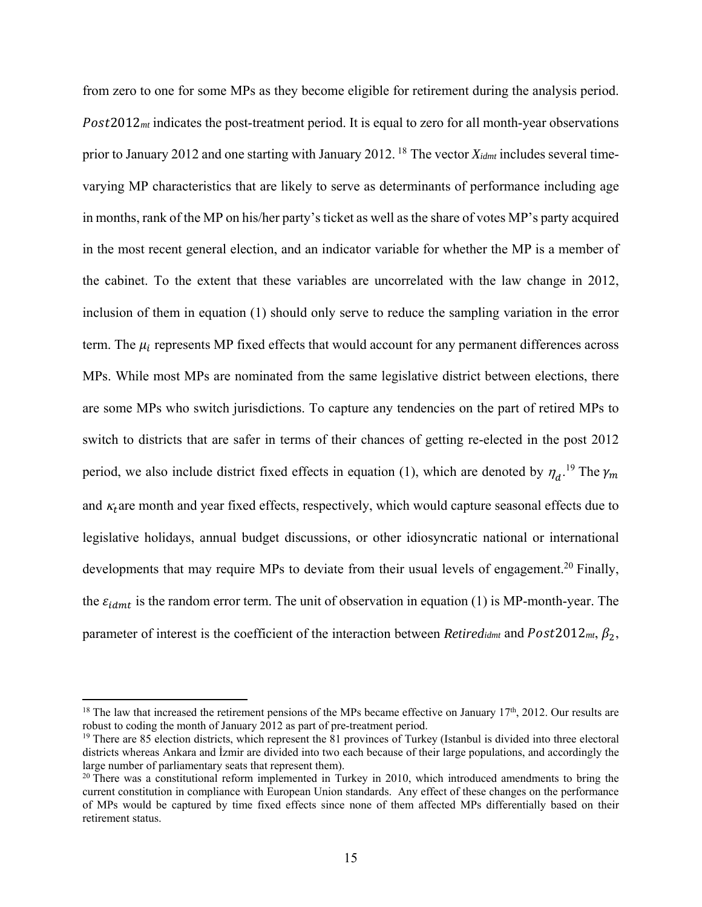from zero to one for some MPs as they become eligible for retirement during the analysis period. $Post2012_{mt}$ indicates the post-treatment period. It is equal to zero for all month-year observations prior to January 2012 and one starting with January 2012.[18] The vector $X_{idmt}$ includes several time-varying MP characteristics that are likely to serve as determinants of performance including age in months, rank of the MP on his/her party's ticket as well as the share of votes MP's party acquired in the most recent general election, and an indicator variable for whether the MP is a member of the cabinet. To the extent that these variables are uncorrelated with the law change in 2012, inclusion of them in equation (1) should only serve to reduce the sampling variation in the error term. The $\mu_i$ represents MP fixed effects that would account for any permanent differences across MPs. While most MPs are nominated from the same legislative district between elections, there are some MPs who switch jurisdictions. To capture any tendencies on the part of retired MPs to switch to districts that are safer in terms of their chances of getting re-elected in the post 2012 period, we also include district fixed effects in equation (1), which are denoted by $\eta_d$.[19] The $\gamma_m$ and $\kappa_t$ are month and year fixed effects, respectively, which would capture seasonal effects due to legislative holidays, annual budget discussions, or other idiosyncratic national or international developments that may require MPs to deviate from their usual levels of engagement.[20] Finally, the $\varepsilon_{idmt}$ is the random error term. The unit of observation in equation (1) is MP-month-year. The parameter of interest is the coefficient of the interaction between $Retired_{idmt}$ and $Post2012_{mt}$, $\beta_2$,

[18] The law that increased the retirement pensions of the MPs became effective on January 17th, 2012. Our results are robust to coding the month of January 2012 as part of pre-treatment period.

[19] There are 85 election districts, which represent the 81 provinces of Turkey (Istanbul is divided into three electoral districts whereas Ankara and İzmir are divided into two each because of their large populations, and accordingly the large number of parliamentary seats that represent them).

[20] There was a constitutional reform implemented in Turkey in 2010, which introduced amendments to bring the current constitution in compliance with European Union standards. Any effect of these changes on the performance of MPs would be captured by time fixed effects since none of them affected MPs differentially based on their retirement status.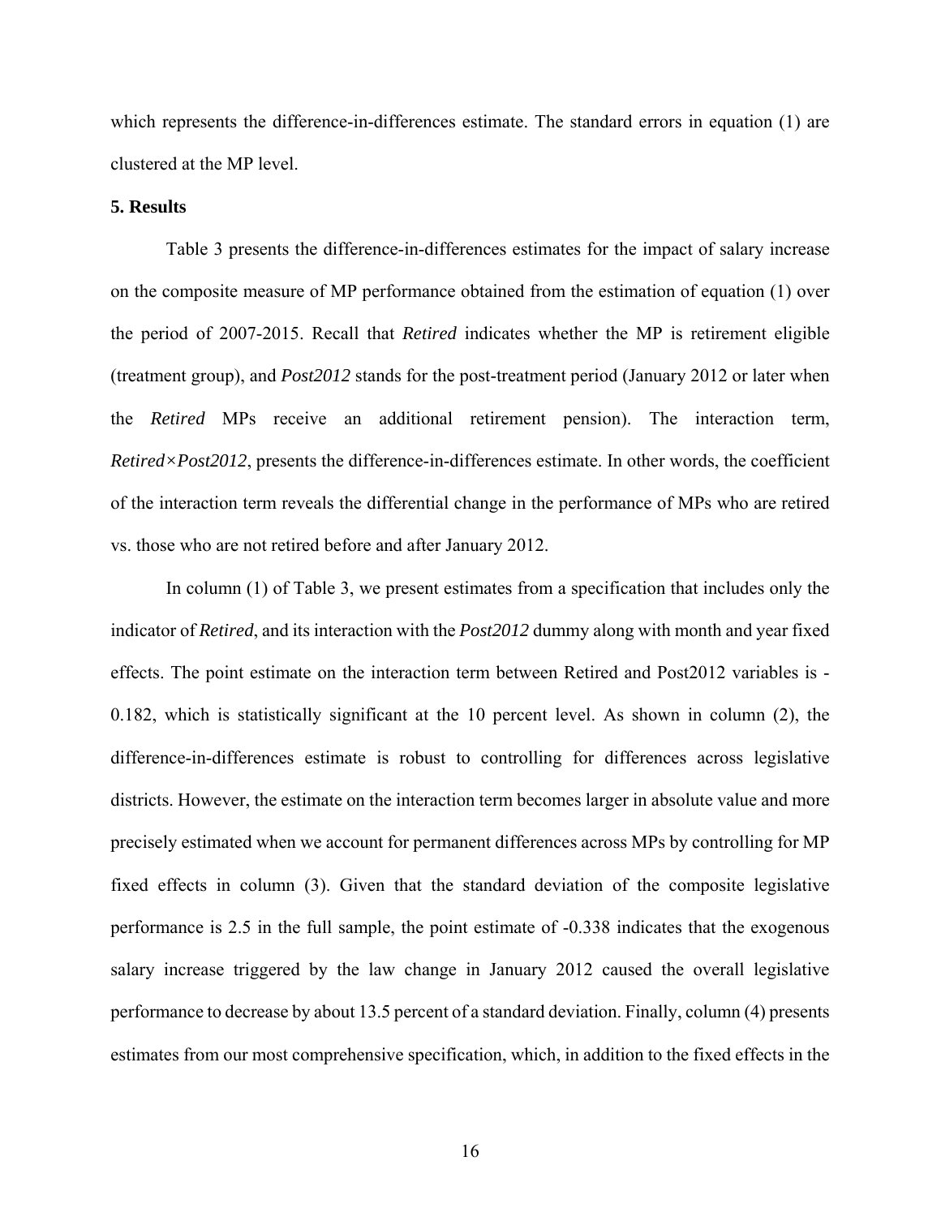which represents the difference-in-differences estimate. The standard errors in equation (1) are clustered at the MP level.

**5. Results**

Table 3 presents the difference-in-differences estimates for the impact of salary increase on the composite measure of MP performance obtained from the estimation of equation (1) over the period of 2007-2015. Recall that *Retired* indicates whether the MP is retirement eligible (treatment group), and *Post2012* stands for the post-treatment period (January 2012 or later when the *Retired* MPs receive an additional retirement pension). The interaction term, *Retired×Post2012*, presents the difference-in-differences estimate. In other words, the coefficient of the interaction term reveals the differential change in the performance of MPs who are retired vs. those who are not retired before and after January 2012.

In column (1) of Table 3, we present estimates from a specification that includes only the indicator of *Retired*, and its interaction with the *Post2012* dummy along with month and year fixed effects. The point estimate on the interaction term between Retired and Post2012 variables is -0.182, which is statistically significant at the 10 percent level. As shown in column (2), the difference-in-differences estimate is robust to controlling for differences across legislative districts. However, the estimate on the interaction term becomes larger in absolute value and more precisely estimated when we account for permanent differences across MPs by controlling for MP fixed effects in column (3). Given that the standard deviation of the composite legislative performance is 2.5 in the full sample, the point estimate of -0.338 indicates that the exogenous salary increase triggered by the law change in January 2012 caused the overall legislative performance to decrease by about 13.5 percent of a standard deviation. Finally, column (4) presents estimates from our most comprehensive specification, which, in addition to the fixed effects in the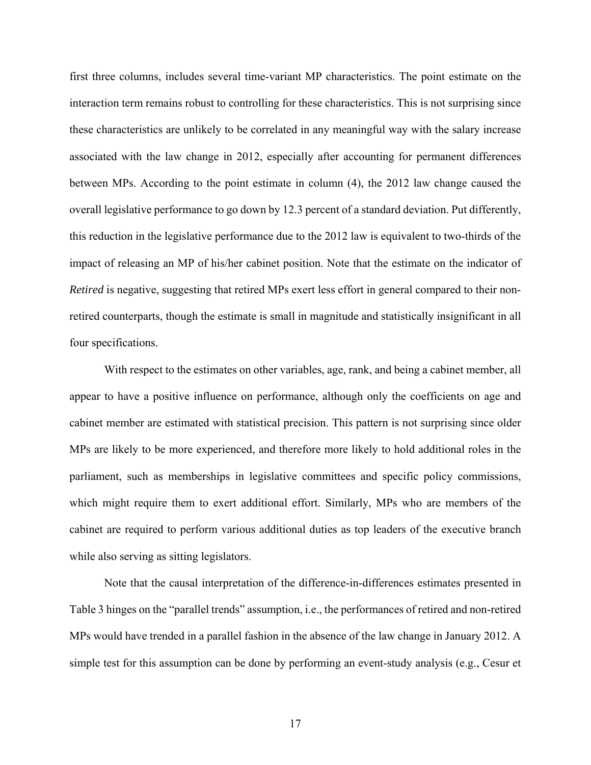first three columns, includes several time-variant MP characteristics. The point estimate on the interaction term remains robust to controlling for these characteristics. This is not surprising since these characteristics are unlikely to be correlated in any meaningful way with the salary increase associated with the law change in 2012, especially after accounting for permanent differences between MPs. According to the point estimate in column (4), the 2012 law change caused the overall legislative performance to go down by 12.3 percent of a standard deviation. Put differently, this reduction in the legislative performance due to the 2012 law is equivalent to two-thirds of the impact of releasing an MP of his/her cabinet position. Note that the estimate on the indicator of *Retired* is negative, suggesting that retired MPs exert less effort in general compared to their non-retired counterparts, though the estimate is small in magnitude and statistically insignificant in all four specifications.

With respect to the estimates on other variables, age, rank, and being a cabinet member, all appear to have a positive influence on performance, although only the coefficients on age and cabinet member are estimated with statistical precision. This pattern is not surprising since older MPs are likely to be more experienced, and therefore more likely to hold additional roles in the parliament, such as memberships in legislative committees and specific policy commissions, which might require them to exert additional effort. Similarly, MPs who are members of the cabinet are required to perform various additional duties as top leaders of the executive branch while also serving as sitting legislators.

Note that the causal interpretation of the difference-in-differences estimates presented in Table 3 hinges on the "parallel trends" assumption, i.e., the performances of retired and non-retired MPs would have trended in a parallel fashion in the absence of the law change in January 2012. A simple test for this assumption can be done by performing an event-study analysis (e.g., Cesur et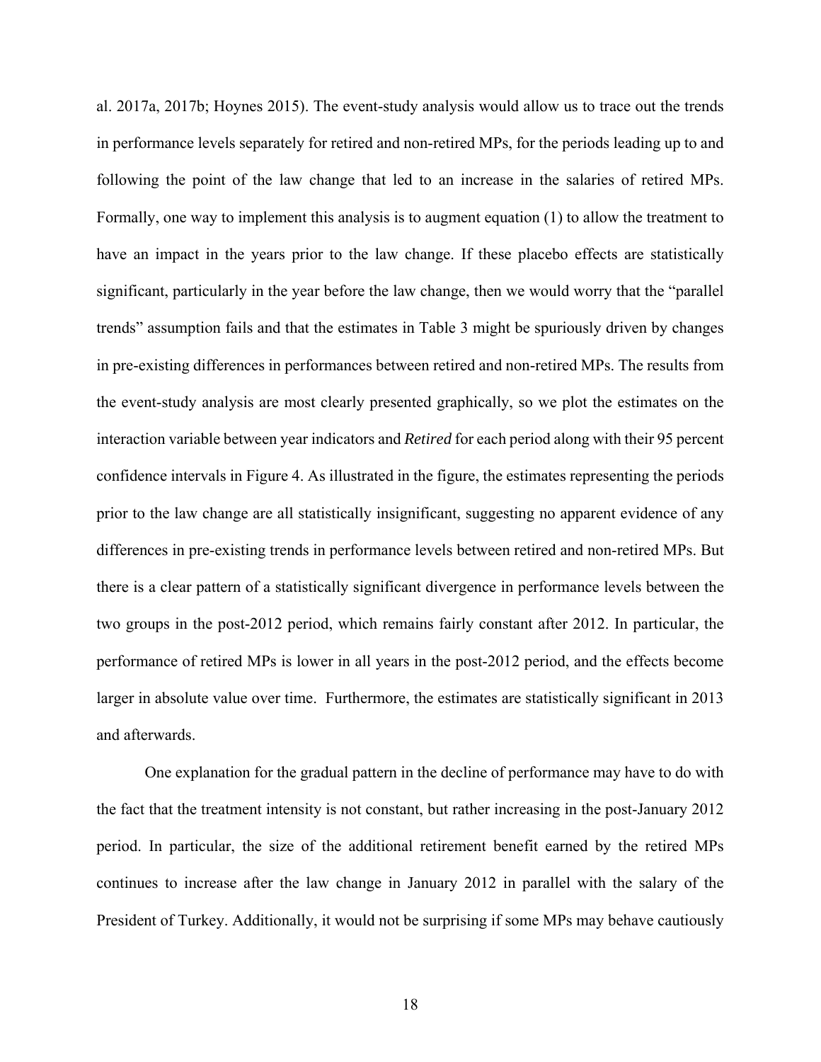al. 2017a, 2017b; Hoynes 2015). The event-study analysis would allow us to trace out the trends in performance levels separately for retired and non-retired MPs, for the periods leading up to and following the point of the law change that led to an increase in the salaries of retired MPs. Formally, one way to implement this analysis is to augment equation (1) to allow the treatment to have an impact in the years prior to the law change. If these placebo effects are statistically significant, particularly in the year before the law change, then we would worry that the "parallel trends" assumption fails and that the estimates in Table 3 might be spuriously driven by changes in pre-existing differences in performances between retired and non-retired MPs. The results from the event-study analysis are most clearly presented graphically, so we plot the estimates on the interaction variable between year indicators and *Retired* for each period along with their 95 percent confidence intervals in Figure 4. As illustrated in the figure, the estimates representing the periods prior to the law change are all statistically insignificant, suggesting no apparent evidence of any differences in pre-existing trends in performance levels between retired and non-retired MPs. But there is a clear pattern of a statistically significant divergence in performance levels between the two groups in the post-2012 period, which remains fairly constant after 2012. In particular, the performance of retired MPs is lower in all years in the post-2012 period, and the effects become larger in absolute value over time. Furthermore, the estimates are statistically significant in 2013 and afterwards.

One explanation for the gradual pattern in the decline of performance may have to do with the fact that the treatment intensity is not constant, but rather increasing in the post-January 2012 period. In particular, the size of the additional retirement benefit earned by the retired MPs continues to increase after the law change in January 2012 in parallel with the salary of the President of Turkey. Additionally, it would not be surprising if some MPs may behave cautiously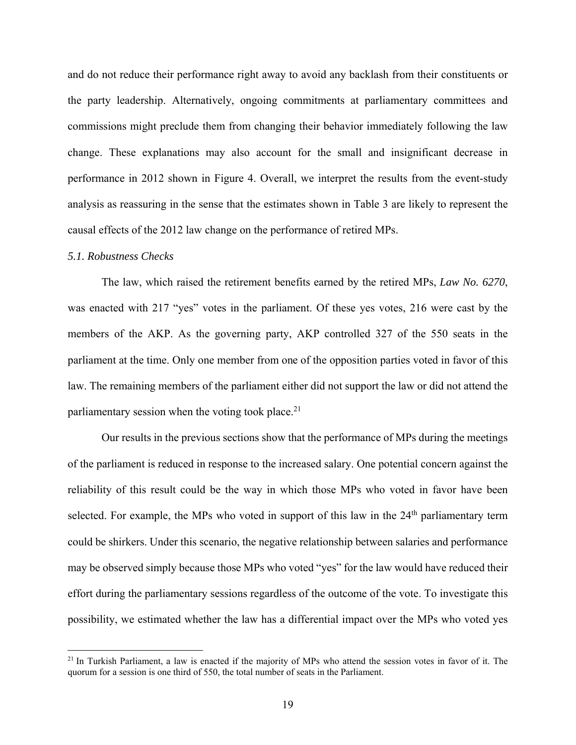and do not reduce their performance right away to avoid any backlash from their constituents or the party leadership. Alternatively, ongoing commitments at parliamentary committees and commissions might preclude them from changing their behavior immediately following the law change. These explanations may also account for the small and insignificant decrease in performance in 2012 shown in Figure 4. Overall, we interpret the results from the event-study analysis as reassuring in the sense that the estimates shown in Table 3 are likely to represent the causal effects of the 2012 law change on the performance of retired MPs.

### *5.1. Robustness Checks*

The law, which raised the retirement benefits earned by the retired MPs, *Law No. 6270*, was enacted with 217 "yes" votes in the parliament. Of these yes votes, 216 were cast by the members of the AKP. As the governing party, AKP controlled 327 of the 550 seats in the parliament at the time. Only one member from one of the opposition parties voted in favor of this law. The remaining members of the parliament either did not support the law or did not attend the parliamentary session when the voting took place.[21]

Our results in the previous sections show that the performance of MPs during the meetings of the parliament is reduced in response to the increased salary. One potential concern against the reliability of this result could be the way in which those MPs who voted in favor have been selected. For example, the MPs who voted in support of this law in the 24th parliamentary term could be shirkers. Under this scenario, the negative relationship between salaries and performance may be observed simply because those MPs who voted "yes" for the law would have reduced their effort during the parliamentary sessions regardless of the outcome of the vote. To investigate this possibility, we estimated whether the law has a differential impact over the MPs who voted yes

[21] In Turkish Parliament, a law is enacted if the majority of MPs who attend the session votes in favor of it. The quorum for a session is one third of 550, the total number of seats in the Parliament.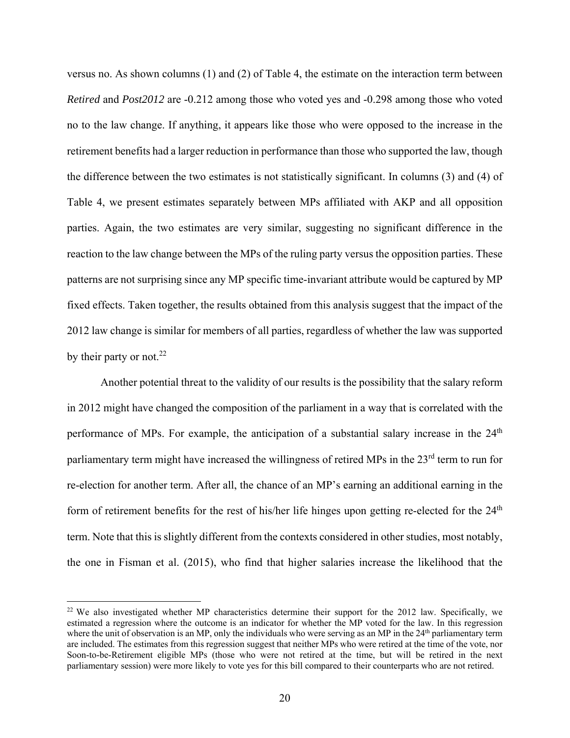versus no. As shown columns (1) and (2) of Table 4, the estimate on the interaction term between *Retired* and *Post2012* are -0.212 among those who voted yes and -0.298 among those who voted no to the law change. If anything, it appears like those who were opposed to the increase in the retirement benefits had a larger reduction in performance than those who supported the law, though the difference between the two estimates is not statistically significant. In columns (3) and (4) of Table 4, we present estimates separately between MPs affiliated with AKP and all opposition parties. Again, the two estimates are very similar, suggesting no significant difference in the reaction to the law change between the MPs of the ruling party versus the opposition parties. These patterns are not surprising since any MP specific time-invariant attribute would be captured by MP fixed effects. Taken together, the results obtained from this analysis suggest that the impact of the 2012 law change is similar for members of all parties, regardless of whether the law was supported by their party or not.[22]

Another potential threat to the validity of our results is the possibility that the salary reform in 2012 might have changed the composition of the parliament in a way that is correlated with the performance of MPs. For example, the anticipation of a substantial salary increase in the 24th parliamentary term might have increased the willingness of retired MPs in the 23rd term to run for re-election for another term. After all, the chance of an MP's earning an additional earning in the form of retirement benefits for the rest of his/her life hinges upon getting re-elected for the 24th term. Note that this is slightly different from the contexts considered in other studies, most notably, the one in Fisman et al. (2015), who find that higher salaries increase the likelihood that the

[22] We also investigated whether MP characteristics determine their support for the 2012 law. Specifically, we estimated a regression where the outcome is an indicator for whether the MP voted for the law. In this regression where the unit of observation is an MP, only the individuals who were serving as an MP in the 24th parliamentary term are included. The estimates from this regression suggest that neither MPs who were retired at the time of the vote, nor Soon-to-be-Retirement eligible MPs (those who were not retired at the time, but will be retired in the next parliamentary session) were more likely to vote yes for this bill compared to their counterparts who are not retired.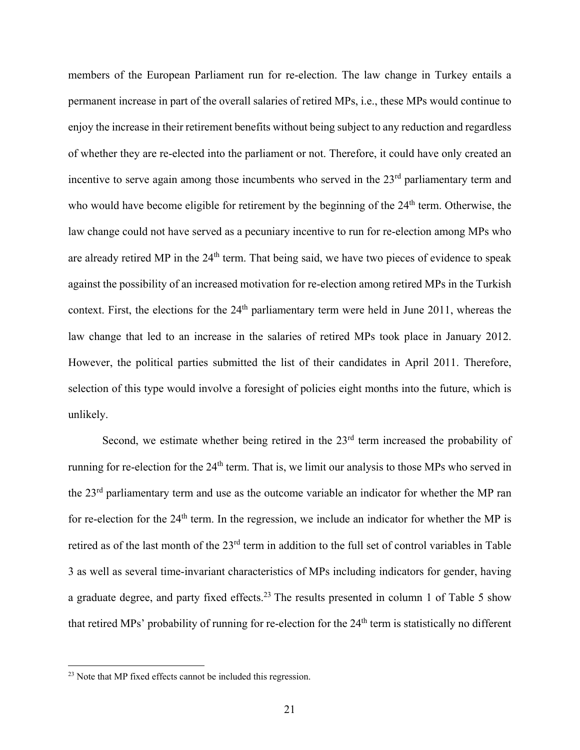members of the European Parliament run for re-election. The law change in Turkey entails a permanent increase in part of the overall salaries of retired MPs, i.e., these MPs would continue to enjoy the increase in their retirement benefits without being subject to any reduction and regardless of whether they are re-elected into the parliament or not. Therefore, it could have only created an incentive to serve again among those incumbents who served in the 23rd parliamentary term and who would have become eligible for retirement by the beginning of the 24th term. Otherwise, the law change could not have served as a pecuniary incentive to run for re-election among MPs who are already retired MP in the 24th term. That being said, we have two pieces of evidence to speak against the possibility of an increased motivation for re-election among retired MPs in the Turkish context. First, the elections for the 24th parliamentary term were held in June 2011, whereas the law change that led to an increase in the salaries of retired MPs took place in January 2012. However, the political parties submitted the list of their candidates in April 2011. Therefore, selection of this type would involve a foresight of policies eight months into the future, which is unlikely.

Second, we estimate whether being retired in the 23rd term increased the probability of running for re-election for the 24th term. That is, we limit our analysis to those MPs who served in the 23rd parliamentary term and use as the outcome variable an indicator for whether the MP ran for re-election for the 24th term. In the regression, we include an indicator for whether the MP is retired as of the last month of the 23rd term in addition to the full set of control variables in Table 3 as well as several time-invariant characteristics of MPs including indicators for gender, having a graduate degree, and party fixed effects.[23] The results presented in column 1 of Table 5 show that retired MPs' probability of running for re-election for the 24th term is statistically no different

[23] Note that MP fixed effects cannot be included this regression.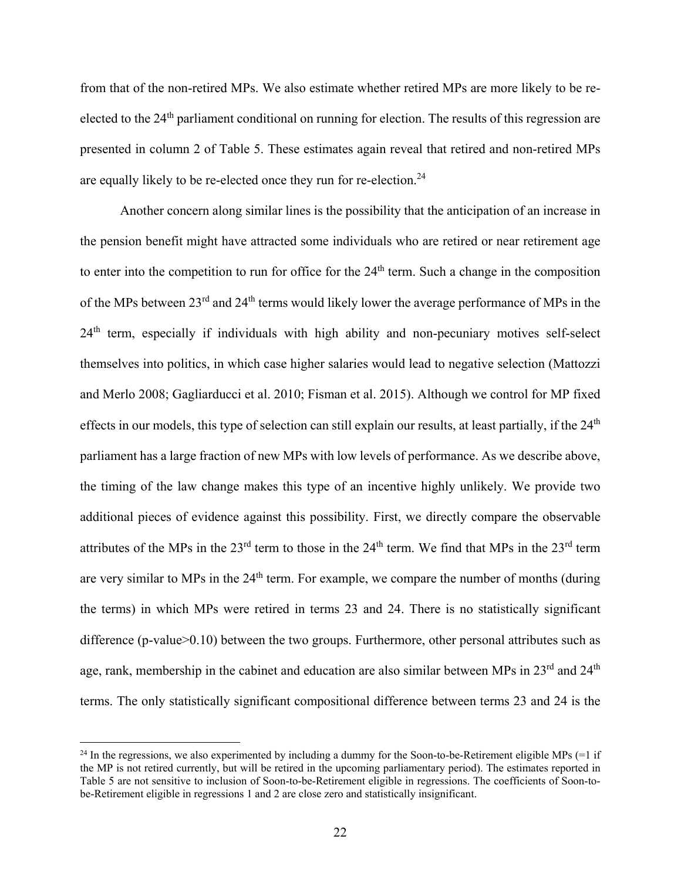from that of the non-retired MPs. We also estimate whether retired MPs are more likely to be re-elected to the 24th parliament conditional on running for election. The results of this regression are presented in column 2 of Table 5. These estimates again reveal that retired and non-retired MPs are equally likely to be re-elected once they run for re-election.[24]

Another concern along similar lines is the possibility that the anticipation of an increase in the pension benefit might have attracted some individuals who are retired or near retirement age to enter into the competition to run for office for the 24th term. Such a change in the composition of the MPs between 23rd and 24th terms would likely lower the average performance of MPs in the 24th term, especially if individuals with high ability and non-pecuniary motives self-select themselves into politics, in which case higher salaries would lead to negative selection (Mattozzi and Merlo 2008; Gagliarducci et al. 2010; Fisman et al. 2015). Although we control for MP fixed effects in our models, this type of selection can still explain our results, at least partially, if the 24th parliament has a large fraction of new MPs with low levels of performance. As we describe above, the timing of the law change makes this type of an incentive highly unlikely. We provide two additional pieces of evidence against this possibility. First, we directly compare the observable attributes of the MPs in the 23rd term to those in the 24th term. We find that MPs in the 23rd term are very similar to MPs in the 24th term. For example, we compare the number of months (during the terms) in which MPs were retired in terms 23 and 24. There is no statistically significant difference (p-value>0.10) between the two groups. Furthermore, other personal attributes such as age, rank, membership in the cabinet and education are also similar between MPs in 23rd and 24th terms. The only statistically significant compositional difference between terms 23 and 24 is the

[24] In the regressions, we also experimented by including a dummy for the Soon-to-be-Retirement eligible MPs (=1 if the MP is not retired currently, but will be retired in the upcoming parliamentary period). The estimates reported in Table 5 are not sensitive to inclusion of Soon-to-be-Retirement eligible in regressions. The coefficients of Soon-to-be-Retirement eligible in regressions 1 and 2 are close zero and statistically insignificant.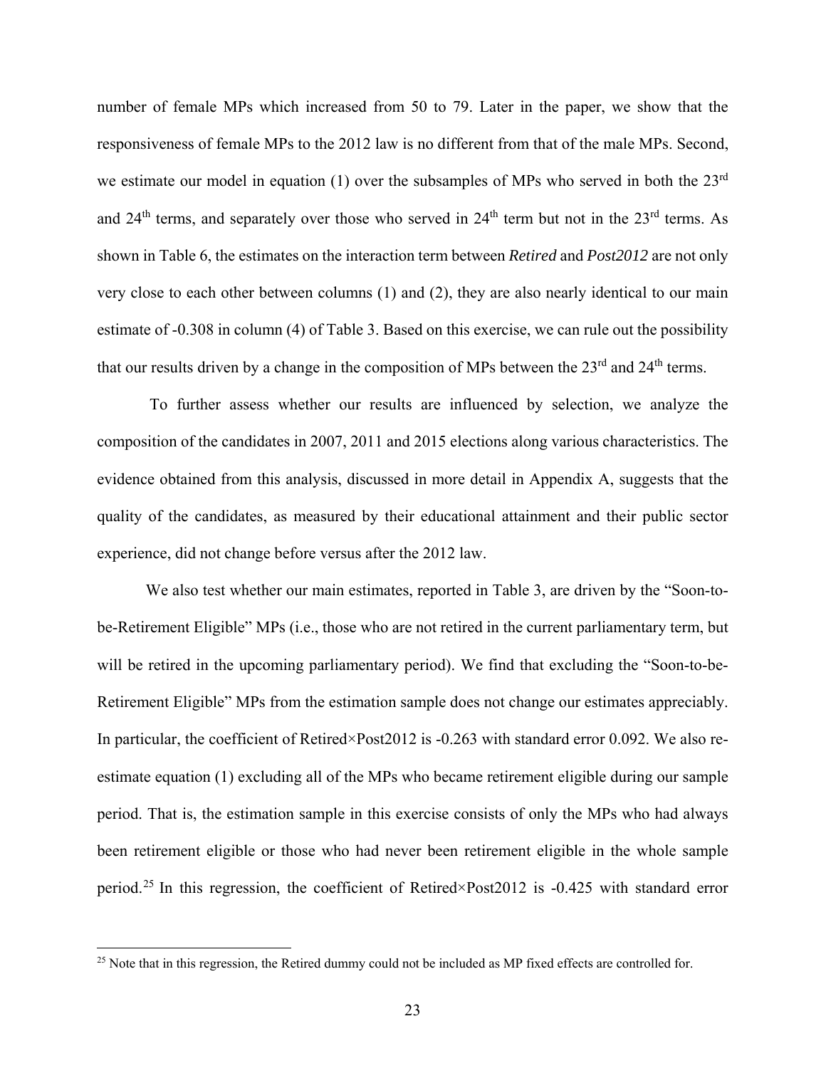number of female MPs which increased from 50 to 79. Later in the paper, we show that the responsiveness of female MPs to the 2012 law is no different from that of the male MPs. Second, we estimate our model in equation (1) over the subsamples of MPs who served in both the 23rd and 24th terms, and separately over those who served in 24th term but not in the 23rd terms. As shown in Table 6, the estimates on the interaction term between *Retired* and *Post2012* are not only very close to each other between columns (1) and (2), they are also nearly identical to our main estimate of -0.308 in column (4) of Table 3. Based on this exercise, we can rule out the possibility that our results driven by a change in the composition of MPs between the 23rd and 24th terms.

To further assess whether our results are influenced by selection, we analyze the composition of the candidates in 2007, 2011 and 2015 elections along various characteristics. The evidence obtained from this analysis, discussed in more detail in Appendix A, suggests that the quality of the candidates, as measured by their educational attainment and their public sector experience, did not change before versus after the 2012 law.

We also test whether our main estimates, reported in Table 3, are driven by the "Soon-to-be-Retirement Eligible" MPs (i.e., those who are not retired in the current parliamentary term, but will be retired in the upcoming parliamentary period). We find that excluding the "Soon-to-be-Retirement Eligible" MPs from the estimation sample does not change our estimates appreciably. In particular, the coefficient of Retired×Post2012 is -0.263 with standard error 0.092. We also re-estimate equation (1) excluding all of the MPs who became retirement eligible during our sample period. That is, the estimation sample in this exercise consists of only the MPs who had always been retirement eligible or those who had never been retirement eligible in the whole sample period.[25] In this regression, the coefficient of Retired×Post2012 is -0.425 with standard error

[25] Note that in this regression, the Retired dummy could not be included as MP fixed effects are controlled for.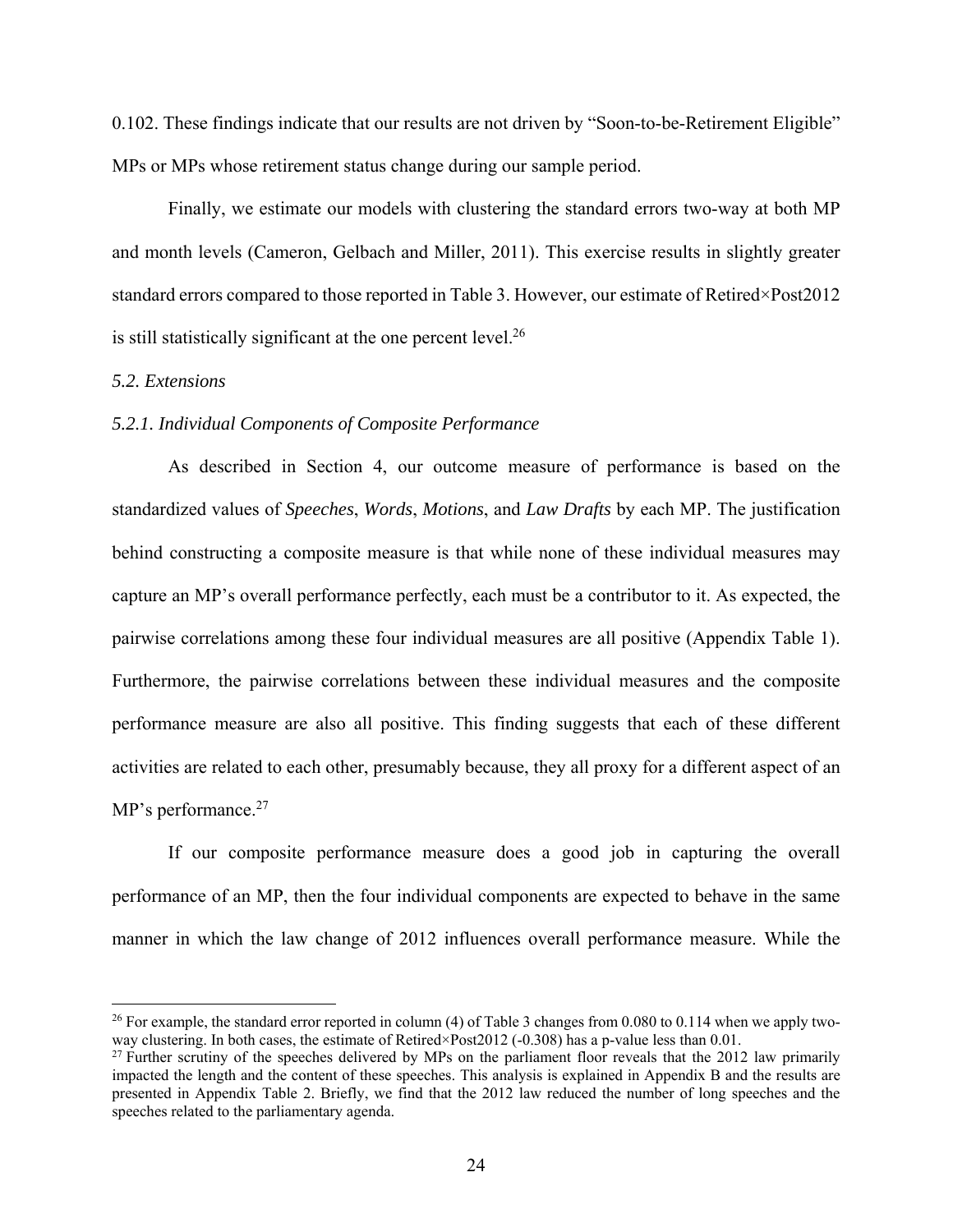0.102. These findings indicate that our results are not driven by "Soon-to-be-Retirement Eligible" MPs or MPs whose retirement status change during our sample period.

Finally, we estimate our models with clustering the standard errors two-way at both MP and month levels (Cameron, Gelbach and Miller, 2011). This exercise results in slightly greater standard errors compared to those reported in Table 3. However, our estimate of Retired×Post2012 is still statistically significant at the one percent level.[26]

*5.2. Extensions*

*5.2.1. Individual Components of Composite Performance*

As described in Section 4, our outcome measure of performance is based on the standardized values of *Speeches*, *Words*, *Motions*, and *Law Drafts* by each MP. The justification behind constructing a composite measure is that while none of these individual measures may capture an MP's overall performance perfectly, each must be a contributor to it. As expected, the pairwise correlations among these four individual measures are all positive (Appendix Table 1). Furthermore, the pairwise correlations between these individual measures and the composite performance measure are also all positive. This finding suggests that each of these different activities are related to each other, presumably because, they all proxy for a different aspect of an MP's performance.[27]

If our composite performance measure does a good job in capturing the overall performance of an MP, then the four individual components are expected to behave in the same manner in which the law change of 2012 influences overall performance measure. While the

---

[26] For example, the standard error reported in column (4) of Table 3 changes from 0.080 to 0.114 when we apply two-way clustering. In both cases, the estimate of Retired×Post2012 (-0.308) has a p-value less than 0.01.

[27] Further scrutiny of the speeches delivered by MPs on the parliament floor reveals that the 2012 law primarily impacted the length and the content of these speeches. This analysis is explained in Appendix B and the results are presented in Appendix Table 2. Briefly, we find that the 2012 law reduced the number of long speeches and the speeches related to the parliamentary agenda.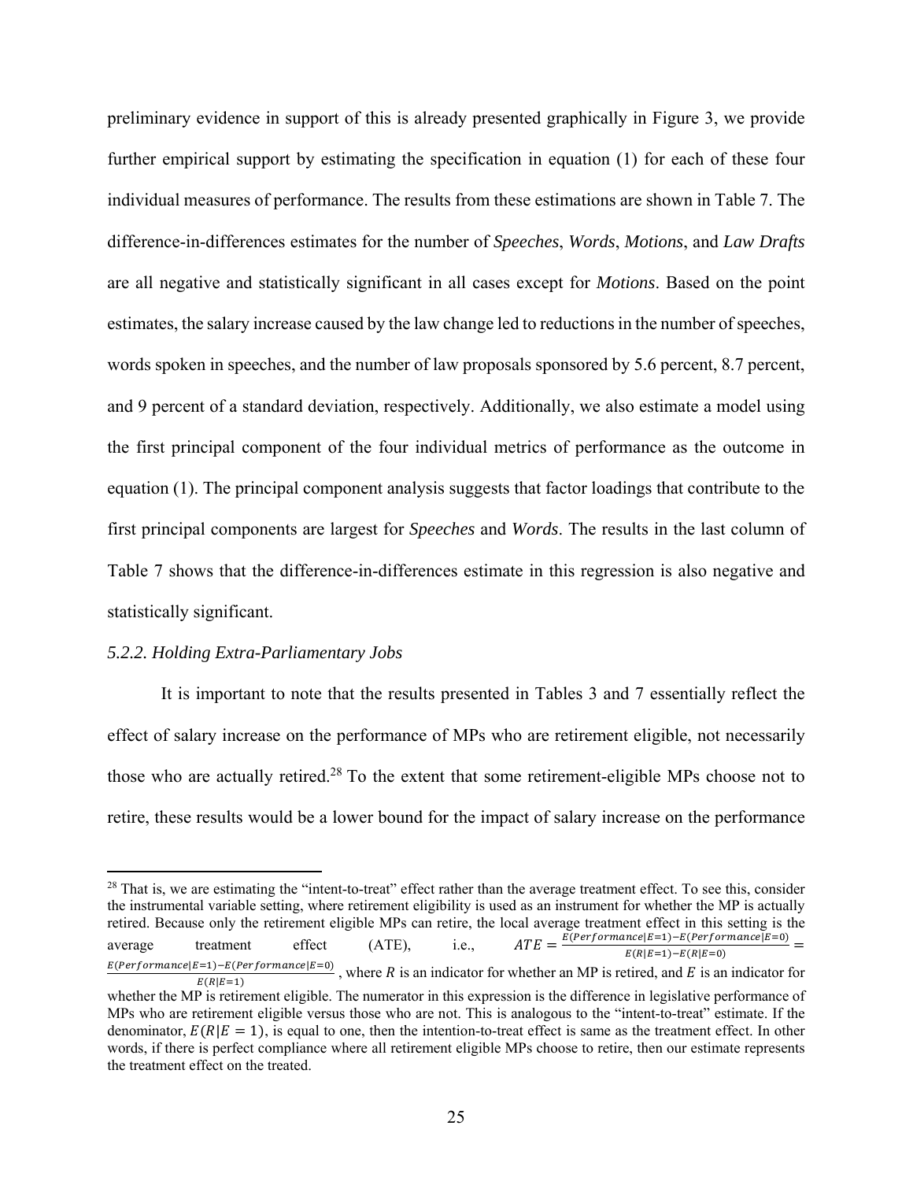preliminary evidence in support of this is already presented graphically in Figure 3, we provide further empirical support by estimating the specification in equation (1) for each of these four individual measures of performance. The results from these estimations are shown in Table 7. The difference-in-differences estimates for the number of *Speeches*, *Words*, *Motions*, and *Law Drafts* are all negative and statistically significant in all cases except for *Motions*. Based on the point estimates, the salary increase caused by the law change led to reductions in the number of speeches, words spoken in speeches, and the number of law proposals sponsored by 5.6 percent, 8.7 percent, and 9 percent of a standard deviation, respectively. Additionally, we also estimate a model using the first principal component of the four individual metrics of performance as the outcome in equation (1). The principal component analysis suggests that factor loadings that contribute to the first principal components are largest for *Speeches* and *Words*. The results in the last column of Table 7 shows that the difference-in-differences estimate in this regression is also negative and statistically significant.

### *5.2.2. Holding Extra-Parliamentary Jobs*

It is important to note that the results presented in Tables 3 and 7 essentially reflect the effect of salary increase on the performance of MPs who are retirement eligible, not necessarily those who are actually retired.[28] To the extent that some retirement-eligible MPs choose not to retire, these results would be a lower bound for the impact of salary increase on the performance

---

[28] That is, we are estimating the "intent-to-treat" effect rather than the average treatment effect. To see this, consider the instrumental variable setting, where retirement eligibility is used as an instrument for whether the MP is actually retired. Because only the retirement eligible MPs can retire, the local average treatment effect in this setting is the average treatment effect (ATE), i.e., $ATE = \frac{E(Performance|E=1)-E(Performance|E=0)}{E(R|E=1)-E(R|E=0)} = \frac{E(Performance|E=1)-E(Performance|E=0)}{E(R|E=1)}$, where $R$ is an indicator for whether an MP is retired, and $E$ is an indicator for whether the MP is retirement eligible. The numerator in this expression is the difference in legislative performance of MPs who are retirement eligible versus those who are not. This is analogous to the "intent-to-treat" estimate. If the denominator, $E(R|E = 1)$, is equal to one, then the intention-to-treat effect is same as the treatment effect. In other words, if there is perfect compliance where all retirement eligible MPs choose to retire, then our estimate represents the treatment effect on the treated.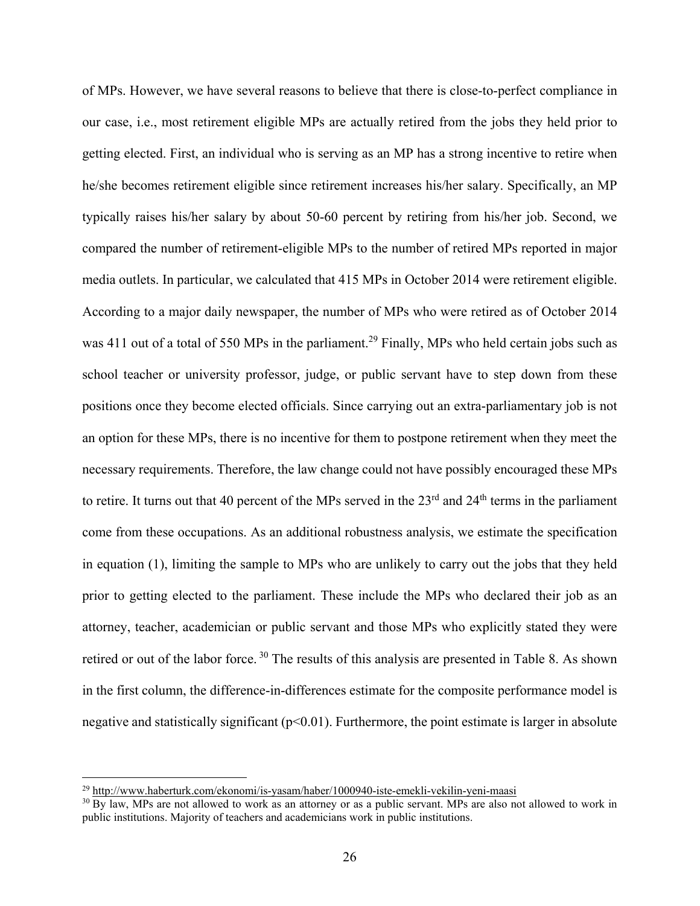of MPs. However, we have several reasons to believe that there is close-to-perfect compliance in our case, i.e., most retirement eligible MPs are actually retired from the jobs they held prior to getting elected. First, an individual who is serving as an MP has a strong incentive to retire when he/she becomes retirement eligible since retirement increases his/her salary. Specifically, an MP typically raises his/her salary by about 50-60 percent by retiring from his/her job. Second, we compared the number of retirement-eligible MPs to the number of retired MPs reported in major media outlets. In particular, we calculated that 415 MPs in October 2014 were retirement eligible. According to a major daily newspaper, the number of MPs who were retired as of October 2014 was 411 out of a total of 550 MPs in the parliament.[29] Finally, MPs who held certain jobs such as school teacher or university professor, judge, or public servant have to step down from these positions once they become elected officials. Since carrying out an extra-parliamentary job is not an option for these MPs, there is no incentive for them to postpone retirement when they meet the necessary requirements. Therefore, the law change could not have possibly encouraged these MPs to retire. It turns out that 40 percent of the MPs served in the 23[rd] and 24[th] terms in the parliament come from these occupations. As an additional robustness analysis, we estimate the specification in equation (1), limiting the sample to MPs who are unlikely to carry out the jobs that they held prior to getting elected to the parliament. These include the MPs who declared their job as an attorney, teacher, academician or public servant and those MPs who explicitly stated they were retired or out of the labor force.[30] The results of this analysis are presented in Table 8. As shown in the first column, the difference-in-differences estimate for the composite performance model is negative and statistically significant ($p<0.01$). Furthermore, the point estimate is larger in absolute

[29] http://www.haberturk.com/ekonomi/is-yasam/haber/1000940-iste-emekli-vekilin-yeni-maasi

[30] By law, MPs are not allowed to work as an attorney or as a public servant. MPs are also not allowed to work in public institutions. Majority of teachers and academicians work in public institutions.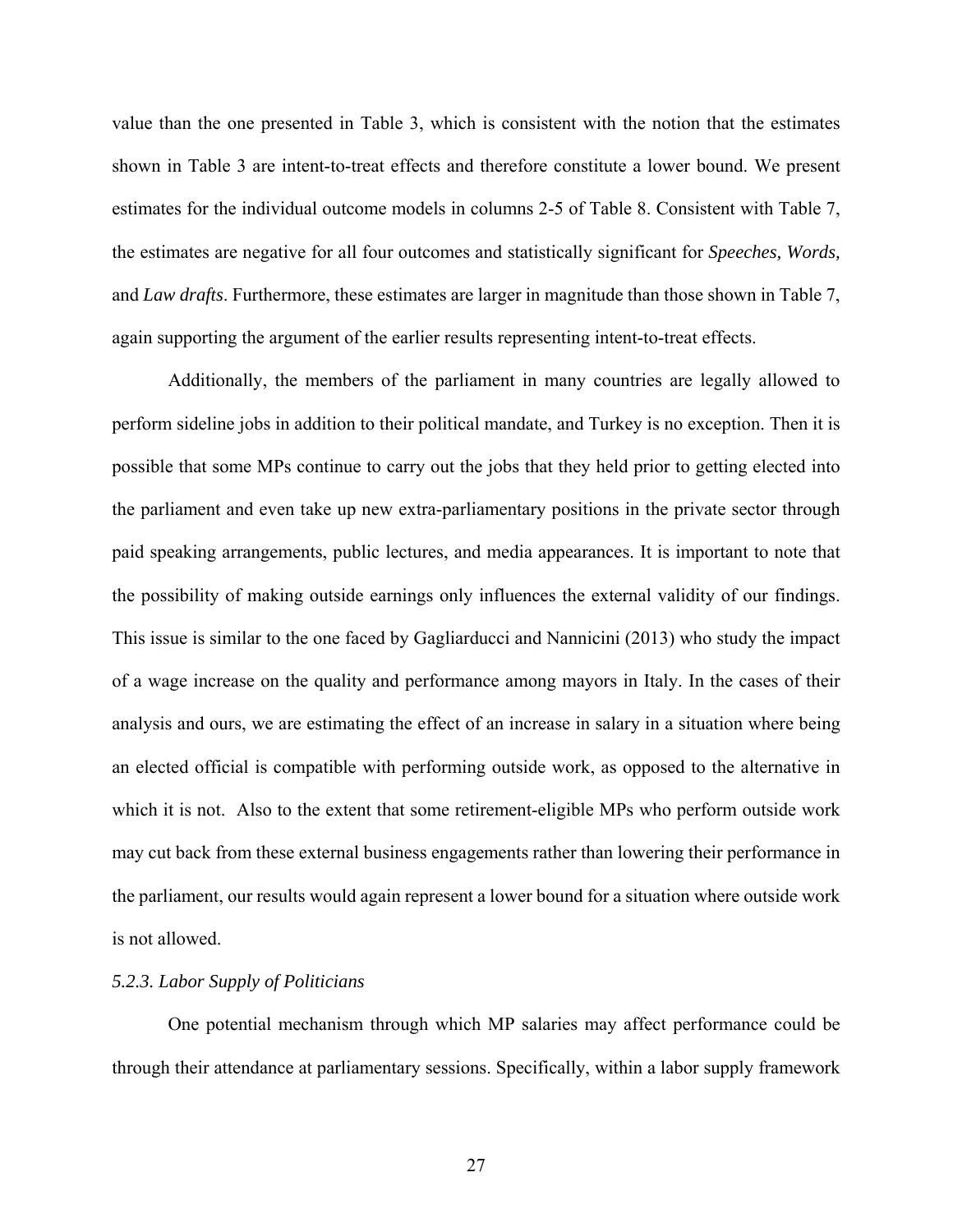value than the one presented in Table 3, which is consistent with the notion that the estimates shown in Table 3 are intent-to-treat effects and therefore constitute a lower bound. We present estimates for the individual outcome models in columns 2-5 of Table 8. Consistent with Table 7, the estimates are negative for all four outcomes and statistically significant for *Speeches, Words,* and *Law drafts*. Furthermore, these estimates are larger in magnitude than those shown in Table 7, again supporting the argument of the earlier results representing intent-to-treat effects.

Additionally, the members of the parliament in many countries are legally allowed to perform sideline jobs in addition to their political mandate, and Turkey is no exception. Then it is possible that some MPs continue to carry out the jobs that they held prior to getting elected into the parliament and even take up new extra-parliamentary positions in the private sector through paid speaking arrangements, public lectures, and media appearances. It is important to note that the possibility of making outside earnings only influences the external validity of our findings. This issue is similar to the one faced by Gagliarducci and Nannicini (2013) who study the impact of a wage increase on the quality and performance among mayors in Italy. In the cases of their analysis and ours, we are estimating the effect of an increase in salary in a situation where being an elected official is compatible with performing outside work, as opposed to the alternative in which it is not. Also to the extent that some retirement-eligible MPs who perform outside work may cut back from these external business engagements rather than lowering their performance in the parliament, our results would again represent a lower bound for a situation where outside work is not allowed.

### *5.2.3. Labor Supply of Politicians*

One potential mechanism through which MP salaries may affect performance could be through their attendance at parliamentary sessions. Specifically, within a labor supply framework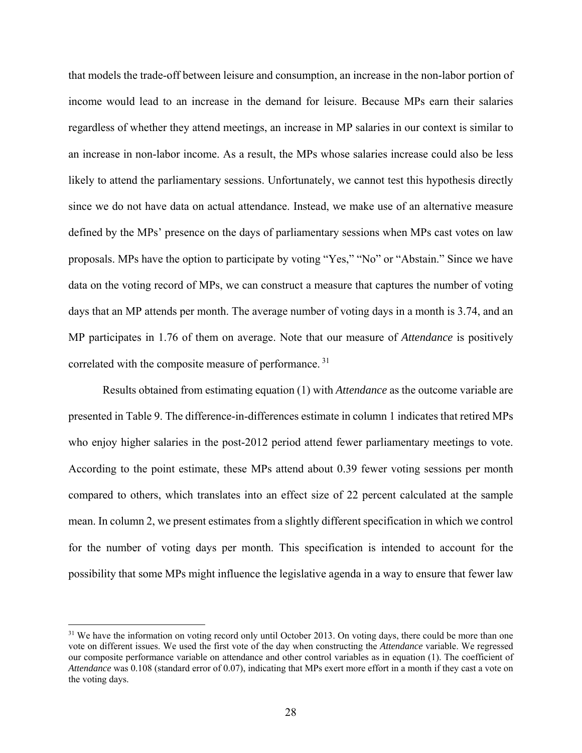that models the trade-off between leisure and consumption, an increase in the non-labor portion of income would lead to an increase in the demand for leisure. Because MPs earn their salaries regardless of whether they attend meetings, an increase in MP salaries in our context is similar to an increase in non-labor income. As a result, the MPs whose salaries increase could also be less likely to attend the parliamentary sessions. Unfortunately, we cannot test this hypothesis directly since we do not have data on actual attendance. Instead, we make use of an alternative measure defined by the MPs' presence on the days of parliamentary sessions when MPs cast votes on law proposals. MPs have the option to participate by voting "Yes," "No" or "Abstain." Since we have data on the voting record of MPs, we can construct a measure that captures the number of voting days that an MP attends per month. The average number of voting days in a month is 3.74, and an MP participates in 1.76 of them on average. Note that our measure of *Attendance* is positively correlated with the composite measure of performance. [31]

Results obtained from estimating equation (1) with *Attendance* as the outcome variable are presented in Table 9. The difference-in-differences estimate in column 1 indicates that retired MPs who enjoy higher salaries in the post-2012 period attend fewer parliamentary meetings to vote. According to the point estimate, these MPs attend about 0.39 fewer voting sessions per month compared to others, which translates into an effect size of 22 percent calculated at the sample mean. In column 2, we present estimates from a slightly different specification in which we control for the number of voting days per month. This specification is intended to account for the possibility that some MPs might influence the legislative agenda in a way to ensure that fewer law

[31] We have the information on voting record only until October 2013. On voting days, there could be more than one vote on different issues. We used the first vote of the day when constructing the *Attendance* variable. We regressed our composite performance variable on attendance and other control variables as in equation (1). The coefficient of *Attendance* was 0.108 (standard error of 0.07), indicating that MPs exert more effort in a month if they cast a vote on the voting days.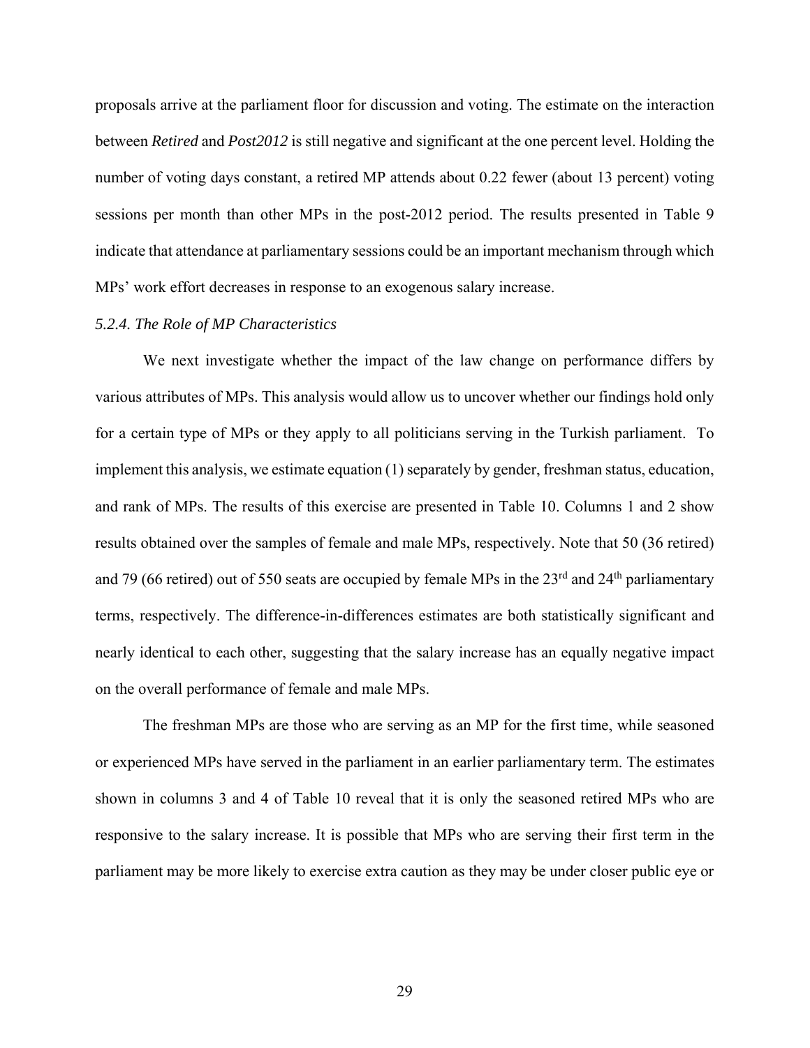proposals arrive at the parliament floor for discussion and voting. The estimate on the interaction between *Retired* and *Post2012* is still negative and significant at the one percent level. Holding the number of voting days constant, a retired MP attends about 0.22 fewer (about 13 percent) voting sessions per month than other MPs in the post-2012 period. The results presented in Table 9 indicate that attendance at parliamentary sessions could be an important mechanism through which MPs' work effort decreases in response to an exogenous salary increase.

*5.2.4. The Role of MP Characteristics*

We next investigate whether the impact of the law change on performance differs by various attributes of MPs. This analysis would allow us to uncover whether our findings hold only for a certain type of MPs or they apply to all politicians serving in the Turkish parliament. To implement this analysis, we estimate equation (1) separately by gender, freshman status, education, and rank of MPs. The results of this exercise are presented in Table 10. Columns 1 and 2 show results obtained over the samples of female and male MPs, respectively. Note that 50 (36 retired) and 79 (66 retired) out of 550 seats are occupied by female MPs in the 23rd and 24th parliamentary terms, respectively. The difference-in-differences estimates are both statistically significant and nearly identical to each other, suggesting that the salary increase has an equally negative impact on the overall performance of female and male MPs.

The freshman MPs are those who are serving as an MP for the first time, while seasoned or experienced MPs have served in the parliament in an earlier parliamentary term. The estimates shown in columns 3 and 4 of Table 10 reveal that it is only the seasoned retired MPs who are responsive to the salary increase. It is possible that MPs who are serving their first term in the parliament may be more likely to exercise extra caution as they may be under closer public eye or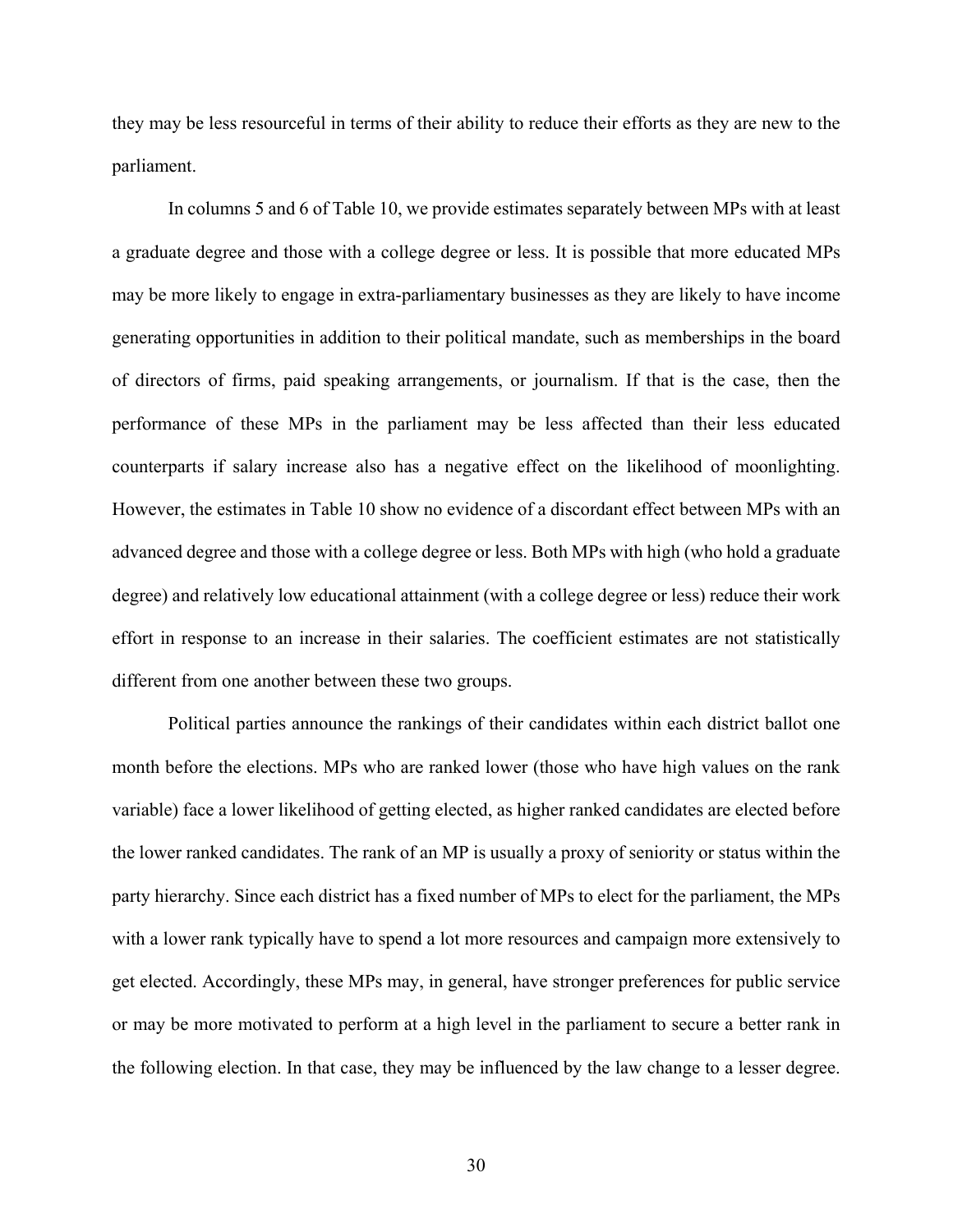they may be less resourceful in terms of their ability to reduce their efforts as they are new to the parliament.

In columns 5 and 6 of Table 10, we provide estimates separately between MPs with at least a graduate degree and those with a college degree or less. It is possible that more educated MPs may be more likely to engage in extra-parliamentary businesses as they are likely to have income generating opportunities in addition to their political mandate, such as memberships in the board of directors of firms, paid speaking arrangements, or journalism. If that is the case, then the performance of these MPs in the parliament may be less affected than their less educated counterparts if salary increase also has a negative effect on the likelihood of moonlighting. However, the estimates in Table 10 show no evidence of a discordant effect between MPs with an advanced degree and those with a college degree or less. Both MPs with high (who hold a graduate degree) and relatively low educational attainment (with a college degree or less) reduce their work effort in response to an increase in their salaries. The coefficient estimates are not statistically different from one another between these two groups.

Political parties announce the rankings of their candidates within each district ballot one month before the elections. MPs who are ranked lower (those who have high values on the rank variable) face a lower likelihood of getting elected, as higher ranked candidates are elected before the lower ranked candidates. The rank of an MP is usually a proxy of seniority or status within the party hierarchy. Since each district has a fixed number of MPs to elect for the parliament, the MPs with a lower rank typically have to spend a lot more resources and campaign more extensively to get elected. Accordingly, these MPs may, in general, have stronger preferences for public service or may be more motivated to perform at a high level in the parliament to secure a better rank in the following election. In that case, they may be influenced by the law change to a lesser degree.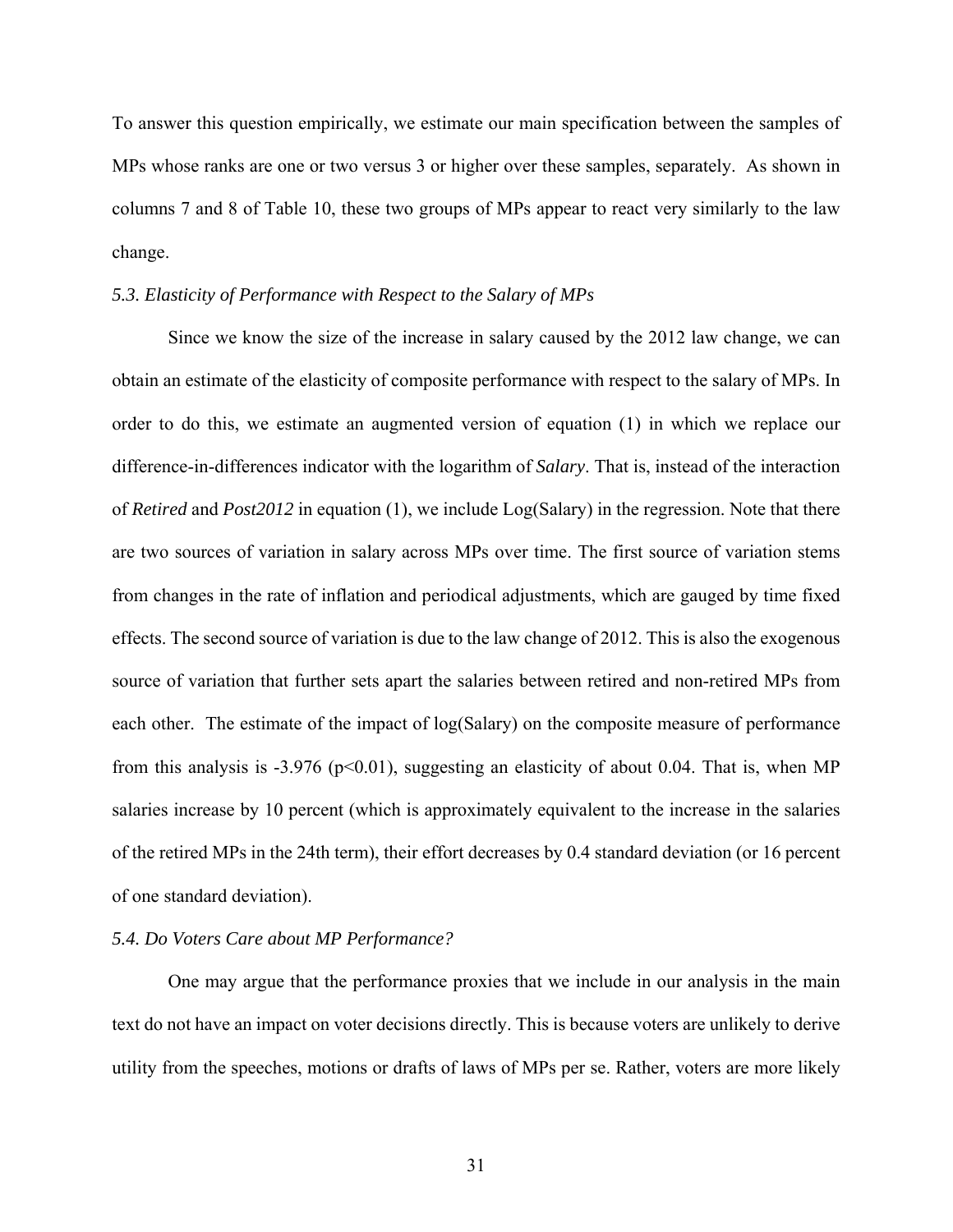To answer this question empirically, we estimate our main specification between the samples of MPs whose ranks are one or two versus 3 or higher over these samples, separately. As shown in columns 7 and 8 of Table 10, these two groups of MPs appear to react very similarly to the law change.

### *5.3. Elasticity of Performance with Respect to the Salary of MPs*

Since we know the size of the increase in salary caused by the 2012 law change, we can obtain an estimate of the elasticity of composite performance with respect to the salary of MPs. In order to do this, we estimate an augmented version of equation (1) in which we replace our difference-in-differences indicator with the logarithm of *Salary*. That is, instead of the interaction of *Retired* and *Post2012* in equation (1), we include Log(Salary) in the regression. Note that there are two sources of variation in salary across MPs over time. The first source of variation stems from changes in the rate of inflation and periodical adjustments, which are gauged by time fixed effects. The second source of variation is due to the law change of 2012. This is also the exogenous source of variation that further sets apart the salaries between retired and non-retired MPs from each other. The estimate of the impact of log(Salary) on the composite measure of performance from this analysis is -3.976 ($p<0.01$), suggesting an elasticity of about 0.04. That is, when MP salaries increase by 10 percent (which is approximately equivalent to the increase in the salaries of the retired MPs in the 24th term), their effort decreases by 0.4 standard deviation (or 16 percent of one standard deviation).

### *5.4. Do Voters Care about MP Performance?*

One may argue that the performance proxies that we include in our analysis in the main text do not have an impact on voter decisions directly. This is because voters are unlikely to derive utility from the speeches, motions or drafts of laws of MPs per se. Rather, voters are more likely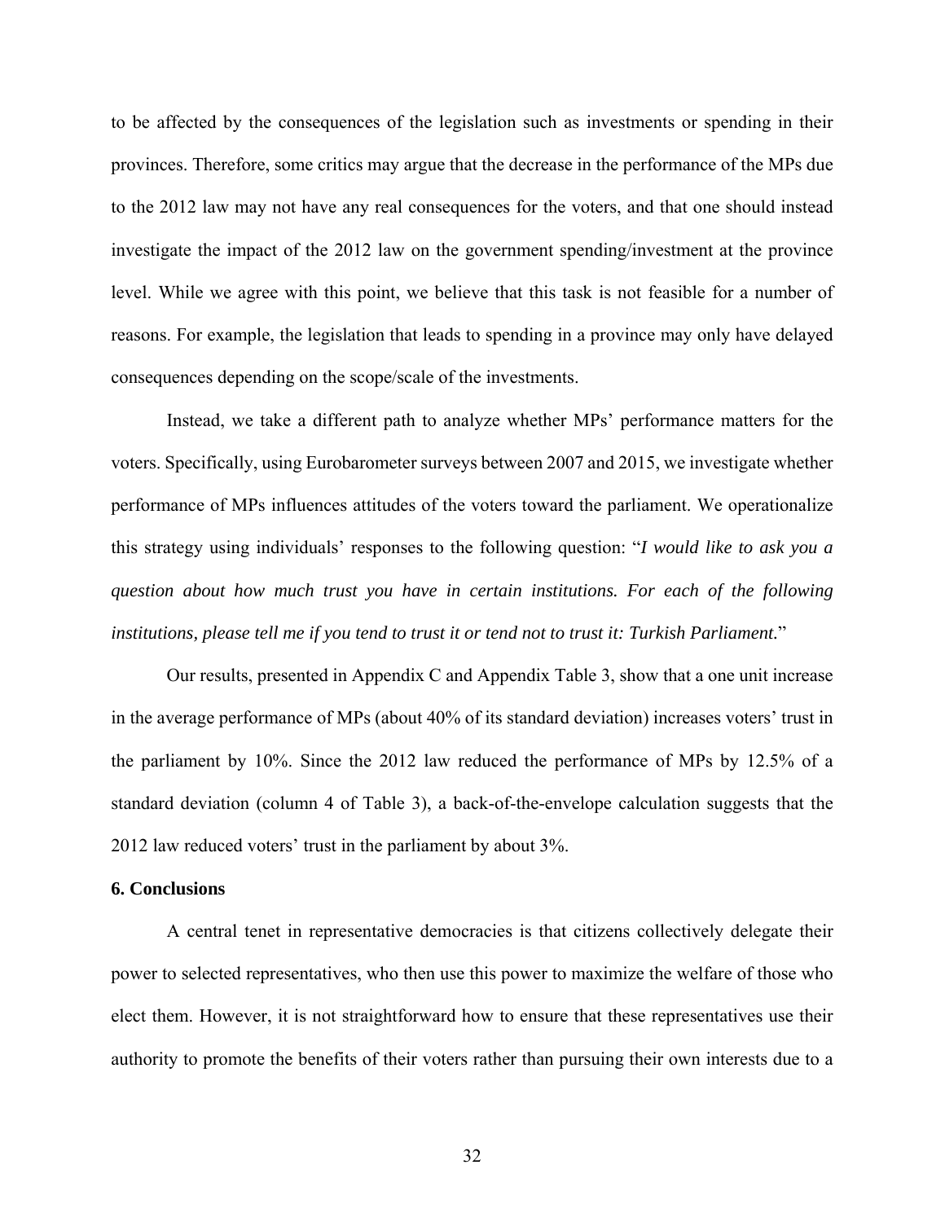to be affected by the consequences of the legislation such as investments or spending in their provinces. Therefore, some critics may argue that the decrease in the performance of the MPs due to the 2012 law may not have any real consequences for the voters, and that one should instead investigate the impact of the 2012 law on the government spending/investment at the province level. While we agree with this point, we believe that this task is not feasible for a number of reasons. For example, the legislation that leads to spending in a province may only have delayed consequences depending on the scope/scale of the investments.

Instead, we take a different path to analyze whether MPs' performance matters for the voters. Specifically, using Eurobarometer surveys between 2007 and 2015, we investigate whether performance of MPs influences attitudes of the voters toward the parliament. We operationalize this strategy using individuals' responses to the following question: "*I would like to ask you a question about how much trust you have in certain institutions. For each of the following institutions, please tell me if you tend to trust it or tend not to trust it: Turkish Parliament.*"

Our results, presented in Appendix C and Appendix Table 3, show that a one unit increase in the average performance of MPs (about 40% of its standard deviation) increases voters' trust in the parliament by 10%. Since the 2012 law reduced the performance of MPs by 12.5% of a standard deviation (column 4 of Table 3), a back-of-the-envelope calculation suggests that the 2012 law reduced voters' trust in the parliament by about 3%.

## 6. Conclusions

A central tenet in representative democracies is that citizens collectively delegate their power to selected representatives, who then use this power to maximize the welfare of those who elect them. However, it is not straightforward how to ensure that these representatives use their authority to promote the benefits of their voters rather than pursuing their own interests due to a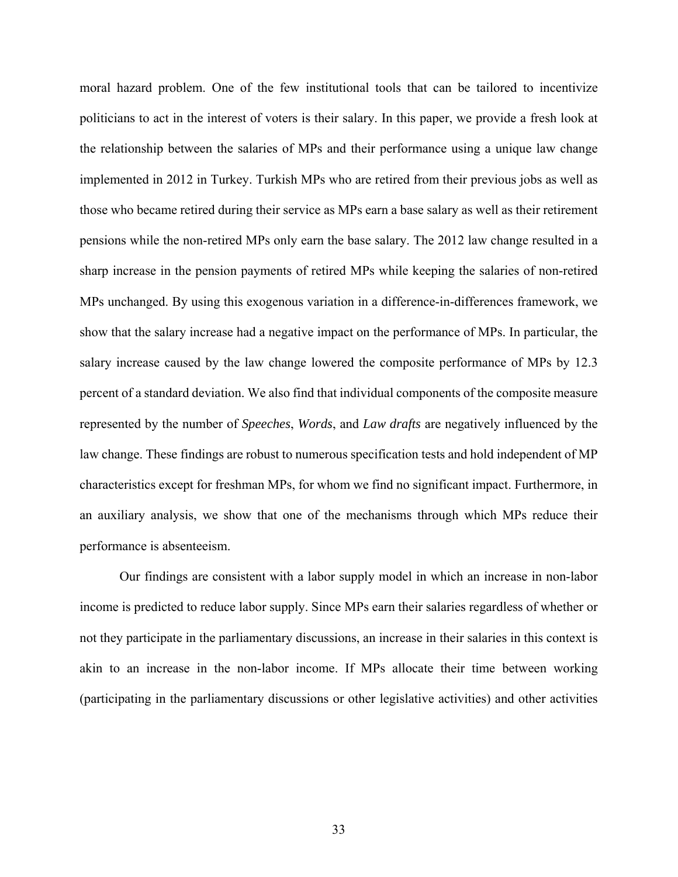moral hazard problem. One of the few institutional tools that can be tailored to incentivize politicians to act in the interest of voters is their salary. In this paper, we provide a fresh look at the relationship between the salaries of MPs and their performance using a unique law change implemented in 2012 in Turkey. Turkish MPs who are retired from their previous jobs as well as those who became retired during their service as MPs earn a base salary as well as their retirement pensions while the non-retired MPs only earn the base salary. The 2012 law change resulted in a sharp increase in the pension payments of retired MPs while keeping the salaries of non-retired MPs unchanged. By using this exogenous variation in a difference-in-differences framework, we show that the salary increase had a negative impact on the performance of MPs. In particular, the salary increase caused by the law change lowered the composite performance of MPs by 12.3 percent of a standard deviation. We also find that individual components of the composite measure represented by the number of *Speeches*, *Words*, and *Law drafts* are negatively influenced by the law change. These findings are robust to numerous specification tests and hold independent of MP characteristics except for freshman MPs, for whom we find no significant impact. Furthermore, in an auxiliary analysis, we show that one of the mechanisms through which MPs reduce their performance is absenteeism.

Our findings are consistent with a labor supply model in which an increase in non-labor income is predicted to reduce labor supply. Since MPs earn their salaries regardless of whether or not they participate in the parliamentary discussions, an increase in their salaries in this context is akin to an increase in the non-labor income. If MPs allocate their time between working (participating in the parliamentary discussions or other legislative activities) and other activities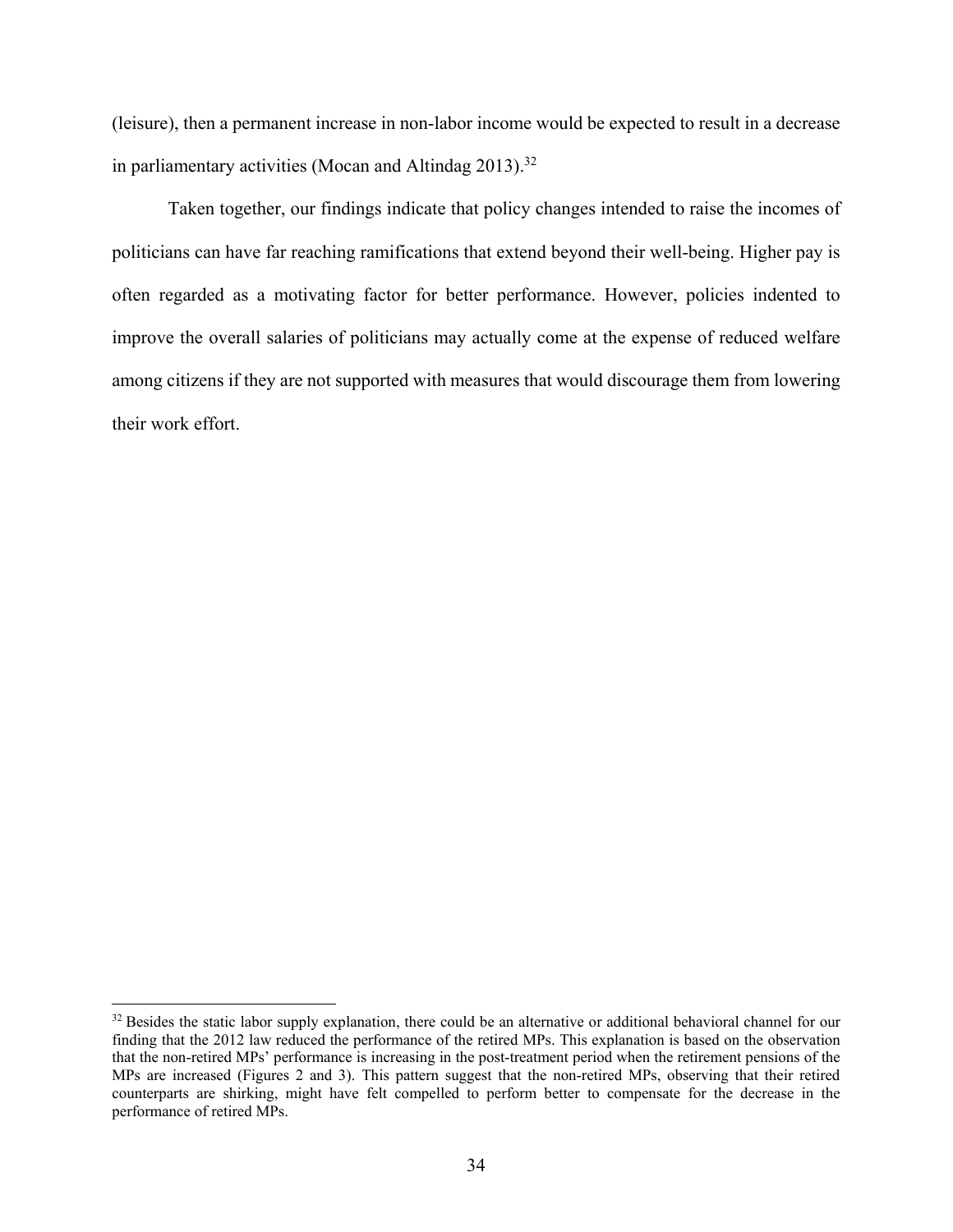(leisure), then a permanent increase in non-labor income would be expected to result in a decrease in parliamentary activities (Mocan and Altindag 2013).[32]

Taken together, our findings indicate that policy changes intended to raise the incomes of politicians can have far reaching ramifications that extend beyond their well-being. Higher pay is often regarded as a motivating factor for better performance. However, policies indented to improve the overall salaries of politicians may actually come at the expense of reduced welfare among citizens if they are not supported with measures that would discourage them from lowering their work effort.

[32] Besides the static labor supply explanation, there could be an alternative or additional behavioral channel for our finding that the 2012 law reduced the performance of the retired MPs. This explanation is based on the observation that the non-retired MPs' performance is increasing in the post-treatment period when the retirement pensions of the MPs are increased (Figures 2 and 3). This pattern suggest that the non-retired MPs, observing that their retired counterparts are shirking, might have felt compelled to perform better to compensate for the decrease in the performance of retired MPs.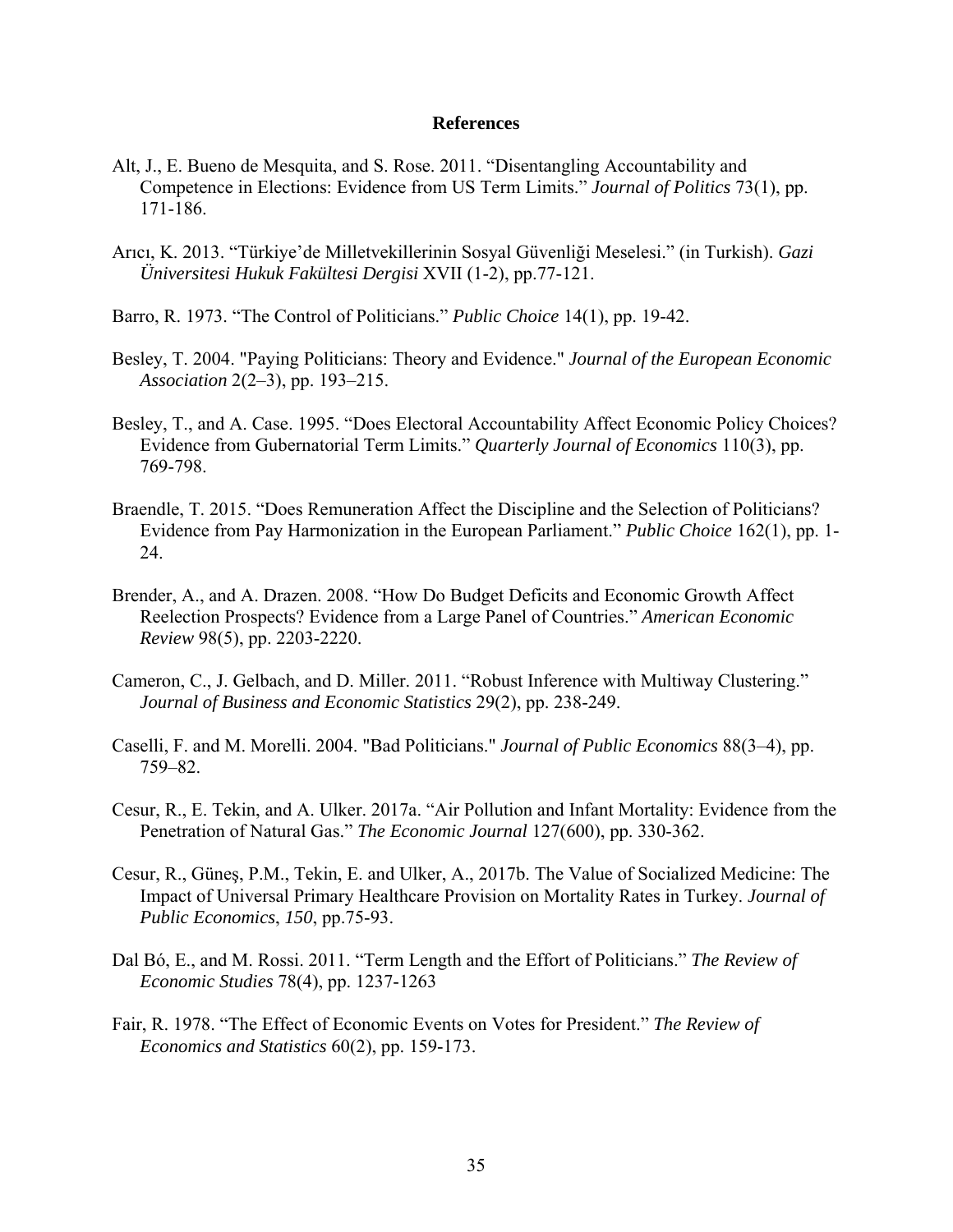## References

Alt, J., E. Bueno de Mesquita, and S. Rose. 2011. "Disentangling Accountability and Competence in Elections: Evidence from US Term Limits." *Journal of Politics* 73(1), pp. 171-186.

Arıcı, K. 2013. "Türkiye'de Milletvekillerinin Sosyal Güvenliği Meselesi." (in Turkish). *Gazi Üniversitesi Hukuk Fakültesi Dergisi* XVII (1-2), pp.77-121.

Barro, R. 1973. "The Control of Politicians." *Public Choice* 14(1), pp. 19-42.

Besley, T. 2004. "Paying Politicians: Theory and Evidence." *Journal of the European Economic Association* 2(2–3), pp. 193–215.

Besley, T., and A. Case. 1995. "Does Electoral Accountability Affect Economic Policy Choices? Evidence from Gubernatorial Term Limits." *Quarterly Journal of Economics* 110(3), pp. 769-798.

Braendle, T. 2015. "Does Remuneration Affect the Discipline and the Selection of Politicians? Evidence from Pay Harmonization in the European Parliament." *Public Choice* 162(1), pp. 1-24.

Brender, A., and A. Drazen. 2008. "How Do Budget Deficits and Economic Growth Affect Reelection Prospects? Evidence from a Large Panel of Countries." *American Economic Review* 98(5), pp. 2203-2220.

Cameron, C., J. Gelbach, and D. Miller. 2011. "Robust Inference with Multiway Clustering." *Journal of Business and Economic Statistics* 29(2), pp. 238-249.

Caselli, F. and M. Morelli. 2004. "Bad Politicians." *Journal of Public Economics* 88(3–4), pp. 759–82.

Cesur, R., E. Tekin, and A. Ulker. 2017a. "Air Pollution and Infant Mortality: Evidence from the Penetration of Natural Gas." *The Economic Journal* 127(600), pp. 330-362.

Cesur, R., Güneş, P.M., Tekin, E. and Ulker, A., 2017b. The Value of Socialized Medicine: The Impact of Universal Primary Healthcare Provision on Mortality Rates in Turkey. *Journal of Public Economics*, *150*, pp.75-93.

Dal Bó, E., and M. Rossi. 2011. "Term Length and the Effort of Politicians." *The Review of Economic Studies* 78(4), pp. 1237-1263

Fair, R. 1978. "The Effect of Economic Events on Votes for President." *The Review of Economics and Statistics* 60(2), pp. 159-173.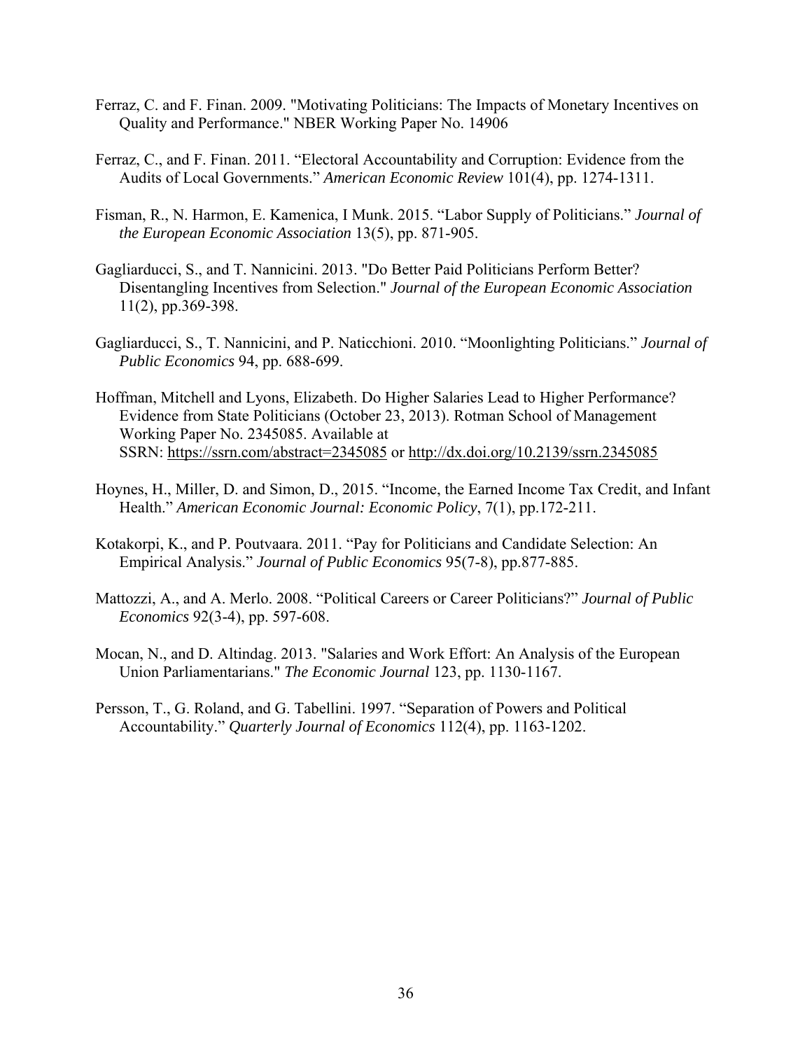Ferraz, C. and F. Finan. 2009. "Motivating Politicians: The Impacts of Monetary Incentives on Quality and Performance." NBER Working Paper No. 14906

Ferraz, C., and F. Finan. 2011. "Electoral Accountability and Corruption: Evidence from the Audits of Local Governments." *American Economic Review* 101(4), pp. 1274-1311.

Fisman, R., N. Harmon, E. Kamenica, I Munk. 2015. "Labor Supply of Politicians." *Journal of the European Economic Association* 13(5), pp. 871-905.

Gagliarducci, S., and T. Nannicini. 2013. "Do Better Paid Politicians Perform Better? Disentangling Incentives from Selection." *Journal of the European Economic Association* 11(2), pp.369-398.

Gagliarducci, S., T. Nannicini, and P. Naticchioni. 2010. "Moonlighting Politicians." *Journal of Public Economics* 94, pp. 688-699.

Hoffman, Mitchell and Lyons, Elizabeth. Do Higher Salaries Lead to Higher Performance? Evidence from State Politicians (October 23, 2013). Rotman School of Management Working Paper No. 2345085. Available at SSRN: https://ssrn.com/abstract=2345085 or http://dx.doi.org/10.2139/ssrn.2345085

Hoynes, H., Miller, D. and Simon, D., 2015. "Income, the Earned Income Tax Credit, and Infant Health." *American Economic Journal: Economic Policy*, 7(1), pp.172-211.

Kotakorpi, K., and P. Poutvaara. 2011. "Pay for Politicians and Candidate Selection: An Empirical Analysis." *Journal of Public Economics* 95(7-8), pp.877-885.

Mattozzi, A., and A. Merlo. 2008. "Political Careers or Career Politicians?" *Journal of Public Economics* 92(3-4), pp. 597-608.

Mocan, N., and D. Altindag. 2013. "Salaries and Work Effort: An Analysis of the European Union Parliamentarians." *The Economic Journal* 123, pp. 1130-1167.

Persson, T., G. Roland, and G. Tabellini. 1997. "Separation of Powers and Political Accountability." *Quarterly Journal of Economics* 112(4), pp. 1163-1202.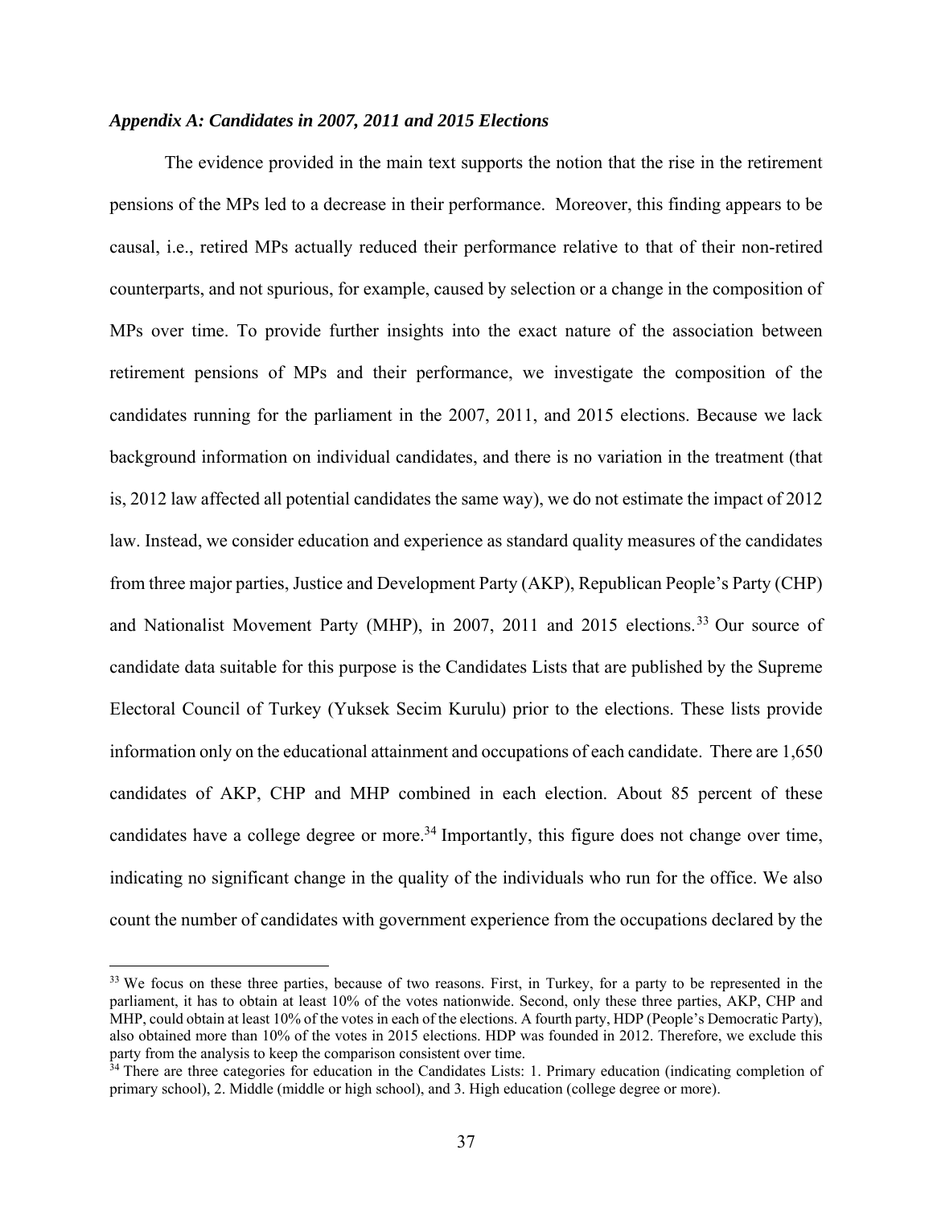### *Appendix A: Candidates in 2007, 2011 and 2015 Elections*

The evidence provided in the main text supports the notion that the rise in the retirement pensions of the MPs led to a decrease in their performance. Moreover, this finding appears to be causal, i.e., retired MPs actually reduced their performance relative to that of their non-retired counterparts, and not spurious, for example, caused by selection or a change in the composition of MPs over time. To provide further insights into the exact nature of the association between retirement pensions of MPs and their performance, we investigate the composition of the candidates running for the parliament in the 2007, 2011, and 2015 elections. Because we lack background information on individual candidates, and there is no variation in the treatment (that is, 2012 law affected all potential candidates the same way), we do not estimate the impact of 2012 law. Instead, we consider education and experience as standard quality measures of the candidates from three major parties, Justice and Development Party (AKP), Republican People's Party (CHP) and Nationalist Movement Party (MHP), in 2007, 2011 and 2015 elections.[33] Our source of candidate data suitable for this purpose is the Candidates Lists that are published by the Supreme Electoral Council of Turkey (Yuksek Secim Kurulu) prior to the elections. These lists provide information only on the educational attainment and occupations of each candidate. There are 1,650 candidates of AKP, CHP and MHP combined in each election. About 85 percent of these candidates have a college degree or more.[34] Importantly, this figure does not change over time, indicating no significant change in the quality of the individuals who run for the office. We also count the number of candidates with government experience from the occupations declared by the

[33] We focus on these three parties, because of two reasons. First, in Turkey, for a party to be represented in the parliament, it has to obtain at least 10% of the votes nationwide. Second, only these three parties, AKP, CHP and MHP, could obtain at least 10% of the votes in each of the elections. A fourth party, HDP (People's Democratic Party), also obtained more than 10% of the votes in 2015 elections. HDP was founded in 2012. Therefore, we exclude this party from the analysis to keep the comparison consistent over time.

[34] There are three categories for education in the Candidates Lists: 1. Primary education (indicating completion of primary school), 2. Middle (middle or high school), and 3. High education (college degree or more).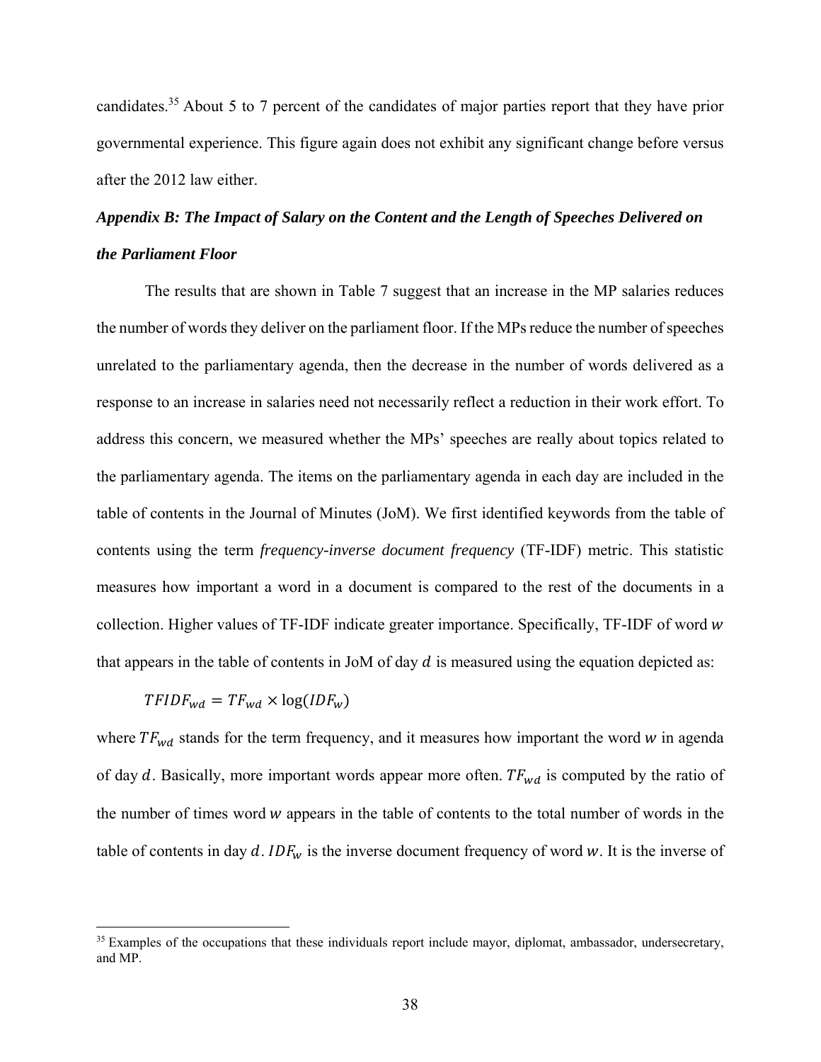candidates.[35] About 5 to 7 percent of the candidates of major parties report that they have prior governmental experience. This figure again does not exhibit any significant change before versus after the 2012 law either.

### *Appendix B: The Impact of Salary on the Content and the Length of Speeches Delivered on the Parliament Floor*

The results that are shown in Table 7 suggest that an increase in the MP salaries reduces the number of words they deliver on the parliament floor. If the MPs reduce the number of speeches unrelated to the parliamentary agenda, then the decrease in the number of words delivered as a response to an increase in salaries need not necessarily reflect a reduction in their work effort. To address this concern, we measured whether the MPs' speeches are really about topics related to the parliamentary agenda. The items on the parliamentary agenda in each day are included in the table of contents in the Journal of Minutes (JoM). We first identified keywords from the table of contents using the term *frequency-inverse document frequency* (TF-IDF) metric. This statistic measures how important a word in a document is compared to the rest of the documents in a collection. Higher values of TF-IDF indicate greater importance. Specifically, TF-IDF of word $w$ that appears in the table of contents in JoM of day $d$ is measured using the equation depicted as:

$$TFIDF_{wd} = TF_{wd} \times \log(IDF_{w})$$

where $TF_{wd}$ stands for the term frequency, and it measures how important the word $w$ in agenda of day $d$. Basically, more important words appear more often. $TF_{wd}$ is computed by the ratio of the number of times word $w$ appears in the table of contents to the total number of words in the table of contents in day $d$. $IDF_{w}$ is the inverse document frequency of word $w$. It is the inverse of

[35] Examples of the occupations that these individuals report include mayor, diplomat, ambassador, undersecretary, and MP.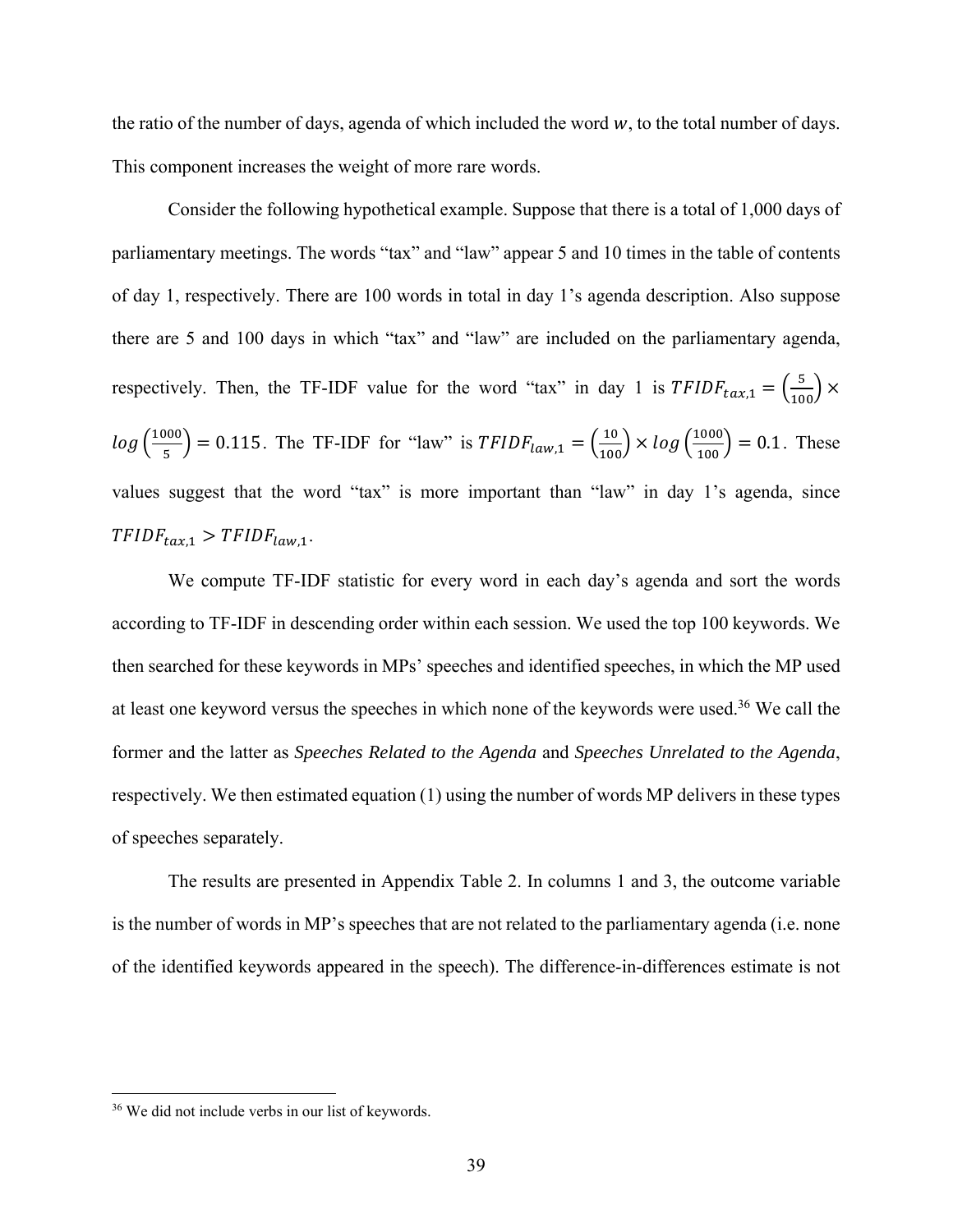the ratio of the number of days, agenda of which included the word $w$, to the total number of days. This component increases the weight of more rare words.

Consider the following hypothetical example. Suppose that there is a total of 1,000 days of parliamentary meetings. The words "tax" and "law" appear 5 and 10 times in the table of contents of day 1, respectively. There are 100 words in total in day 1's agenda description. Also suppose there are 5 and 100 days in which "tax" and "law" are included on the parliamentary agenda, respectively. Then, the TF-IDF value for the word "tax" in day 1 is $TFIDF_{tax,1} = \left(\frac{5}{100}\right) \times log\left(\frac{1000}{5}\right) = 0.115$. The TF-IDF for "law" is $TFIDF_{law,1} = \left(\frac{10}{100}\right) \times log\left(\frac{1000}{100}\right) = 0.1$. These values suggest that the word "tax" is more important than "law" in day 1's agenda, since $TFIDF_{tax,1} > TFIDF_{law,1}$.

We compute TF-IDF statistic for every word in each day's agenda and sort the words according to TF-IDF in descending order within each session. We used the top 100 keywords. We then searched for these keywords in MPs' speeches and identified speeches, in which the MP used at least one keyword versus the speeches in which none of the keywords were used.[36] We call the former and the latter as *Speeches Related to the Agenda* and *Speeches Unrelated to the Agenda*, respectively. We then estimated equation (1) using the number of words MP delivers in these types of speeches separately.

The results are presented in Appendix Table 2. In columns 1 and 3, the outcome variable is the number of words in MP's speeches that are not related to the parliamentary agenda (i.e. none of the identified keywords appeared in the speech). The difference-in-differences estimate is not

[36] We did not include verbs in our list of keywords.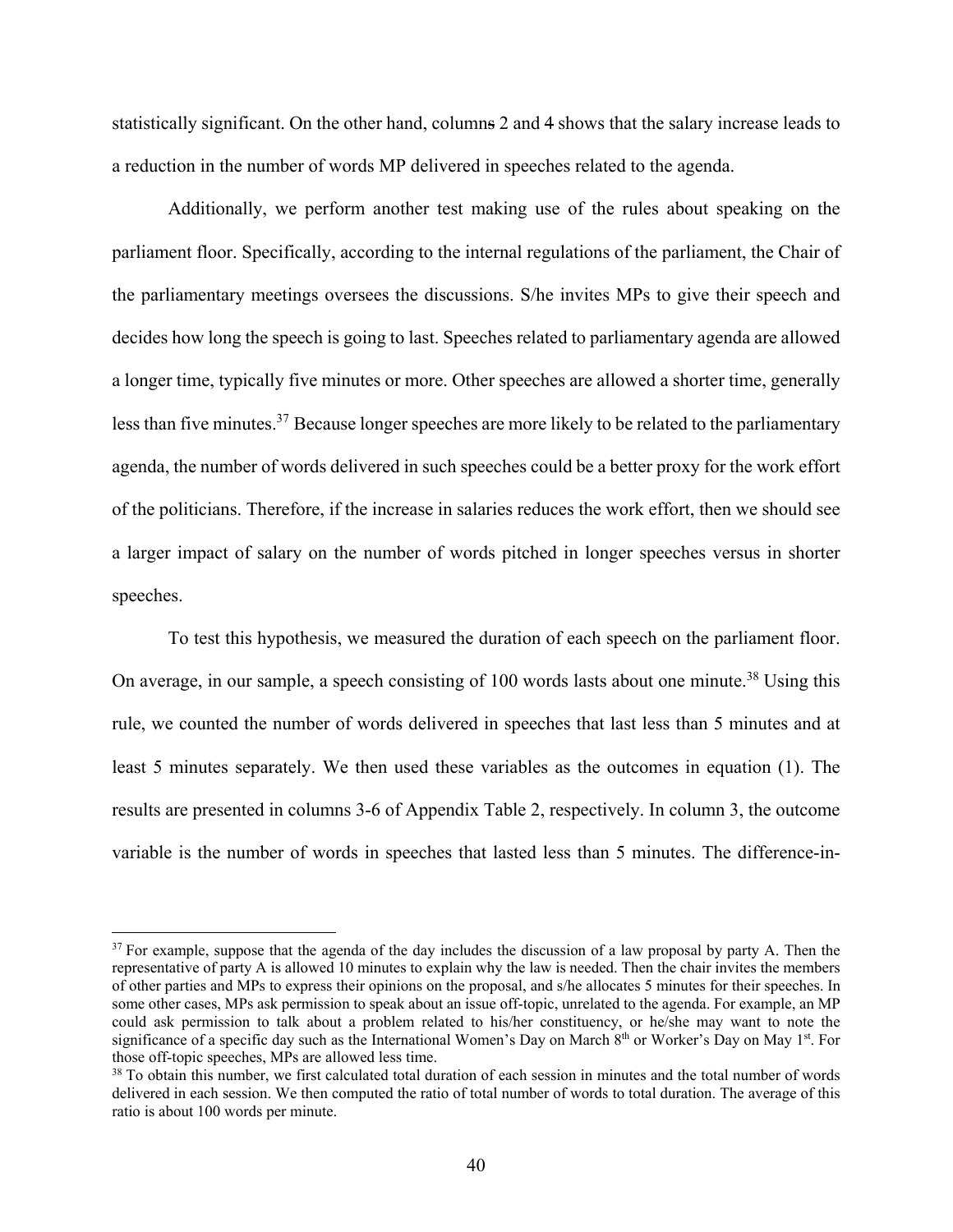statistically significant. On the other hand, columns 2 and 4 shows that the salary increase leads to a reduction in the number of words MP delivered in speeches related to the agenda.

Additionally, we perform another test making use of the rules about speaking on the parliament floor. Specifically, according to the internal regulations of the parliament, the Chair of the parliamentary meetings oversees the discussions. S/he invites MPs to give their speech and decides how long the speech is going to last. Speeches related to parliamentary agenda are allowed a longer time, typically five minutes or more. Other speeches are allowed a shorter time, generally less than five minutes.[37] Because longer speeches are more likely to be related to the parliamentary agenda, the number of words delivered in such speeches could be a better proxy for the work effort of the politicians. Therefore, if the increase in salaries reduces the work effort, then we should see a larger impact of salary on the number of words pitched in longer speeches versus in shorter speeches.

To test this hypothesis, we measured the duration of each speech on the parliament floor. On average, in our sample, a speech consisting of 100 words lasts about one minute.[38] Using this rule, we counted the number of words delivered in speeches that last less than 5 minutes and at least 5 minutes separately. We then used these variables as the outcomes in equation (1). The results are presented in columns 3-6 of Appendix Table 2, respectively. In column 3, the outcome variable is the number of words in speeches that lasted less than 5 minutes. The difference-in-

---

[37] For example, suppose that the agenda of the day includes the discussion of a law proposal by party A. Then the representative of party A is allowed 10 minutes to explain why the law is needed. Then the chair invites the members of other parties and MPs to express their opinions on the proposal, and s/he allocates 5 minutes for their speeches. In some other cases, MPs ask permission to speak about an issue off-topic, unrelated to the agenda. For example, an MP could ask permission to talk about a problem related to his/her constituency, or he/she may want to note the significance of a specific day such as the International Women's Day on March 8th or Worker's Day on May 1st. For those off-topic speeches, MPs are allowed less time.

[38] To obtain this number, we first calculated total duration of each session in minutes and the total number of words delivered in each session. We then computed the ratio of total number of words to total duration. The average of this ratio is about 100 words per minute.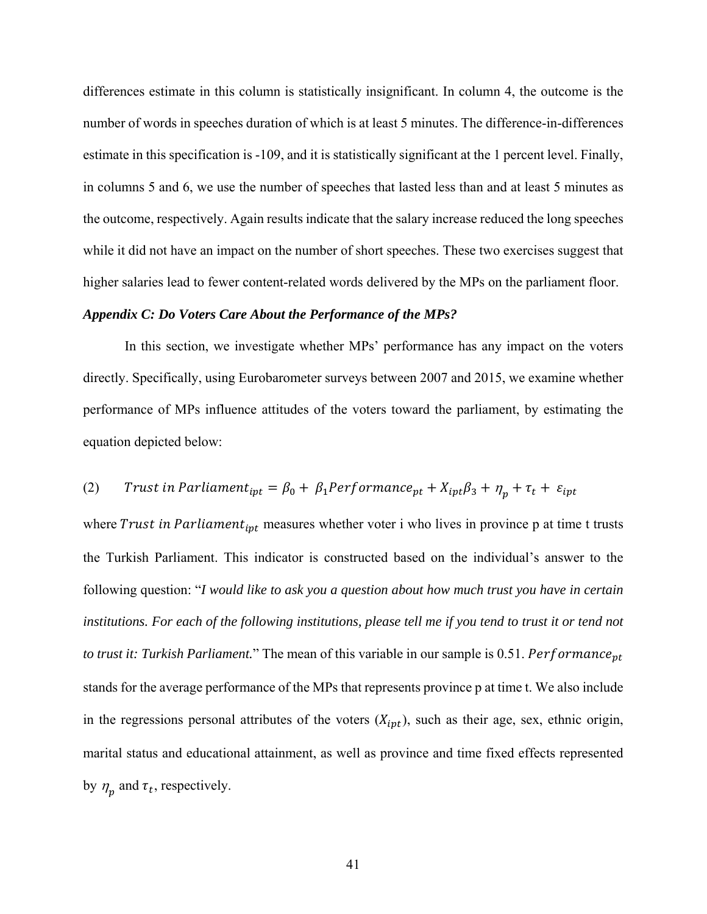differences estimate in this column is statistically insignificant. In column 4, the outcome is the number of words in speeches duration of which is at least 5 minutes. The difference-in-differences estimate in this specification is -109, and it is statistically significant at the 1 percent level. Finally, in columns 5 and 6, we use the number of speeches that lasted less than and at least 5 minutes as the outcome, respectively. Again results indicate that the salary increase reduced the long speeches while it did not have an impact on the number of short speeches. These two exercises suggest that higher salaries lead to fewer content-related words delivered by the MPs on the parliament floor.

***Appendix C: Do Voters Care About the Performance of the MPs?***

In this section, we investigate whether MPs' performance has any impact on the voters directly. Specifically, using Eurobarometer surveys between 2007 and 2015, we examine whether performance of MPs influence attitudes of the voters toward the parliament, by estimating the equation depicted below:

$$(2) \qquad Trust\ in\ Parliament_{ipt} = \beta_0 + \beta_1 Performance_{pt} + X_{ipt}\beta_3 + \eta_p + \tau_t + \varepsilon_{ipt}$$

where $Trust\ in\ Parliament_{ipt}$ measures whether voter i who lives in province p at time t trusts the Turkish Parliament. This indicator is constructed based on the individual's answer to the following question: "*I would like to ask you a question about how much trust you have in certain institutions. For each of the following institutions, please tell me if you tend to trust it or tend not to trust it: Turkish Parliament.*" The mean of this variable in our sample is 0.51. $Performance_{pt}$ stands for the average performance of the MPs that represents province p at time t. We also include in the regressions personal attributes of the voters ($X_{ipt}$), such as their age, sex, ethnic origin, marital status and educational attainment, as well as province and time fixed effects represented by $\eta_p$ and $\tau_t$, respectively.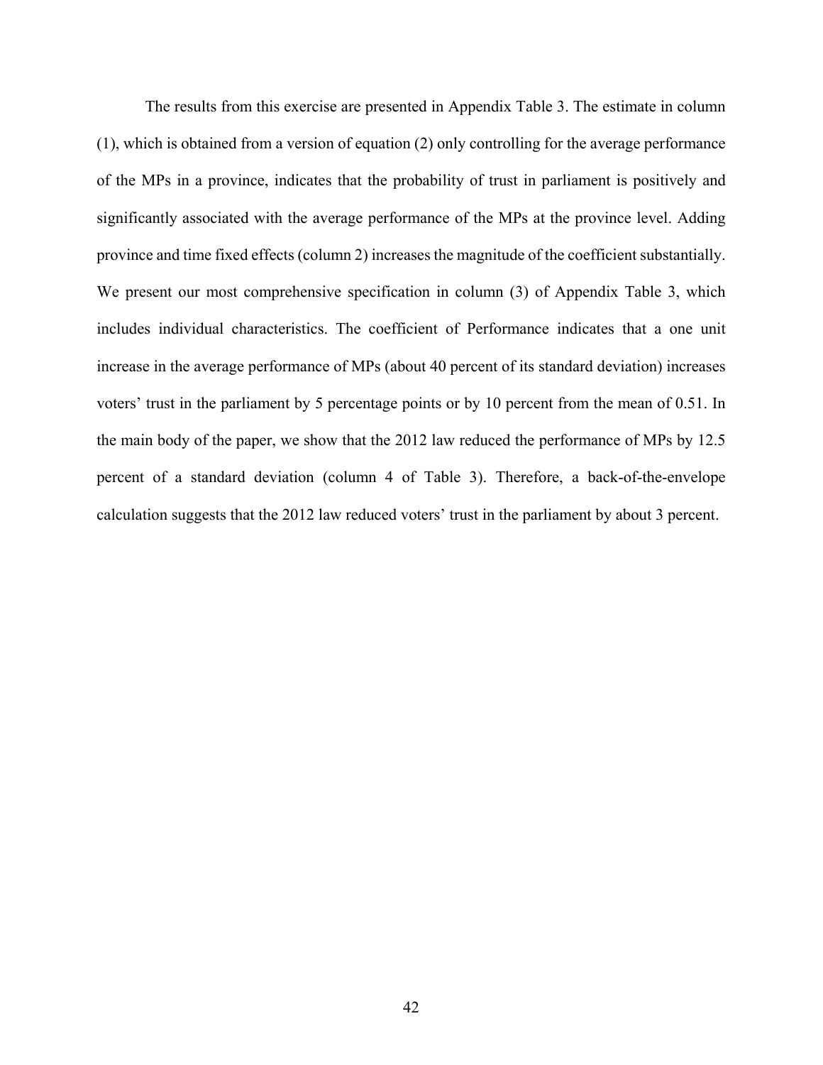The results from this exercise are presented in Appendix Table 3. The estimate in column (1), which is obtained from a version of equation (2) only controlling for the average performance of the MPs in a province, indicates that the probability of trust in parliament is positively and significantly associated with the average performance of the MPs at the province level. Adding province and time fixed effects (column 2) increases the magnitude of the coefficient substantially. We present our most comprehensive specification in column (3) of Appendix Table 3, which includes individual characteristics. The coefficient of Performance indicates that a one unit increase in the average performance of MPs (about 40 percent of its standard deviation) increases voters' trust in the parliament by 5 percentage points or by 10 percent from the mean of 0.51. In the main body of the paper, we show that the 2012 law reduced the performance of MPs by 12.5 percent of a standard deviation (column 4 of Table 3). Therefore, a back-of-the-envelope calculation suggests that the 2012 law reduced voters' trust in the parliament by about 3 percent.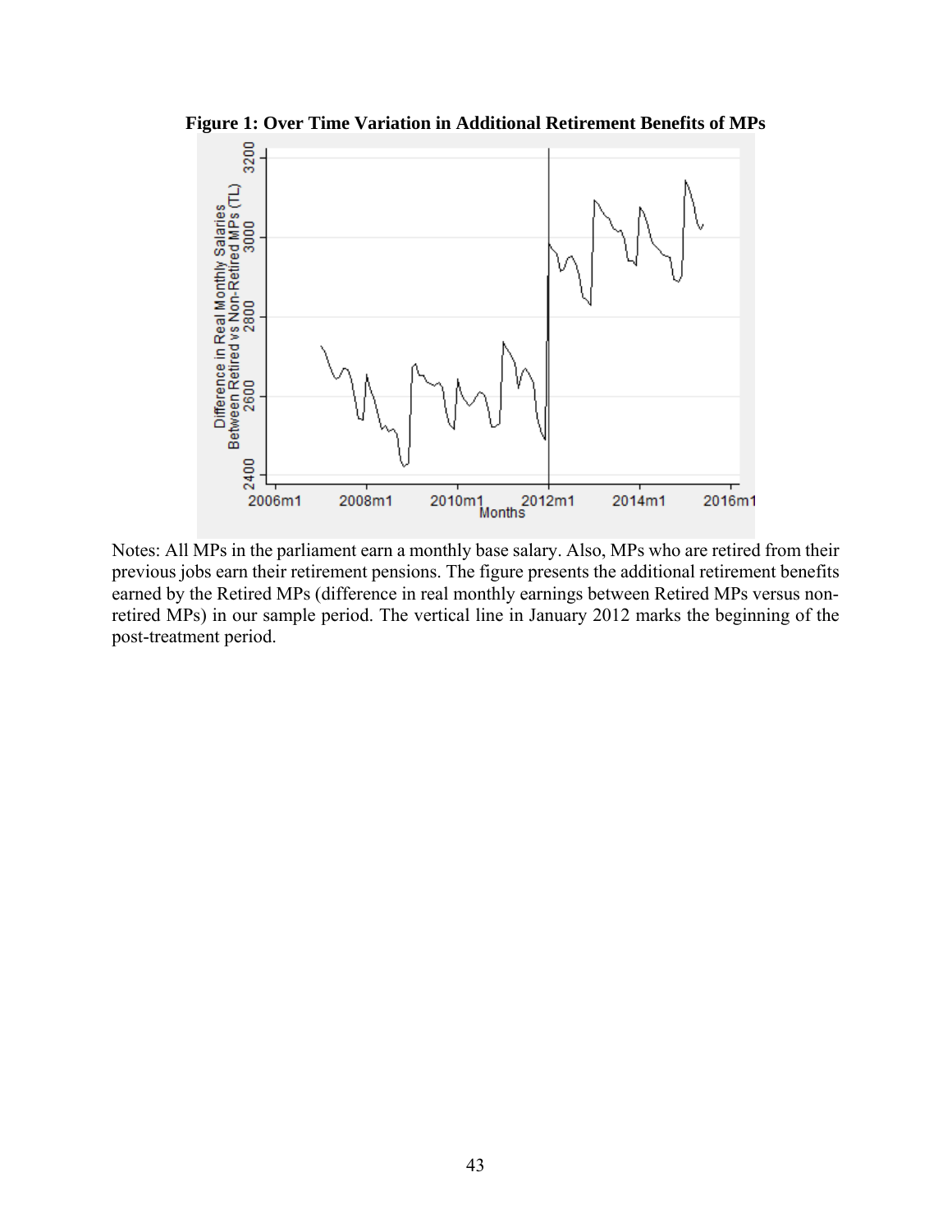**Figure 1: Over Time Variation in Additional Retirement Benefits of MPs**

Notes: All MPs in the parliament earn a monthly base salary. Also, MPs who are retired from their previous jobs earn their retirement pensions. The figure presents the additional retirement benefits earned by the Retired MPs (difference in real monthly earnings between Retired MPs versus non-retired MPs) in our sample period. The vertical line in January 2012 marks the beginning of the post-treatment period.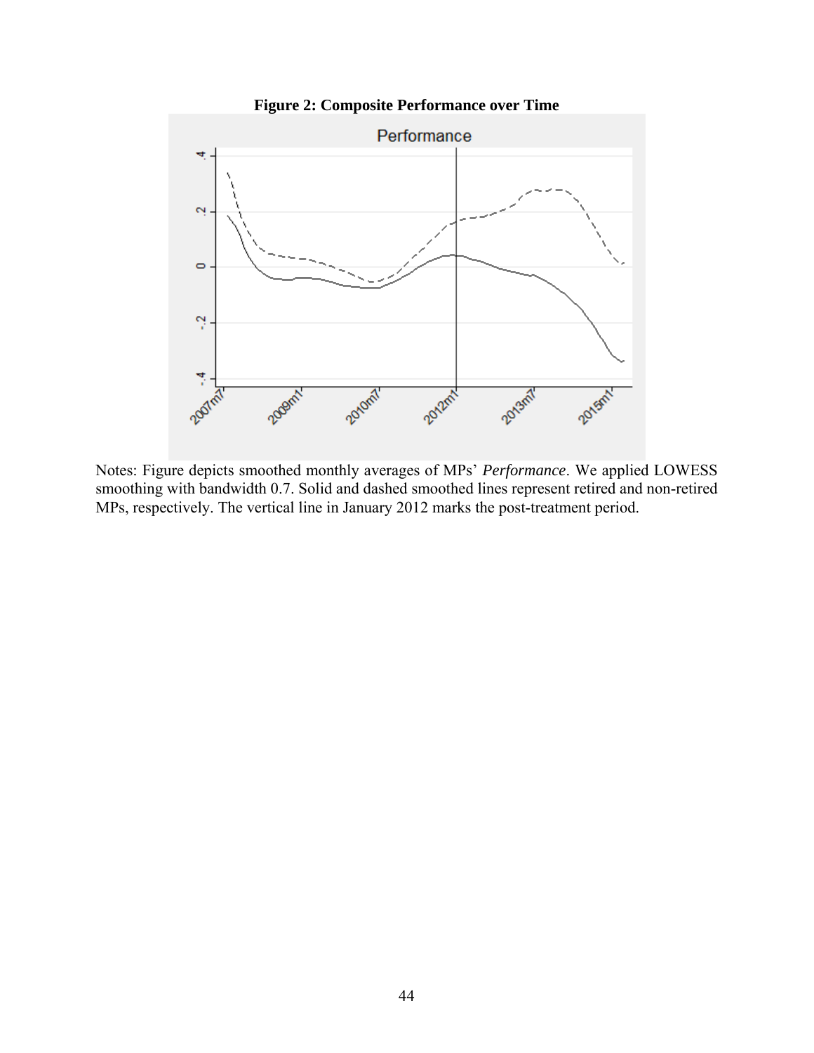**Figure 2: Composite Performance over Time**

Notes: Figure depicts smoothed monthly averages of MPs' *Performance*. We applied LOWESS smoothing with bandwidth 0.7. Solid and dashed smoothed lines represent retired and non-retired MPs, respectively. The vertical line in January 2012 marks the post-treatment period.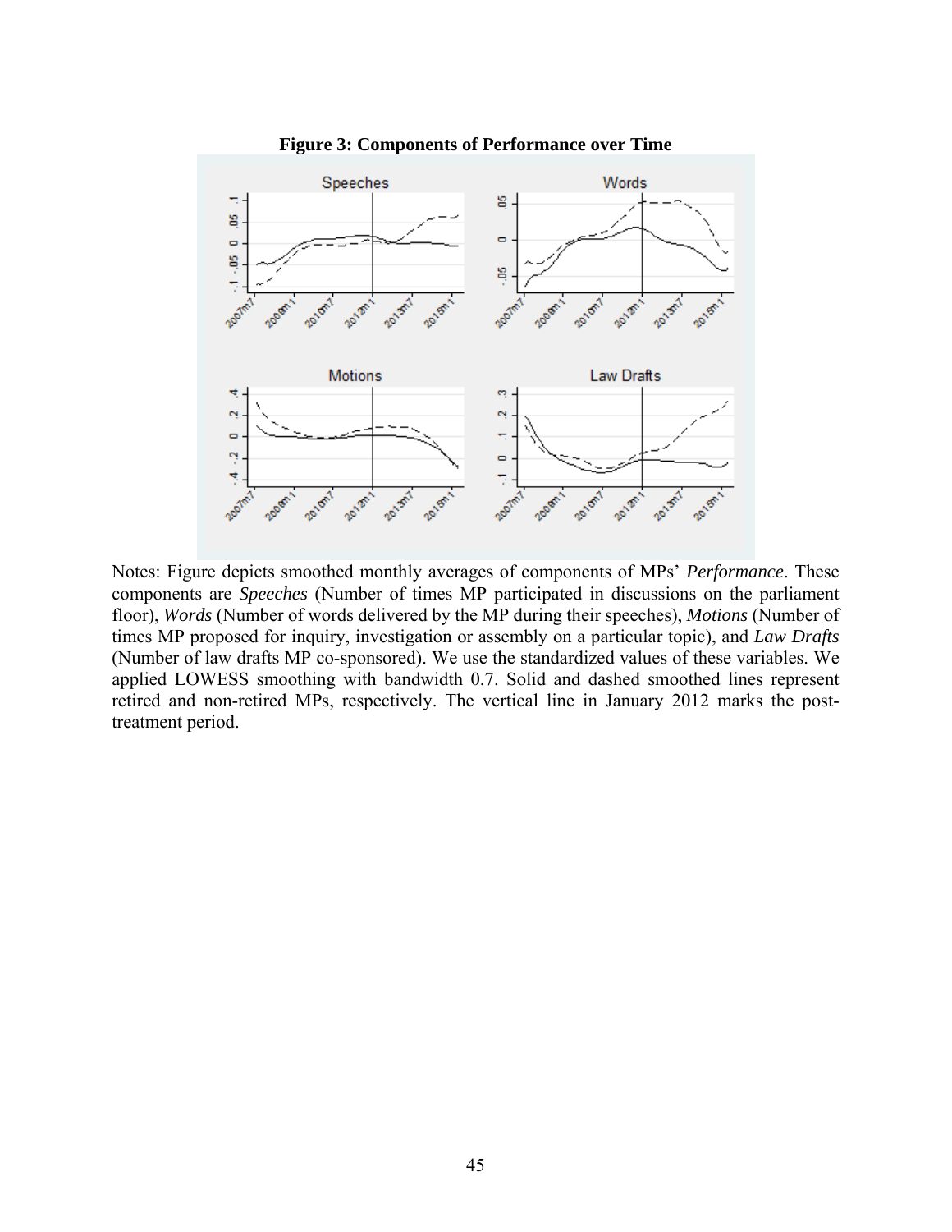**Figure 3: Components of Performance over Time**

Notes: Figure depicts smoothed monthly averages of components of MPs' *Performance*. These components are *Speeches* (Number of times MP participated in discussions on the parliament floor), *Words* (Number of words delivered by the MP during their speeches), *Motions* (Number of times MP proposed for inquiry, investigation or assembly on a particular topic), and *Law Drafts* (Number of law drafts MP co-sponsored). We use the standardized values of these variables. We applied LOWESS smoothing with bandwidth 0.7. Solid and dashed smoothed lines represent retired and non-retired MPs, respectively. The vertical line in January 2012 marks the post-treatment period.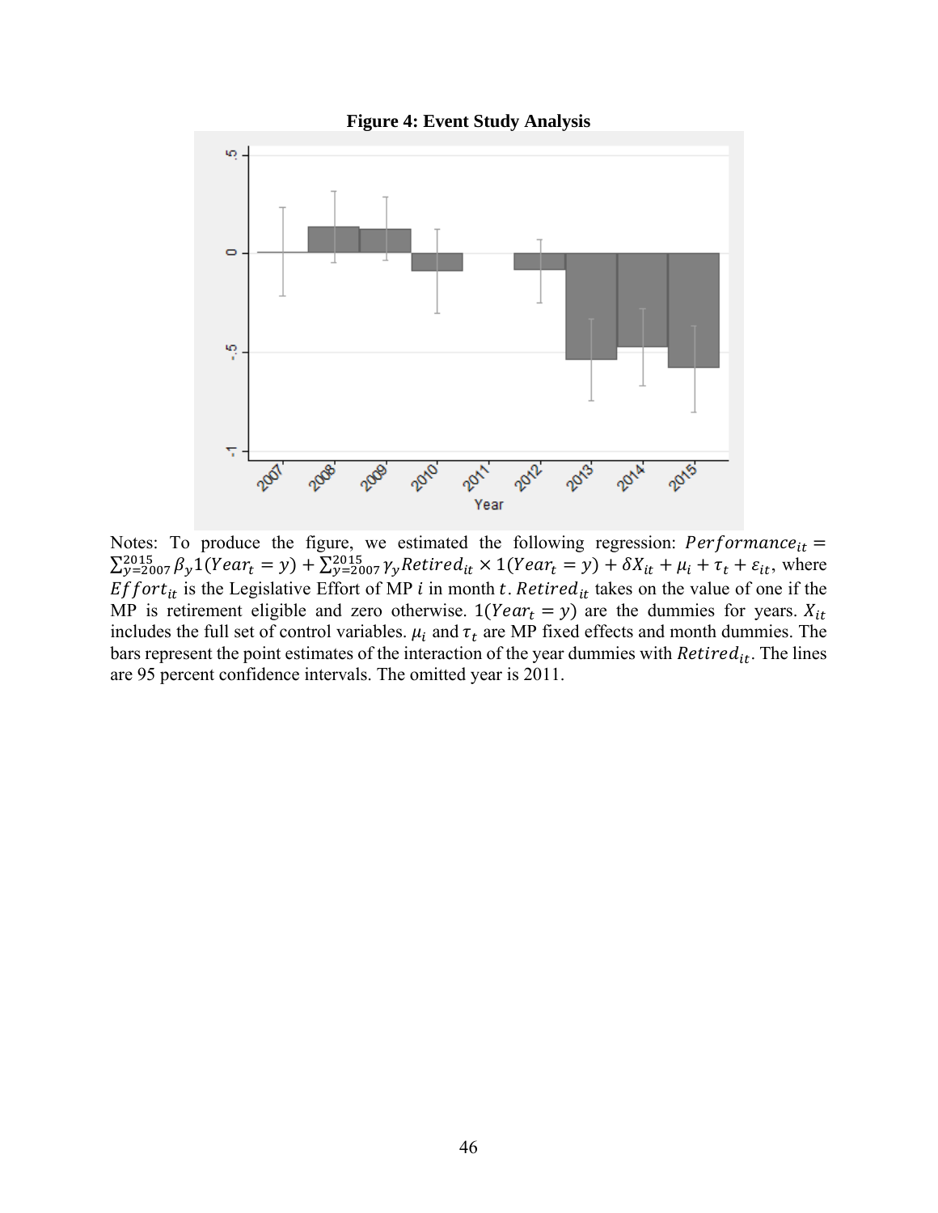**Figure 4: Event Study Analysis**

Notes: To produce the figure, we estimated the following regression: $Performance_{it} = \sum_{y=2007}^{2015} \beta_y 1(Year_t = y) + \sum_{y=2007}^{2015} \gamma_y Retired_{it} \times 1(Year_t = y) + \delta X_{it} + \mu_i + \tau_t + \varepsilon_{it}$, where $Effort_{it}$ is the Legislative Effort of MP $i$ in month $t$. $Retired_{it}$ takes on the value of one if the MP is retirement eligible and zero otherwise. $1(Year_t = y)$ are the dummies for years. $X_{it}$ includes the full set of control variables. $\mu_i$ and $\tau_t$ are MP fixed effects and month dummies. The bars represent the point estimates of the interaction of the year dummies with $Retired_{it}$. The lines are 95 percent confidence intervals. The omitted year is 2011.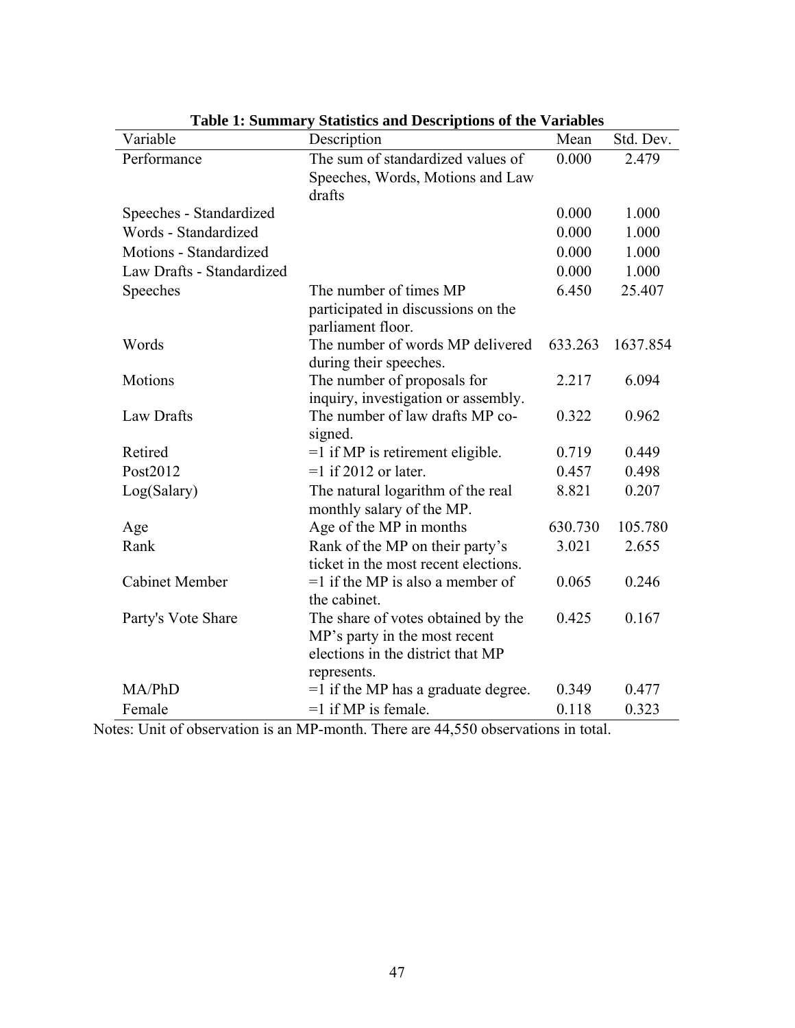**Table 1: Summary Statistics and Descriptions of the Variables**

| Variable | Description | Mean | Std. Dev. |
|---|---|---|---|
| Performance | The sum of standardized values of Speeches, Words, Motions and Law drafts | 0.000 | 2.479 |
| Speeches - Standardized | | 0.000 | 1.000 |
| Words - Standardized | | 0.000 | 1.000 |
| Motions - Standardized | | 0.000 | 1.000 |
| Law Drafts - Standardized | | 0.000 | 1.000 |
| Speeches | The number of times MP participated in discussions on the parliament floor. | 6.450 | 25.407 |
| Words | The number of words MP delivered during their speeches. | 633.263 | 1637.854 |
| Motions | The number of proposals for inquiry, investigation or assembly. | 2.217 | 6.094 |
| Law Drafts | The number of law drafts MP co-signed. | 0.322 | 0.962 |
| Retired | =1 if MP is retirement eligible. | 0.719 | 0.449 |
| Post2012 | =1 if 2012 or later. | 0.457 | 0.498 |
| Log(Salary) | The natural logarithm of the real monthly salary of the MP. | 8.821 | 0.207 |
| Age | Age of the MP in months | 630.730 | 105.780 |
| Rank | Rank of the MP on their party's ticket in the most recent elections. | 3.021 | 2.655 |
| Cabinet Member | =1 if the MP is also a member of the cabinet. | 0.065 | 0.246 |
| Party's Vote Share | The share of votes obtained by the MP's party in the most recent elections in the district that MP represents. | 0.425 | 0.167 |
| MA/PhD | =1 if the MP has a graduate degree. | 0.349 | 0.477 |
| Female | =1 if MP is female. | 0.118 | 0.323 |

Notes: Unit of observation is an MP-month. There are 44,550 observations in total.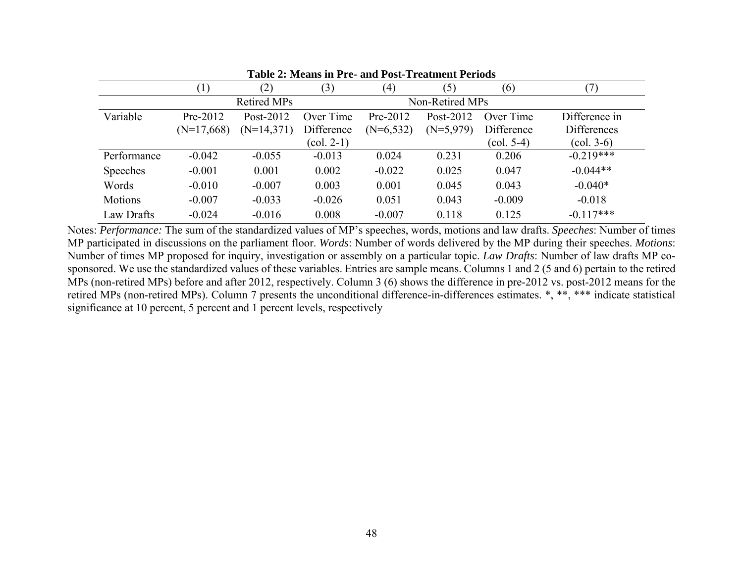**Table 2: Means in Pre- and Post-Treatment Periods**

| | (1) | (2) | (3) | (4) | (5) | (6) | (7) |
|---|---|---|---|---|---|---|---|
| | Retired MPs | | | Non-Retired MPs | | | |
| Variable | Pre-2012 (N=17,668) | Post-2012 (N=14,371) | Over Time Difference (col. 2-1) | Pre-2012 (N=6,532) | Post-2012 (N=5,979) | Over Time Difference (col. 5-4) | Difference in Differences (col. 3-6) |
| Performance | -0.042 | -0.055 | -0.013 | 0.024 | 0.231 | 0.206 | -0.219*** |
| Speeches | -0.001 | 0.001 | 0.002 | -0.022 | 0.025 | 0.047 | -0.044** |
| Words | -0.010 | -0.007 | 0.003 | 0.001 | 0.045 | 0.043 | -0.040* |
| Motions | -0.007 | -0.033 | -0.026 | 0.051 | 0.043 | -0.009 | -0.018 |
| Law Drafts | -0.024 | -0.016 | 0.008 | -0.007 | 0.118 | 0.125 | -0.117*** |

Notes: *Performance:* The sum of the standardized values of MP's speeches, words, motions and law drafts. *Speeches*: Number of times MP participated in discussions on the parliament floor. *Words*: Number of words delivered by the MP during their speeches. *Motions*: Number of times MP proposed for inquiry, investigation or assembly on a particular topic. *Law Drafts*: Number of law drafts MP co-sponsored. We use the standardized values of these variables. Entries are sample means. Columns 1 and 2 (5 and 6) pertain to the retired MPs (non-retired MPs) before and after 2012, respectively. Column 3 (6) shows the difference in pre-2012 vs. post-2012 means for the retired MPs (non-retired MPs). Column 7 presents the unconditional difference-in-differences estimates. *, **, *** indicate statistical significance at 10 percent, 5 percent and 1 percent levels, respectively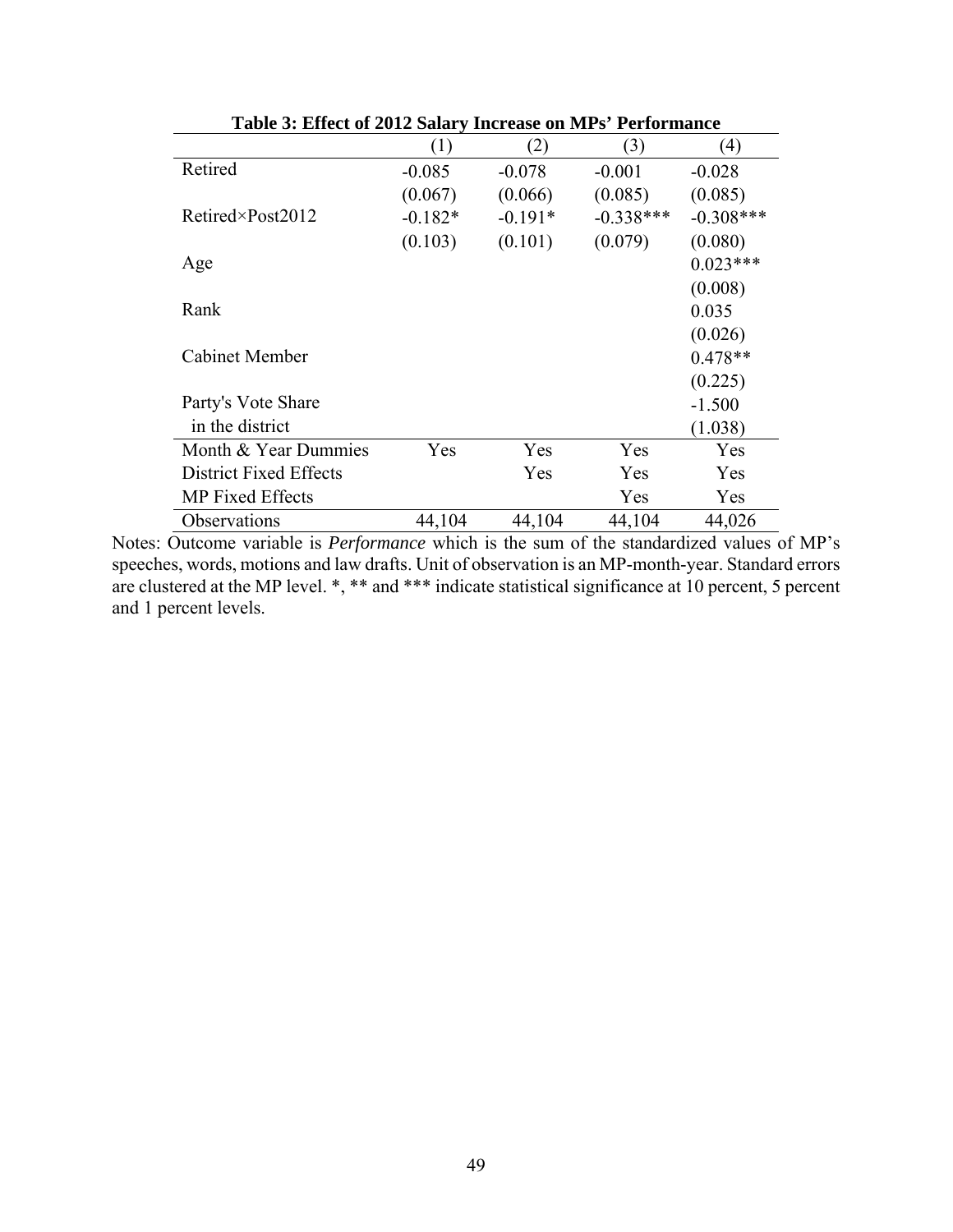**Table 3: Effect of 2012 Salary Increase on MPs' Performance**

| | (1) | (2) | (3) | (4) |
|---|---|---|---|---|
| Retired | -0.085 | -0.078 | -0.001 | -0.028 |
| | (0.067) | (0.066) | (0.085) | (0.085) |
| Retired×Post2012 | -0.182* | -0.191* | -0.338*** | -0.308*** |
| | (0.103) | (0.101) | (0.079) | (0.080) |
| Age | | | | 0.023*** |
| | | | | (0.008) |
| Rank | | | | 0.035 |
| | | | | (0.026) |
| Cabinet Member | | | | 0.478** |
| | | | | (0.225) |
| Party's Vote Share in the district | | | | -1.500 |
| | | | | (1.038) |
| Month & Year Dummies | Yes | Yes | Yes | Yes |
| District Fixed Effects | | Yes | Yes | Yes |
| MP Fixed Effects | | | Yes | Yes |
| Observations | 44,104 | 44,104 | 44,104 | 44,026 |

Notes: Outcome variable is *Performance* which is the sum of the standardized values of MP's speeches, words, motions and law drafts. Unit of observation is an MP-month-year. Standard errors are clustered at the MP level. *, ** and *** indicate statistical significance at 10 percent, 5 percent and 1 percent levels.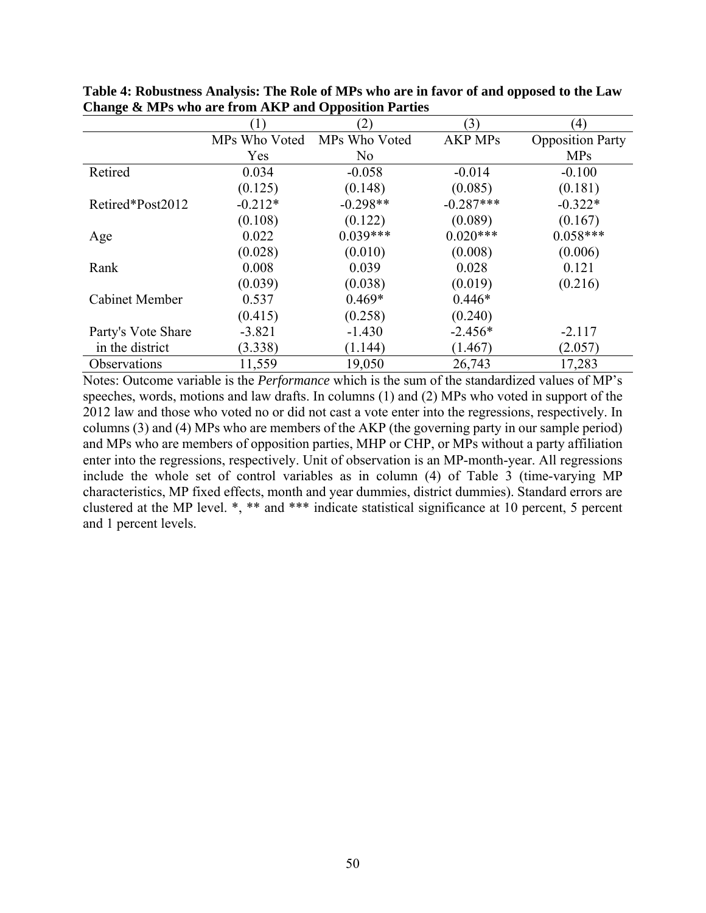**Table 4: Robustness Analysis: The Role of MPs who are in favor of and opposed to the Law Change & MPs who are from AKP and Opposition Parties**

| | (1) | (2) | (3) | (4) |
|---|---|---|---|---|
| | MPs Who Voted Yes | MPs Who Voted No | AKP MPs | Opposition Party MPs |
| Retired | 0.034 | -0.058 | -0.014 | -0.100 |
| | (0.125) | (0.148) | (0.085) | (0.181) |
| Retired*Post2012 | -0.212* | -0.298** | -0.287*** | -0.322* |
| | (0.108) | (0.122) | (0.089) | (0.167) |
| Age | 0.022 | 0.039*** | 0.020*** | 0.058*** |
| | (0.028) | (0.010) | (0.008) | (0.006) |
| Rank | 0.008 | 0.039 | 0.028 | 0.121 |
| | (0.039) | (0.038) | (0.019) | (0.216) |
| Cabinet Member | 0.537 | 0.469* | 0.446* | |
| | (0.415) | (0.258) | (0.240) | |
| Party's Vote Share in the district | -3.821 | -1.430 | -2.456* | -2.117 |
| | (3.338) | (1.144) | (1.467) | (2.057) |
| Observations | 11,559 | 19,050 | 26,743 | 17,283 |

Notes: Outcome variable is the *Performance* which is the sum of the standardized values of MP's speeches, words, motions and law drafts. In columns (1) and (2) MPs who voted in support of the 2012 law and those who voted no or did not cast a vote enter into the regressions, respectively. In columns (3) and (4) MPs who are members of the AKP (the governing party in our sample period) and MPs who are members of opposition parties, MHP or CHP, or MPs without a party affiliation enter into the regressions, respectively. Unit of observation is an MP-month-year. All regressions include the whole set of control variables as in column (4) of Table 3 (time-varying MP characteristics, MP fixed effects, month and year dummies, district dummies). Standard errors are clustered at the MP level. *, ** and *** indicate statistical significance at 10 percent, 5 percent and 1 percent levels.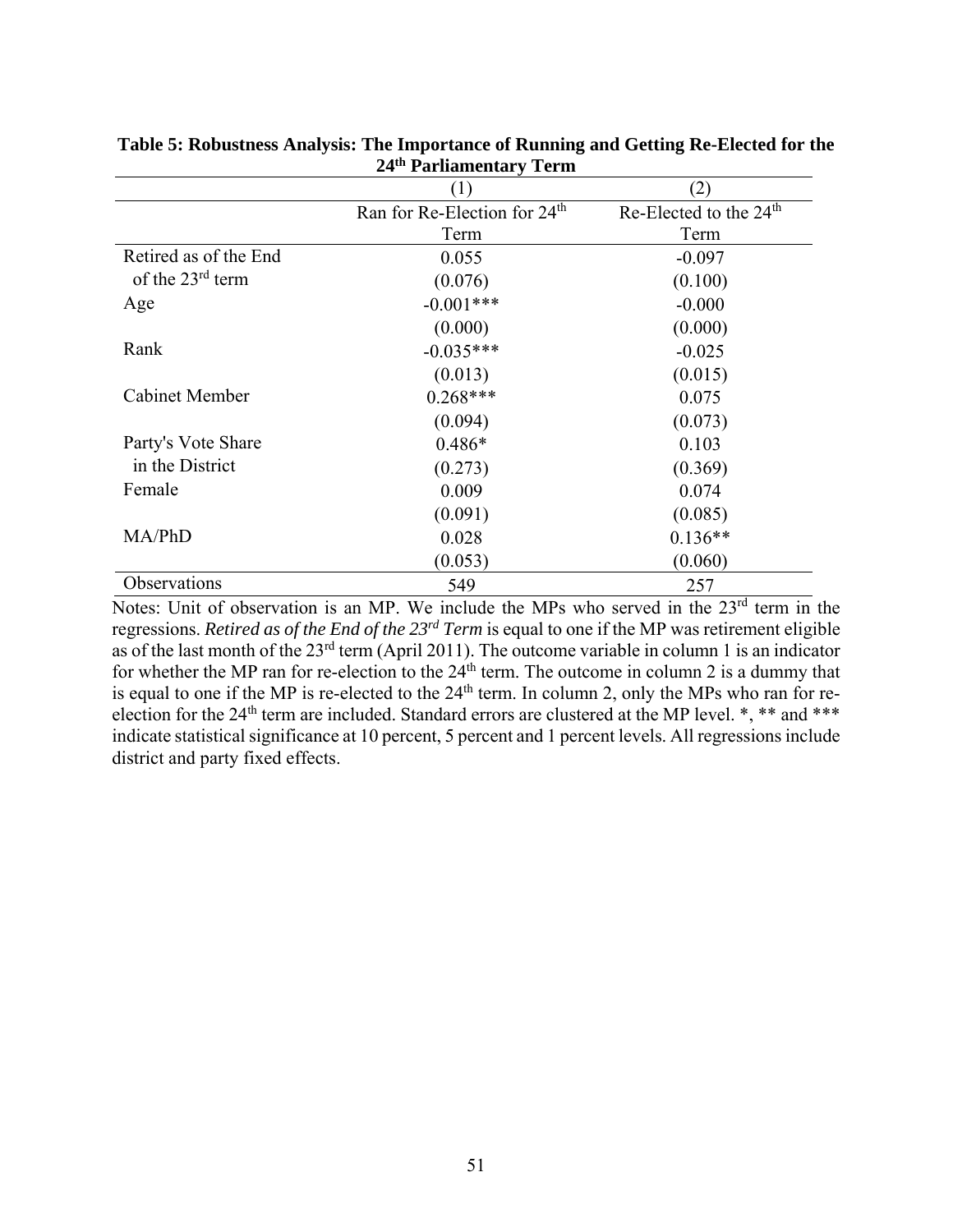**Table 5: Robustness Analysis: The Importance of Running and Getting Re-Elected for the 24th Parliamentary Term**

| | (1) | (2) |
|---|---|---|
| | Ran for Re-Election for 24th Term | Re-Elected to the 24th Term |
| Retired as of the End of the 23rd term | 0.055 | -0.097 |
| | (0.076) | (0.100) |
| Age | -0.001*** | -0.000 |
| | (0.000) | (0.000) |
| Rank | -0.035*** | -0.025 |
| | (0.013) | (0.015) |
| Cabinet Member | 0.268*** | 0.075 |
| | (0.094) | (0.073) |
| Party's Vote Share in the District | 0.486* | 0.103 |
| | (0.273) | (0.369) |
| Female | 0.009 | 0.074 |
| | (0.091) | (0.085) |
| MA/PhD | 0.028 | 0.136** |
| | (0.053) | (0.060) |
| Observations | 549 | 257 |

Notes: Unit of observation is an MP. We include the MPs who served in the 23rd term in the regressions. *Retired as of the End of the 23rd Term* is equal to one if the MP was retirement eligible as of the last month of the 23rd term (April 2011). The outcome variable in column 1 is an indicator for whether the MP ran for re-election to the 24th term. The outcome in column 2 is a dummy that is equal to one if the MP is re-elected to the 24th term. In column 2, only the MPs who ran for re-election for the 24th term are included. Standard errors are clustered at the MP level. *, ** and *** indicate statistical significance at 10 percent, 5 percent and 1 percent levels. All regressions include district and party fixed effects.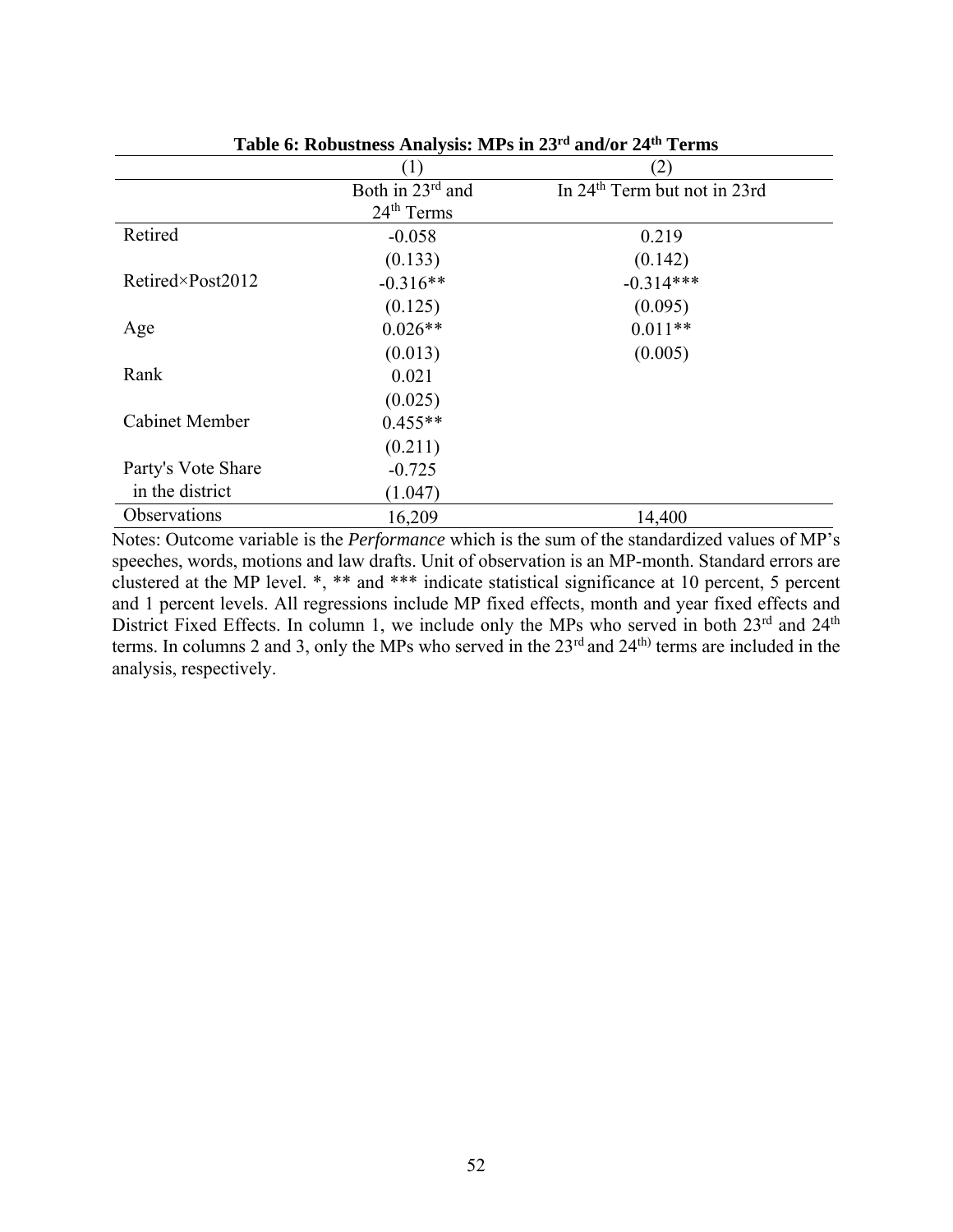**Table 6: Robustness Analysis: MPs in 23rd and/or 24th Terms**

| | (1) | (2) |
|---|---|---|
| | Both in 23rd and 24th Terms | In 24th Term but not in 23rd |
| Retired | -0.058 | 0.219 |
| | (0.133) | (0.142) |
| Retired×Post2012 | -0.316** | -0.314*** |
| | (0.125) | (0.095) |
| Age | 0.026** | 0.011** |
| | (0.013) | (0.005) |
| Rank | 0.021 | |
| | (0.025) | |
| Cabinet Member | 0.455** | |
| | (0.211) | |
| Party's Vote Share in the district | -0.725 | |
| | (1.047) | |
| Observations | 16,209 | 14,400 |

Notes: Outcome variable is the *Performance* which is the sum of the standardized values of MP's speeches, words, motions and law drafts. Unit of observation is an MP-month. Standard errors are clustered at the MP level. *, ** and *** indicate statistical significance at 10 percent, 5 percent and 1 percent levels. All regressions include MP fixed effects, month and year fixed effects and District Fixed Effects. In column 1, we include only the MPs who served in both 23rd and 24th terms. In columns 2 and 3, only the MPs who served in the 23rd and 24th) terms are included in the analysis, respectively.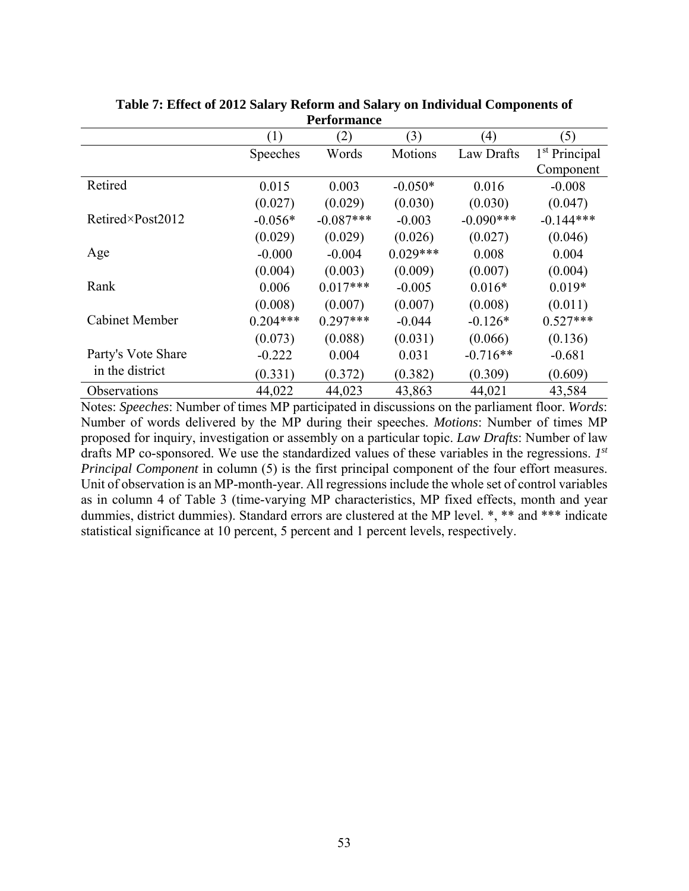**Table 7: Effect of 2012 Salary Reform and Salary on Individual Components of Performance**

| | (1) | (2) | (3) | (4) | (5) |
|---|---|---|---|---|---|
| | Speeches | Words | Motions | Law Drafts | 1st Principal Component |
| Retired | 0.015 | 0.003 | -0.050* | 0.016 | -0.008 |
| | (0.027) | (0.029) | (0.030) | (0.030) | (0.047) |
| Retired×Post2012 | -0.056* | -0.087*** | -0.003 | -0.090*** | -0.144*** |
| | (0.029) | (0.029) | (0.026) | (0.027) | (0.046) |
| Age | -0.000 | -0.004 | 0.029*** | 0.008 | 0.004 |
| | (0.004) | (0.003) | (0.009) | (0.007) | (0.004) |
| Rank | 0.006 | 0.017*** | -0.005 | 0.016* | 0.019* |
| | (0.008) | (0.007) | (0.007) | (0.008) | (0.011) |
| Cabinet Member | 0.204*** | 0.297*** | -0.044 | -0.126* | 0.527*** |
| | (0.073) | (0.088) | (0.031) | (0.066) | (0.136) |
| Party's Vote Share in the district | -0.222 | 0.004 | 0.031 | -0.716** | -0.681 |
| | (0.331) | (0.372) | (0.382) | (0.309) | (0.609) |
| Observations | 44,022 | 44,023 | 43,863 | 44,021 | 43,584 |

Notes: *Speeches*: Number of times MP participated in discussions on the parliament floor. *Words*: Number of words delivered by the MP during their speeches. *Motions*: Number of times MP proposed for inquiry, investigation or assembly on a particular topic. *Law Drafts*: Number of law drafts MP co-sponsored. We use the standardized values of these variables in the regressions. *1st Principal Component* in column (5) is the first principal component of the four effort measures. Unit of observation is an MP-month-year. All regressions include the whole set of control variables as in column 4 of Table 3 (time-varying MP characteristics, MP fixed effects, month and year dummies, district dummies). Standard errors are clustered at the MP level. *, ** and *** indicate statistical significance at 10 percent, 5 percent and 1 percent levels, respectively.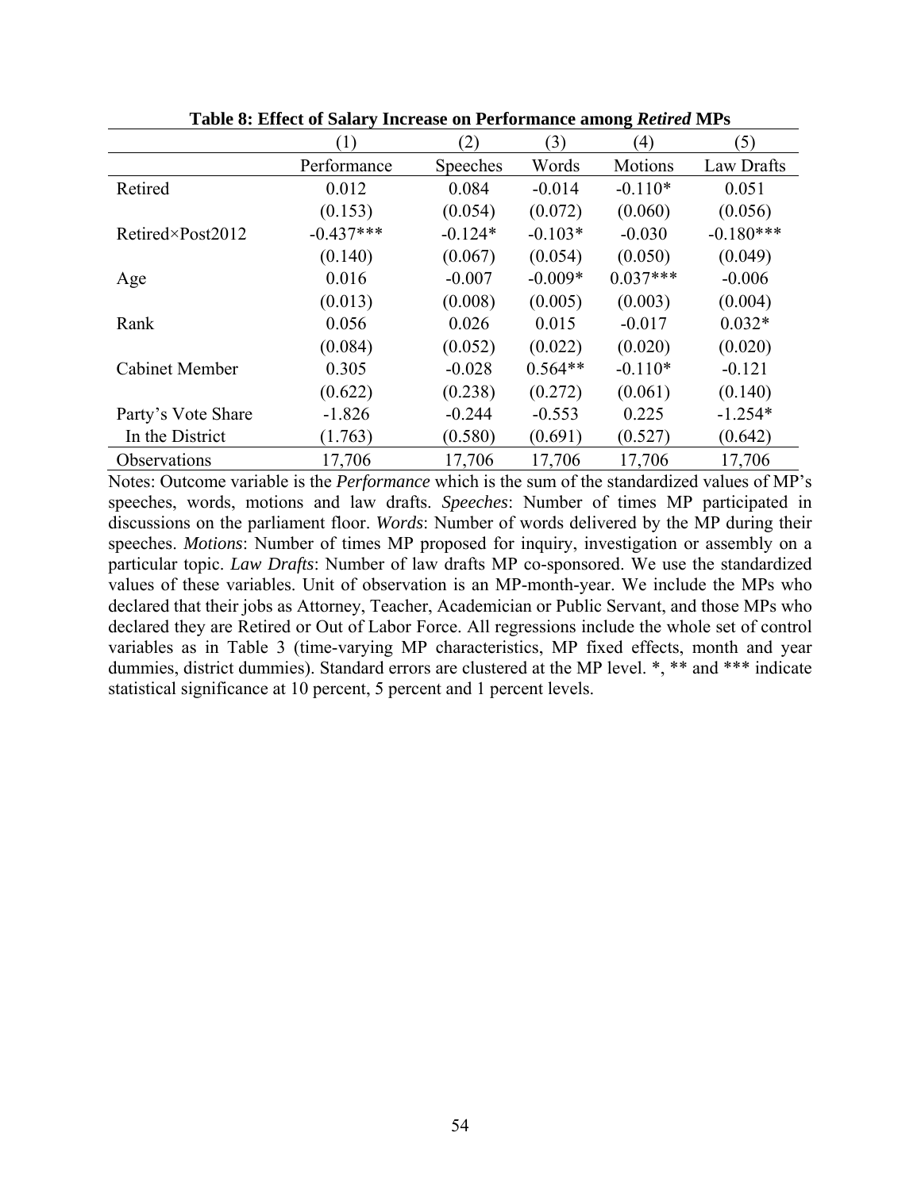**Table 8: Effect of Salary Increase on Performance among *Retired* MPs**

| | (1) | (2) | (3) | (4) | (5) |
|---|---|---|---|---|---|
| | Performance | Speeches | Words | Motions | Law Drafts |
| Retired | 0.012 | 0.084 | -0.014 | -0.110* | 0.051 |
| | (0.153) | (0.054) | (0.072) | (0.060) | (0.056) |
| Retired×Post2012 | -0.437*** | -0.124* | -0.103* | -0.030 | -0.180*** |
| | (0.140) | (0.067) | (0.054) | (0.050) | (0.049) |
| Age | 0.016 | -0.007 | -0.009* | 0.037*** | -0.006 |
| | (0.013) | (0.008) | (0.005) | (0.003) | (0.004) |
| Rank | 0.056 | 0.026 | 0.015 | -0.017 | 0.032* |
| | (0.084) | (0.052) | (0.022) | (0.020) | (0.020) |
| Cabinet Member | 0.305 | -0.028 | 0.564** | -0.110* | -0.121 |
| | (0.622) | (0.238) | (0.272) | (0.061) | (0.140) |
| Party's Vote Share In the District | -1.826 | -0.244 | -0.553 | 0.225 | -1.254* |
| | (1.763) | (0.580) | (0.691) | (0.527) | (0.642) |
| Observations | 17,706 | 17,706 | 17,706 | 17,706 | 17,706 |

Notes: Outcome variable is the *Performance* which is the sum of the standardized values of MP's speeches, words, motions and law drafts. *Speeches*: Number of times MP participated in discussions on the parliament floor. *Words*: Number of words delivered by the MP during their speeches. *Motions*: Number of times MP proposed for inquiry, investigation or assembly on a particular topic. *Law Drafts*: Number of law drafts MP co-sponsored. We use the standardized values of these variables. Unit of observation is an MP-month-year. We include the MPs who declared that their jobs as Attorney, Teacher, Academician or Public Servant, and those MPs who declared they are Retired or Out of Labor Force. All regressions include the whole set of control variables as in Table 3 (time-varying MP characteristics, MP fixed effects, month and year dummies, district dummies). Standard errors are clustered at the MP level. *, ** and *** indicate statistical significance at 10 percent, 5 percent and 1 percent levels.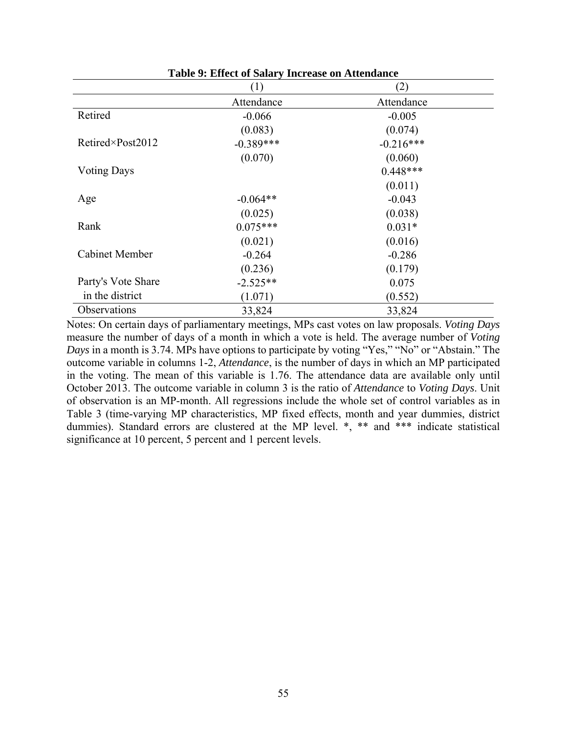**Table 9: Effect of Salary Increase on Attendance**

| | (1) | (2) |
|---|---|---|
| | Attendance | Attendance |
| Retired | -0.066 | -0.005 |
| | (0.083) | (0.074) |
| Retired×Post2012 | -0.389*** | -0.216*** |
| | (0.070) | (0.060) |
| Voting Days | | 0.448*** |
| | | (0.011) |
| Age | -0.064** | -0.043 |
| | (0.025) | (0.038) |
| Rank | 0.075*** | 0.031* |
| | (0.021) | (0.016) |
| Cabinet Member | -0.264 | -0.286 |
| | (0.236) | (0.179) |
| Party's Vote Share in the district | -2.525** | 0.075 |
| | (1.071) | (0.552) |
| Observations | 33,824 | 33,824 |

Notes: On certain days of parliamentary meetings, MPs cast votes on law proposals. *Voting Days* measure the number of days of a month in which a vote is held. The average number of *Voting Days* in a month is 3.74. MPs have options to participate by voting "Yes," "No" or "Abstain." The outcome variable in columns 1-2, *Attendance*, is the number of days in which an MP participated in the voting. The mean of this variable is 1.76. The attendance data are available only until October 2013. The outcome variable in column 3 is the ratio of *Attendance* to *Voting Days*. Unit of observation is an MP-month. All regressions include the whole set of control variables as in Table 3 (time-varying MP characteristics, MP fixed effects, month and year dummies, district dummies). Standard errors are clustered at the MP level. *, ** and *** indicate statistical significance at 10 percent, 5 percent and 1 percent levels.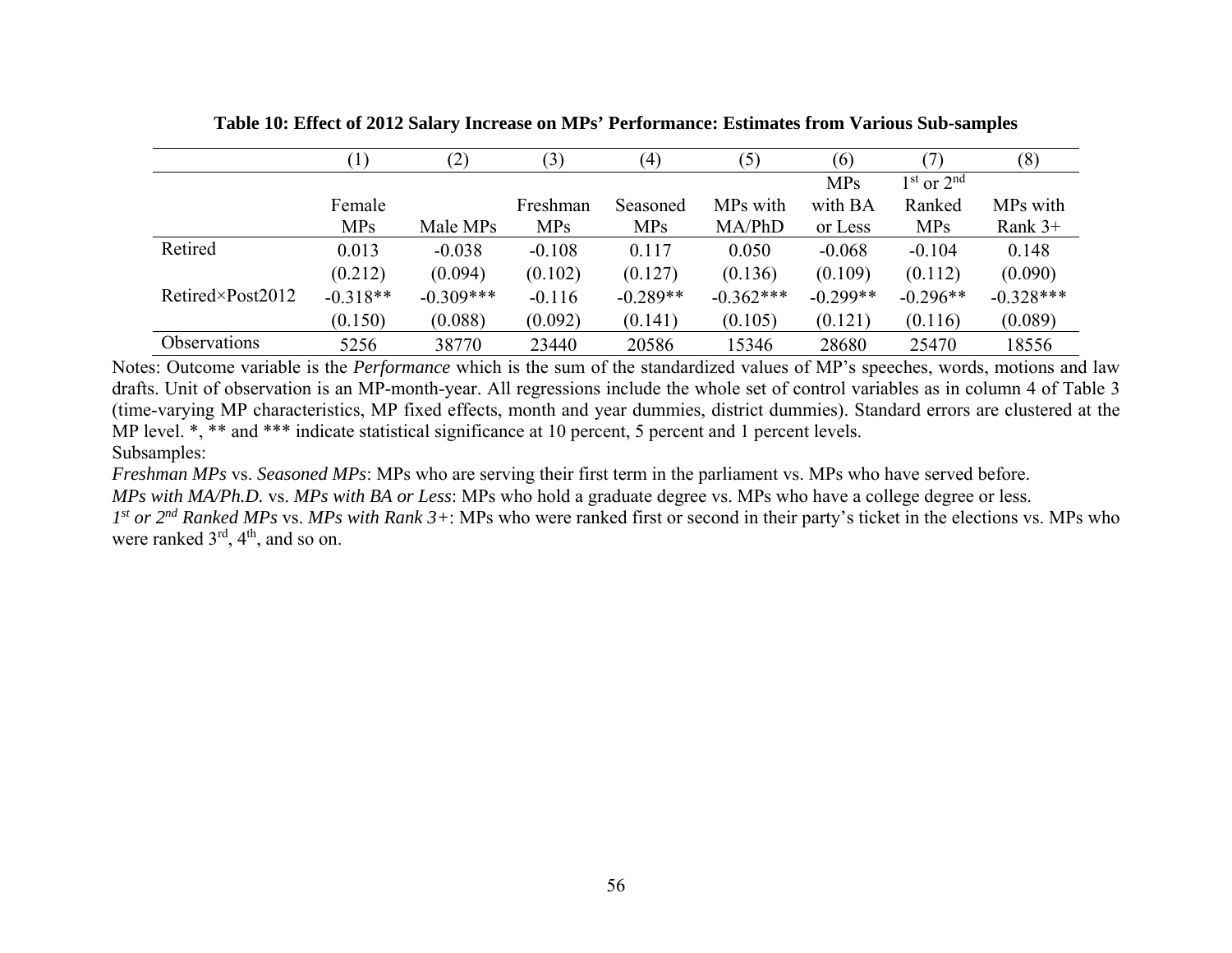**Table 10: Effect of 2012 Salary Increase on MPs' Performance: Estimates from Various Sub-samples**

| | (1) | (2) | (3) | (4) | (5) | (6) | (7) | (8) |
|---|---|---|---|---|---|---|---|---|
| | Female MPs | Male MPs | Freshman MPs | Seasoned MPs | MPs with MA/PhD | MPs with BA or Less | 1st or 2nd Ranked MPs | MPs with Rank 3+ |
| Retired | 0.013 | -0.038 | -0.108 | 0.117 | 0.050 | -0.068 | -0.104 | 0.148 |
| | (0.212) | (0.094) | (0.102) | (0.127) | (0.136) | (0.109) | (0.112) | (0.090) |
| Retired×Post2012 | -0.318** | -0.309*** | -0.116 | -0.289** | -0.362*** | -0.299** | -0.296** | -0.328*** |
| | (0.150) | (0.088) | (0.092) | (0.141) | (0.105) | (0.121) | (0.116) | (0.089) |
| Observations | 5256 | 38770 | 23440 | 20586 | 15346 | 28680 | 25470 | 18556 |

Notes: Outcome variable is the *Performance* which is the sum of the standardized values of MP's speeches, words, motions and law drafts. Unit of observation is an MP-month-year. All regressions include the whole set of control variables as in column 4 of Table 3 (time-varying MP characteristics, MP fixed effects, month and year dummies, district dummies). Standard errors are clustered at the MP level. *, ** and *** indicate statistical significance at 10 percent, 5 percent and 1 percent levels.

Subsamples:

*Freshman MPs* vs. *Seasoned MPs*: MPs who are serving their first term in the parliament vs. MPs who have served before.

*MPs with MA/Ph.D.* vs. *MPs with BA or Less*: MPs who hold a graduate degree vs. MPs who have a college degree or less.

*1st or 2nd Ranked MPs* vs. *MPs with Rank 3+*: MPs who were ranked first or second in their party's ticket in the elections vs. MPs who were ranked 3rd, 4th, and so on.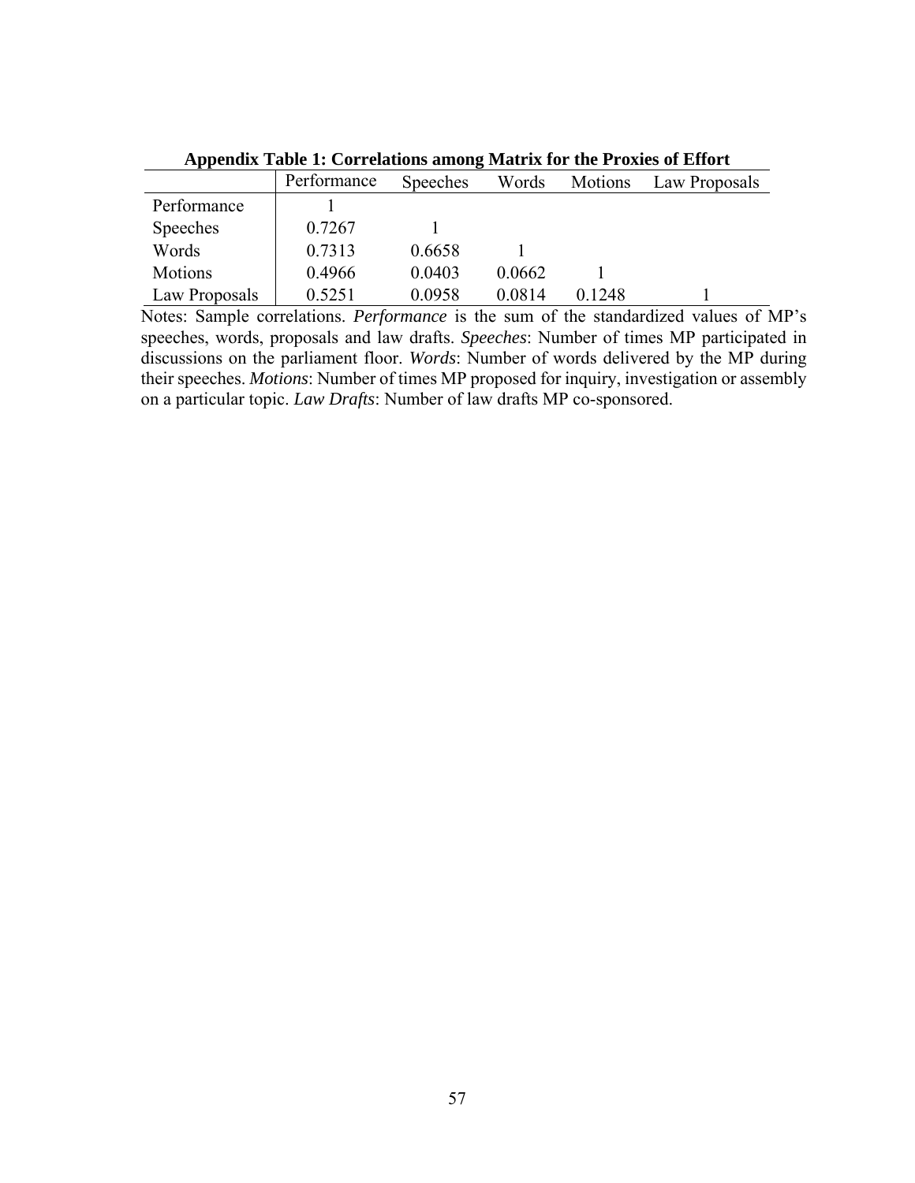**Appendix Table 1: Correlations among Matrix for the Proxies of Effort**

| | Performance | Speeches | Words | Motions | Law Proposals |
|---|---|---|---|---|---|
| Performance | 1 | | | | |
| Speeches | 0.7267 | 1 | | | |
| Words | 0.7313 | 0.6658 | 1 | | |
| Motions | 0.4966 | 0.0403 | 0.0662 | 1 | |
| Law Proposals | 0.5251 | 0.0958 | 0.0814 | 0.1248 | 1 |

Notes: Sample correlations. *Performance* is the sum of the standardized values of MP's speeches, words, proposals and law drafts. *Speeches*: Number of times MP participated in discussions on the parliament floor. *Words*: Number of words delivered by the MP during their speeches. *Motions*: Number of times MP proposed for inquiry, investigation or assembly on a particular topic. *Law Drafts*: Number of law drafts MP co-sponsored.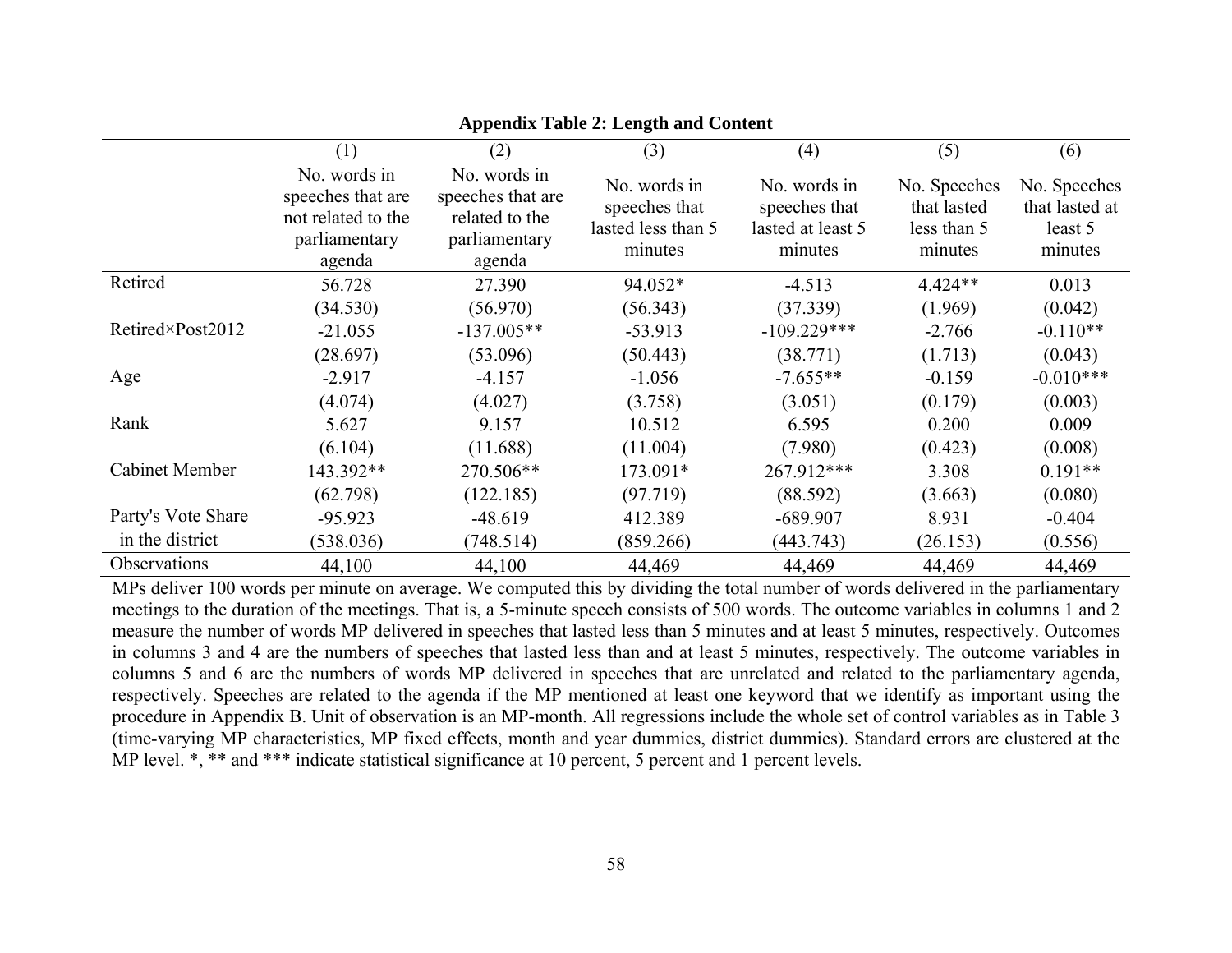**Appendix Table 2: Length and Content**

| | (1) | (2) | (3) | (4) | (5) | (6) |
|---|---|---|---|---|---|---|
| | No. words in speeches that are not related to the parliamentary agenda | No. words in speeches that are related to the parliamentary agenda | No. words in speeches that lasted less than 5 minutes | No. words in speeches that lasted at least 5 minutes | No. Speeches that lasted less than 5 minutes | No. Speeches that lasted at least 5 minutes |
| Retired | 56.728 | 27.390 | 94.052* | -4.513 | 4.424** | 0.013 |
| | (34.530) | (56.970) | (56.343) | (37.339) | (1.969) | (0.042) |
| Retired×Post2012 | -21.055 | -137.005** | -53.913 | -109.229*** | -2.766 | -0.110** |
| | (28.697) | (53.096) | (50.443) | (38.771) | (1.713) | (0.043) |
| Age | -2.917 | -4.157 | -1.056 | -7.655** | -0.159 | -0.010*** |
| | (4.074) | (4.027) | (3.758) | (3.051) | (0.179) | (0.003) |
| Rank | 5.627 | 9.157 | 10.512 | 6.595 | 0.200 | 0.009 |
| | (6.104) | (11.688) | (11.004) | (7.980) | (0.423) | (0.008) |
| Cabinet Member | 143.392** | 270.506** | 173.091* | 267.912*** | 3.308 | 0.191** |
| | (62.798) | (122.185) | (97.719) | (88.592) | (3.663) | (0.080) |
| Party's Vote Share in the district | -95.923 | -48.619 | 412.389 | -689.907 | 8.931 | -0.404 |
| | (538.036) | (748.514) | (859.266) | (443.743) | (26.153) | (0.556) |
| Observations | 44,100 | 44,100 | 44,469 | 44,469 | 44,469 | 44,469 |

MPs deliver 100 words per minute on average. We computed this by dividing the total number of words delivered in the parliamentary meetings to the duration of the meetings. That is, a 5-minute speech consists of 500 words. The outcome variables in columns 1 and 2 measure the number of words MP delivered in speeches that lasted less than 5 minutes and at least 5 minutes, respectively. Outcomes in columns 3 and 4 are the numbers of speeches that lasted less than and at least 5 minutes, respectively. The outcome variables in columns 5 and 6 are the numbers of words MP delivered in speeches that are unrelated and related to the parliamentary agenda, respectively. Speeches are related to the agenda if the MP mentioned at least one keyword that we identify as important using the procedure in Appendix B. Unit of observation is an MP-month. All regressions include the whole set of control variables as in Table 3 (time-varying MP characteristics, MP fixed effects, month and year dummies, district dummies). Standard errors are clustered at the MP level. *, ** and *** indicate statistical significance at 10 percent, 5 percent and 1 percent levels.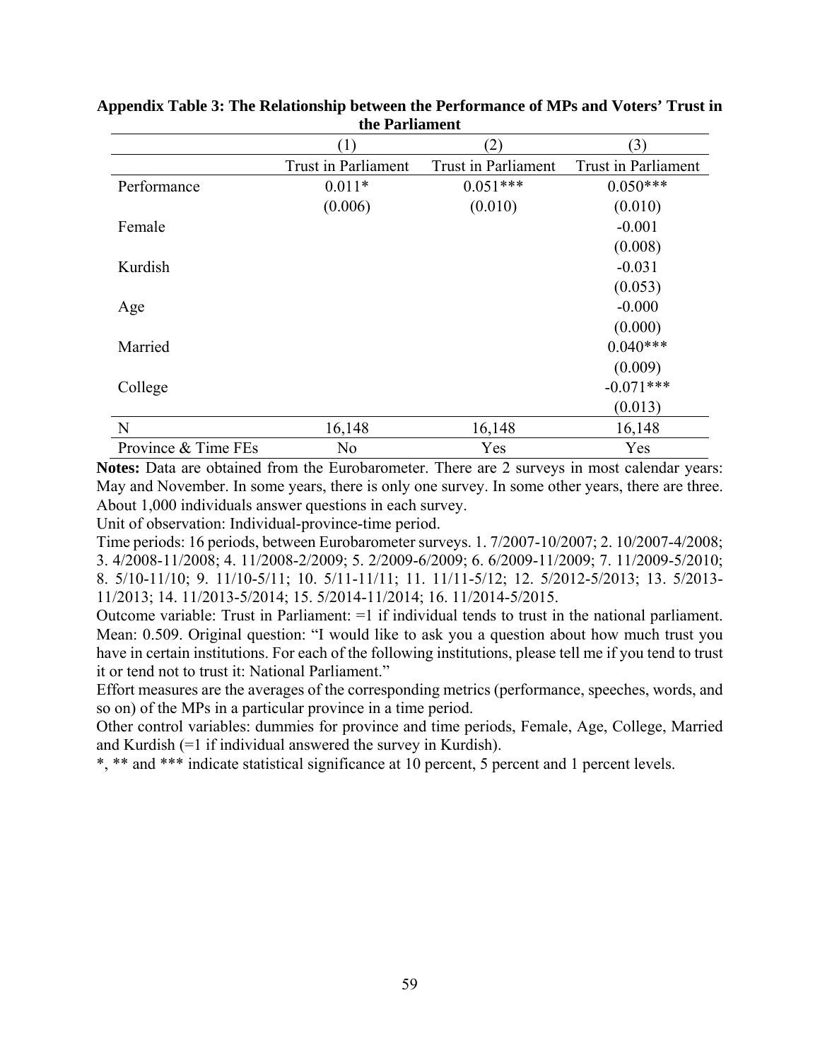**Appendix Table 3: The Relationship between the Performance of MPs and Voters' Trust in the Parliament**

| | (1) | (2) | (3) |
|---|---|---|---|
| | Trust in Parliament | Trust in Parliament | Trust in Parliament |
| Performance | 0.011* | 0.051*** | 0.050*** |
| | (0.006) | (0.010) | (0.010) |
| Female | | | -0.001 |
| | | | (0.008) |
| Kurdish | | | -0.031 |
| | | | (0.053) |
| Age | | | -0.000 |
| | | | (0.000) |
| Married | | | 0.040*** |
| | | | (0.009) |
| College | | | -0.071*** |
| | | | (0.013) |
| N | 16,148 | 16,148 | 16,148 |
| Province & Time FEs | No | Yes | Yes |

**Notes:** Data are obtained from the Eurobarometer. There are 2 surveys in most calendar years: May and November. In some years, there is only one survey. In some other years, there are three. About 1,000 individuals answer questions in each survey.

Unit of observation: Individual-province-time period.

Time periods: 16 periods, between Eurobarometer surveys. 1. 7/2007-10/2007; 2. 10/2007-4/2008; 3. 4/2008-11/2008; 4. 11/2008-2/2009; 5. 2/2009-6/2009; 6. 6/2009-11/2009; 7. 11/2009-5/2010; 8. 5/10-11/10; 9. 11/10-5/11; 10. 5/11-11/11; 11. 11/11-5/12; 12. 5/2012-5/2013; 13. 5/2013-11/2013; 14. 11/2013-5/2014; 15. 5/2014-11/2014; 16. 11/2014-5/2015.

Outcome variable: Trust in Parliament: =1 if individual tends to trust in the national parliament. Mean: 0.509. Original question: "I would like to ask you a question about how much trust you have in certain institutions. For each of the following institutions, please tell me if you tend to trust it or tend not to trust it: National Parliament."

Effort measures are the averages of the corresponding metrics (performance, speeches, words, and so on) of the MPs in a particular province in a time period.

Other control variables: dummies for province and time periods, Female, Age, College, Married and Kurdish (=1 if individual answered the survey in Kurdish).

*, ** and *** indicate statistical significance at 10 percent, 5 percent and 1 percent levels.